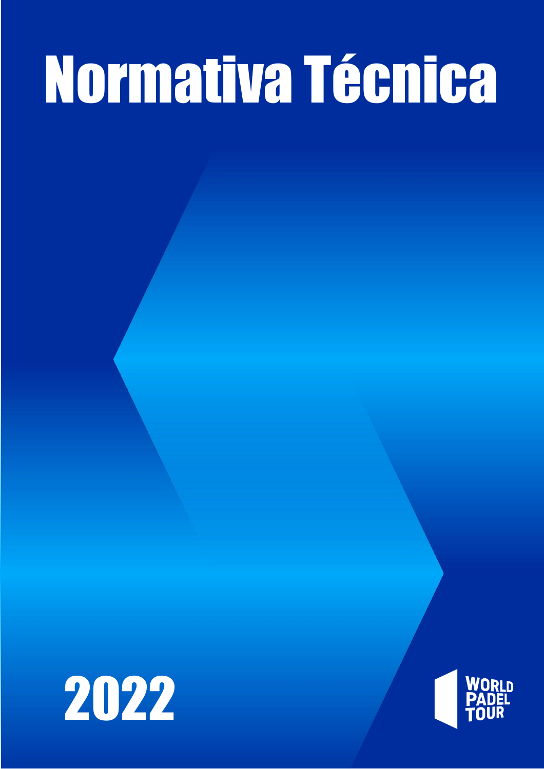# Normativa Técnica

2022

WORLD PADEL TOUR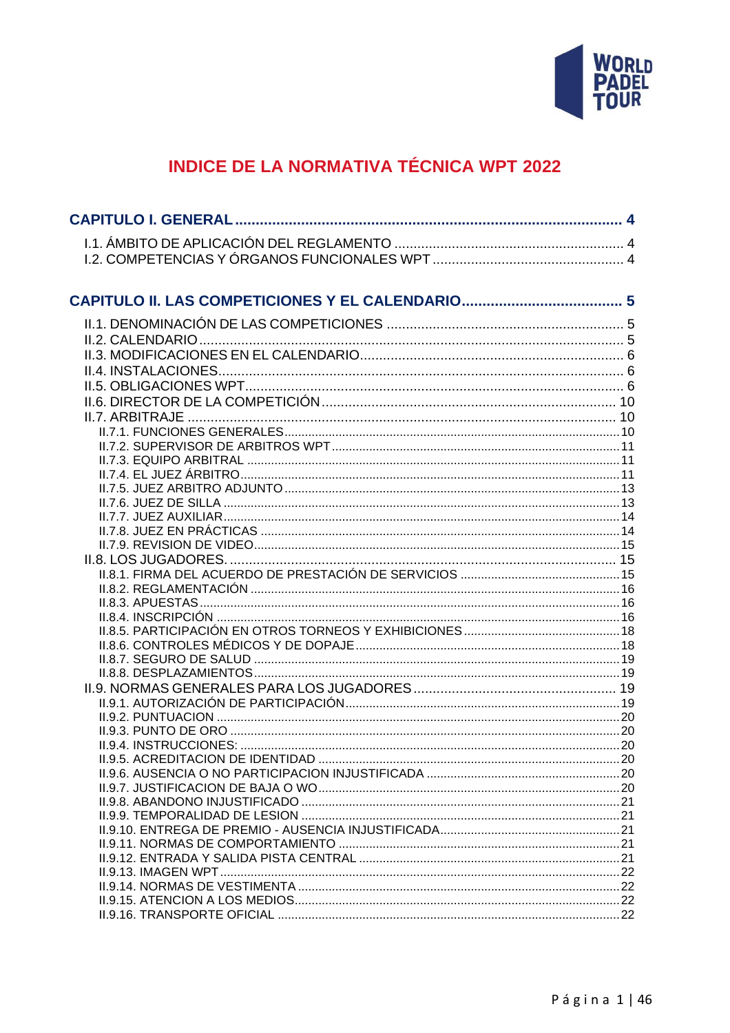# INDICE DE LA NORMATIVA TÉCNICA WPT 2022

**CAPITULO I. GENERAL ............................................................................................ 4**

- I.1. ÁMBITO DE APLICACIÓN DEL REGLAMENTO ............................................................ 4
- I.2. COMPETENCIAS Y ÓRGANOS FUNCIONALES WPT ................................................. 4

**CAPITULO II. LAS COMPETICIONES Y EL CALENDARIO....................................... 5**

- II.1. DENOMINACIÓN DE LAS COMPETICIONES .............................................................. 5
- II.2. CALENDARIO ............................................................................................................. 5
- II.3. MODIFICACIONES EN EL CALENDARIO.................................................................... 6
- II.4. INSTALACIONES.......................................................................................................... 6
- II.5. OBLIGACIONES WPT.................................................................................................. 6
- II.6. DIRECTOR DE LA COMPETICIÓN ............................................................................ 10
- II.7. ARBITRAJE ................................................................................................................ 10
  - II.7.1. FUNCIONES GENERALES.................................................................................10
  - II.7.2. SUPERVISOR DE ARBITROS WPT...................................................................11
  - II.7.3. EQUIPO ARBITRAL ............................................................................................11
  - II.7.4. EL JUEZ ÁRBITRO..............................................................................................11
  - II.7.5. JUEZ ARBITRO ADJUNTO .................................................................................13
  - II.7.6. JUEZ DE SILLA ...................................................................................................13
  - II.7.7. JUEZ AUXILIAR...................................................................................................14
  - II.7.8. JUEZ EN PRÁCTICAS ........................................................................................14
  - II.7.9. REVISION DE VIDEO..........................................................................................15
- II.8. LOS JUGADORES. .................................................................................................... 15
  - II.8.1. FIRMA DEL ACUERDO DE PRESTACIÓN DE SERVICIOS ...............................15
  - II.8.2. REGLAMENTACIÓN ...........................................................................................16
  - II.8.3. APUESTAS..........................................................................................................16
  - II.8.4. INSCRIPCIÓN .....................................................................................................16
  - II.8.5. PARTICIPACIÓN EN OTROS TORNEOS Y EXHIBICIONES..............................18
  - II.8.6. CONTROLES MÉDICOS Y DE DOPAJE.............................................................18
  - II.8.7. SEGURO DE SALUD ..........................................................................................19
  - II.8.8. DESPLAZAMIENTOS..........................................................................................19
- II.9. NORMAS GENERALES PARA LOS JUGADORES ..................................................... 19
  - II.9.1. AUTORIZACIÓN DE PARTICIPACIÓN................................................................19
  - II.9.2. PUNTUACION .....................................................................................................20
  - II.9.3. PUNTO DE ORO .................................................................................................20
  - II.9.4. INSTRUCCIONES: ..............................................................................................20
  - II.9.5. ACREDITACION DE IDENTIDAD ........................................................................20
  - II.9.6. AUSENCIA O NO PARTICIPACION INJUSTIFICADA .........................................20
  - II.9.7. JUSTIFICACION DE BAJA O WO........................................................................20
  - II.9.8. ABANDONO INJUSTIFICADO .............................................................................21
  - II.9.9. TEMPORALIDAD DE LESION .............................................................................21
  - II.9.10. ENTREGA DE PREMIO - AUSENCIA INJUSTIFICADA.....................................21
  - II.9.11. NORMAS DE COMPORTAMIENTO ..................................................................21
  - II.9.12. ENTRADA Y SALIDA PISTA CENTRAL ............................................................21
  - II.9.13. IMAGEN WPT.....................................................................................................22
  - II.9.14. NORMAS DE VESTIMENTA ..............................................................................22
  - II.9.15. ATENCION A LOS MEDIOS...............................................................................22
  - II.9.16. TRANSPORTE OFICIAL ...................................................................................22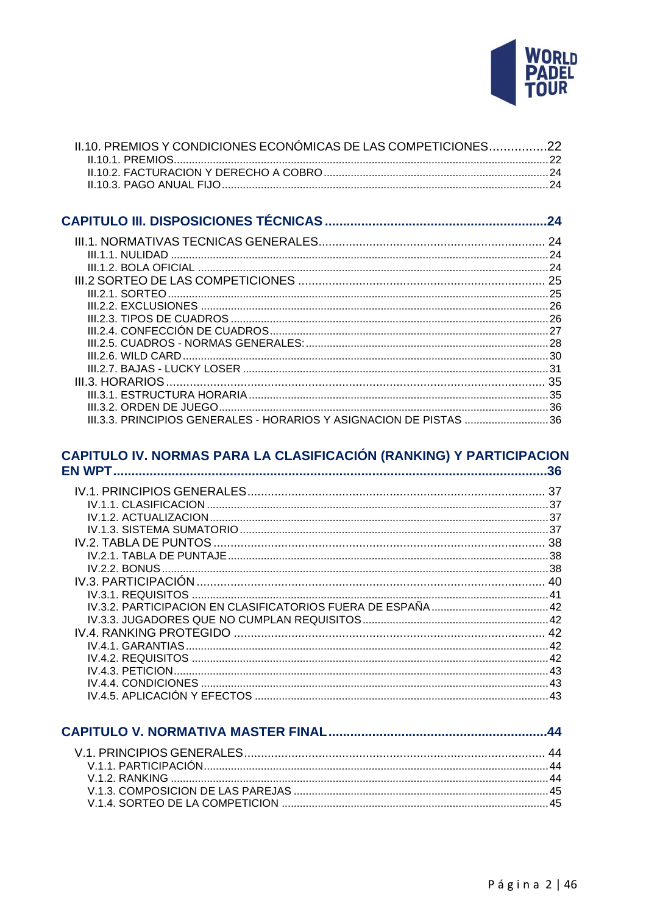II.10. PREMIOS Y CONDICIONES ECONÓMICAS DE LAS COMPETICIONES ................22
- II.10.1. PREMIOS ................22
- II.10.2. FACTURACION Y DERECHO A COBRO ................24
- II.10.3. PAGO ANUAL FIJO ................24

**CAPITULO III. DISPOSICIONES TÉCNICAS ................24**

III.1. NORMATIVAS TECNICAS GENERALES ................24
- III.1.1. NULIDAD ................24
- III.1.2. BOLA OFICIAL ................24

III.2 SORTEO DE LAS COMPETICIONES ................25
- III.2.1. SORTEO ................25
- III.2.2. EXCLUSIONES ................26
- III.2.3. TIPOS DE CUADROS ................26
- III.2.4. CONFECCIÓN DE CUADROS ................27
- III.2.5. CUADROS - NORMAS GENERALES: ................28
- III.2.6. WILD CARD ................30
- III.2.7. BAJAS - LUCKY LOSER ................31

III.3. HORARIOS ................35
- III.3.1. ESTRUCTURA HORARIA ................35
- III.3.2. ORDEN DE JUEGO ................36
- III.3.3. PRINCIPIOS GENERALES - HORARIOS Y ASIGNACION DE PISTAS ................36

**CAPITULO IV. NORMAS PARA LA CLASIFICACIÓN (RANKING) Y PARTICIPACION EN WPT ................36**

IV.1. PRINCIPIOS GENERALES ................37
- IV.1.1. CLASIFICACION ................37
- IV.1.2. ACTUALIZACION ................37
- IV.1.3. SISTEMA SUMATORIO ................37

IV.2. TABLA DE PUNTOS ................38
- IV.2.1. TABLA DE PUNTAJE ................38
- IV.2.2. BONUS ................38

IV.3. PARTICIPACIÓN ................40
- IV.3.1. REQUISITOS ................41
- IV.3.2. PARTICIPACION EN CLASIFICATORIOS FUERA DE ESPAÑA ................42
- IV.3.3. JUGADORES QUE NO CUMPLAN REQUISITOS ................42

IV.4. RANKING PROTEGIDO ................42
- IV.4.1. GARANTIAS ................42
- IV.4.2. REQUISITOS ................42
- IV.4.3. PETICION ................43
- IV.4.4. CONDICIONES ................43
- IV.4.5. APLICACIÓN Y EFECTOS ................43

**CAPITULO V. NORMATIVA MASTER FINAL ................44**

V.1. PRINCIPIOS GENERALES ................44
- V.1.1. PARTICIPACIÓN ................44
- V.1.2. RANKING ................44
- V.1.3. COMPOSICION DE LAS PAREJAS ................45
- V.1.4. SORTEO DE LA COMPETICION ................45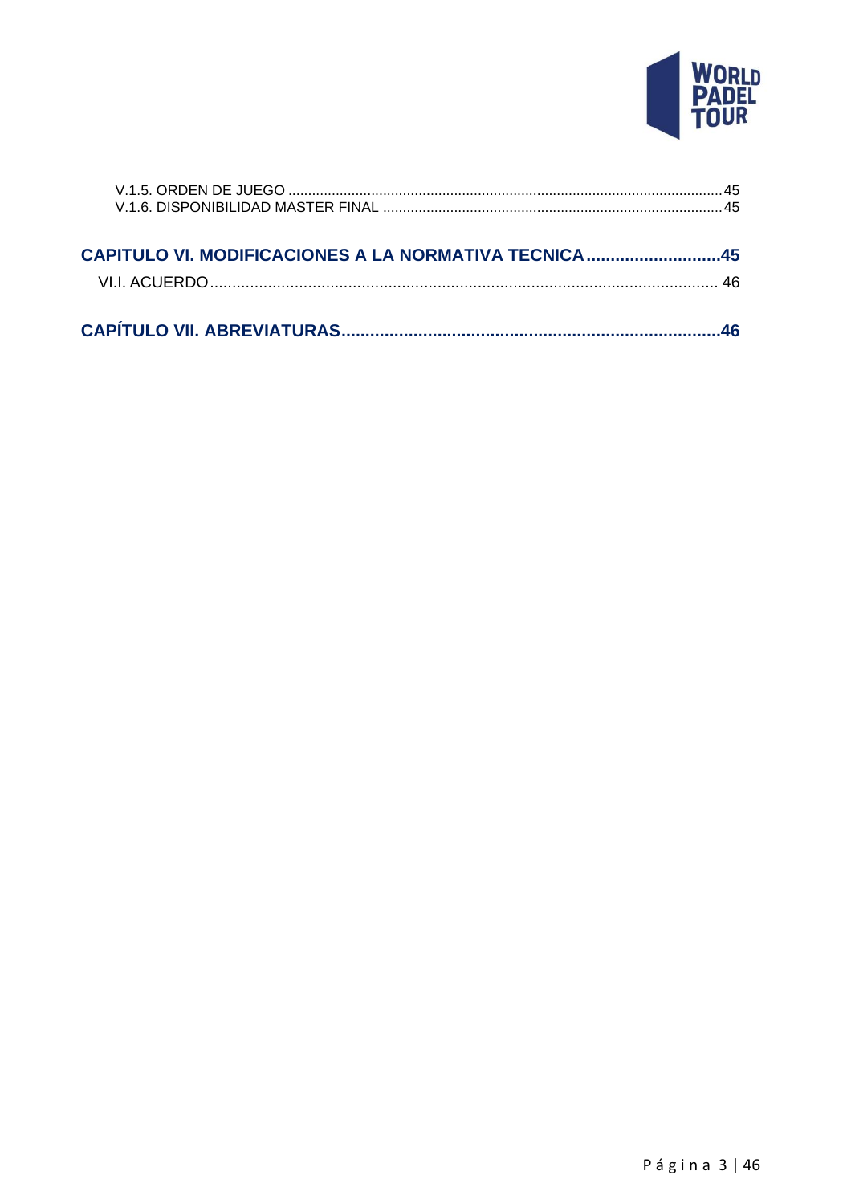V.1.5. ORDEN DE JUEGO ........................................................................................................................ 45
V.1.6. DISPONIBILIDAD MASTER FINAL ..................................................................................... 45

**CAPITULO VI. MODIFICACIONES A LA NORMATIVA TECNICA............................45**

VI.I. ACUERDO.................................................................................................................. 46

**CAPÍTULO VII. ABREVIATURAS...............................................................................46**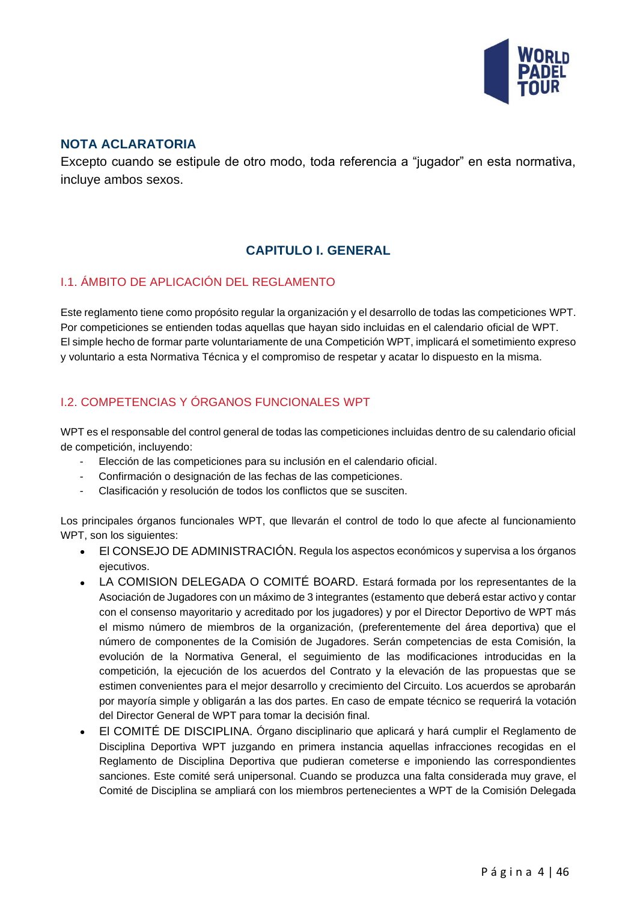### NOTA ACLARATORIA

Excepto cuando se estipule de otro modo, toda referencia a "jugador" en esta normativa, incluye ambos sexos.

## CAPITULO I. GENERAL

### I.1. ÁMBITO DE APLICACIÓN DEL REGLAMENTO

Este reglamento tiene como propósito regular la organización y el desarrollo de todas las competiciones WPT. Por competiciones se entienden todas aquellas que hayan sido incluidas en el calendario oficial de WPT. El simple hecho de formar parte voluntariamente de una Competición WPT, implicará el sometimiento expreso y voluntario a esta Normativa Técnica y el compromiso de respetar y acatar lo dispuesto en la misma.

### I.2. COMPETENCIAS Y ÓRGANOS FUNCIONALES WPT

WPT es el responsable del control general de todas las competiciones incluidas dentro de su calendario oficial de competición, incluyendo:

- Elección de las competiciones para su inclusión en el calendario oficial.
- Confirmación o designación de las fechas de las competiciones.
- Clasificación y resolución de todos los conflictos que se susciten.

Los principales órganos funcionales WPT, que llevarán el control de todo lo que afecte al funcionamiento WPT, son los siguientes:

- El CONSEJO DE ADMINISTRACIÓN. Regula los aspectos económicos y supervisa a los órganos ejecutivos.
- LA COMISION DELEGADA O COMITÉ BOARD. Estará formada por los representantes de la Asociación de Jugadores con un máximo de 3 integrantes (estamento que deberá estar activo y contar con el consenso mayoritario y acreditado por los jugadores) y por el Director Deportivo de WPT más el mismo número de miembros de la organización, (preferentemente del área deportiva) que el número de componentes de la Comisión de Jugadores. Serán competencias de esta Comisión, la evolución de la Normativa General, el seguimiento de las modificaciones introducidas en la competición, la ejecución de los acuerdos del Contrato y la elevación de las propuestas que se estimen convenientes para el mejor desarrollo y crecimiento del Circuito. Los acuerdos se aprobarán por mayoría simple y obligarán a las dos partes. En caso de empate técnico se requerirá la votación del Director General de WPT para tomar la decisión final.
- El COMITÉ DE DISCIPLINA. Órgano disciplinario que aplicará y hará cumplir el Reglamento de Disciplina Deportiva WPT juzgando en primera instancia aquellas infracciones recogidas en el Reglamento de Disciplina Deportiva que pudieran cometerse e imponiendo las correspondientes sanciones. Este comité será unipersonal. Cuando se produzca una falta considerada muy grave, el Comité de Disciplina se ampliará con los miembros pertenecientes a WPT de la Comisión Delegada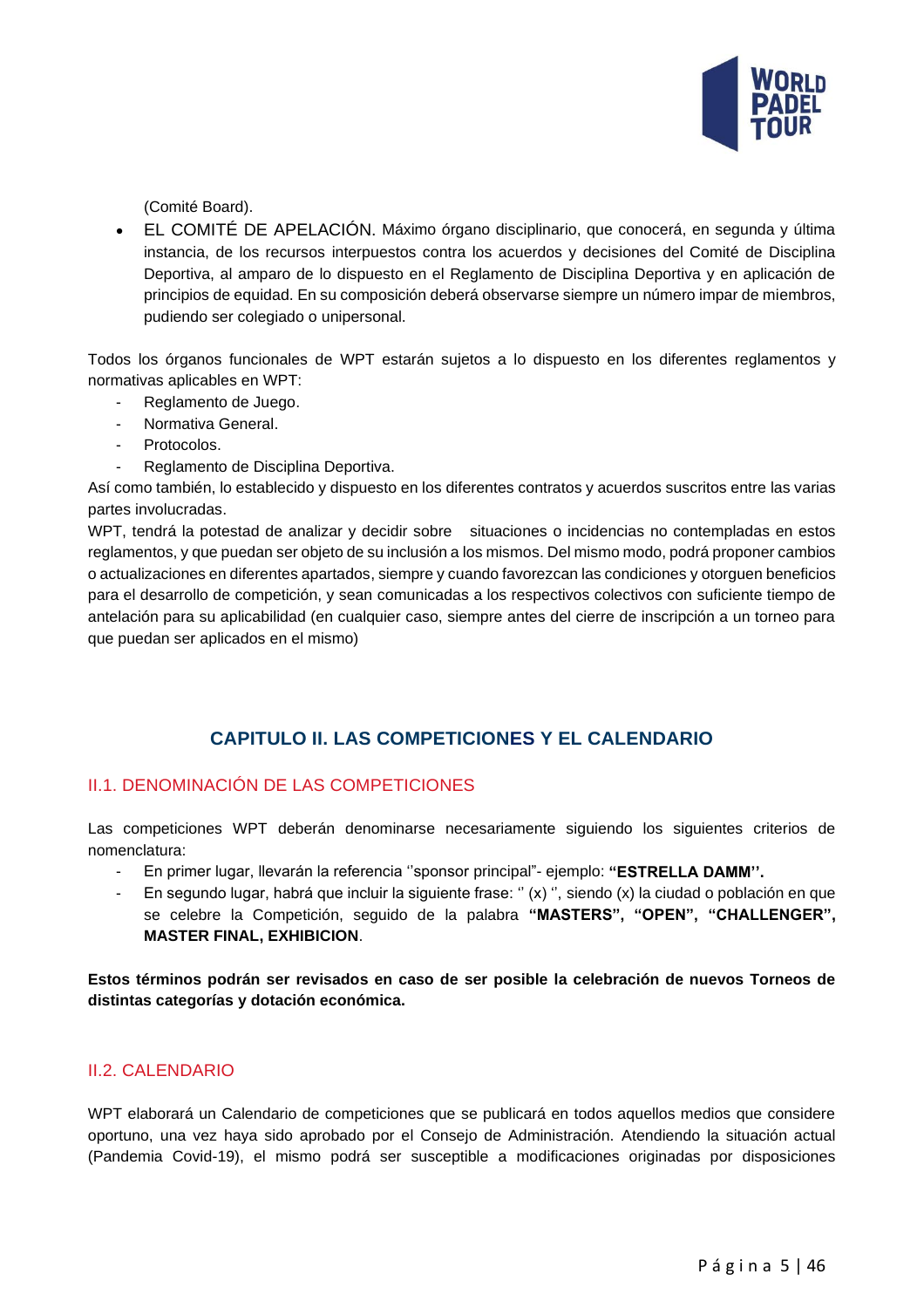(Comité Board).

- EL COMITÉ DE APELACIÓN. Máximo órgano disciplinario, que conocerá, en segunda y última instancia, de los recursos interpuestos contra los acuerdos y decisiones del Comité de Disciplina Deportiva, al amparo de lo dispuesto en el Reglamento de Disciplina Deportiva y en aplicación de principios de equidad. En su composición deberá observarse siempre un número impar de miembros, pudiendo ser colegiado o unipersonal.

Todos los órganos funcionales de WPT estarán sujetos a lo dispuesto en los diferentes reglamentos y normativas aplicables en WPT:

- Reglamento de Juego.
- Normativa General.
- Protocolos.
- Reglamento de Disciplina Deportiva.

Así como también, lo establecido y dispuesto en los diferentes contratos y acuerdos suscritos entre las varias partes involucradas.

WPT, tendrá la potestad de analizar y decidir sobre situaciones o incidencias no contempladas en estos reglamentos, y que puedan ser objeto de su inclusión a los mismos. Del mismo modo, podrá proponer cambios o actualizaciones en diferentes apartados, siempre y cuando favorezcan las condiciones y otorguen beneficios para el desarrollo de competición, y sean comunicadas a los respectivos colectivos con suficiente tiempo de antelación para su aplicabilidad (en cualquier caso, siempre antes del cierre de inscripción a un torneo para que puedan ser aplicados en el mismo)

## CAPITULO II. LAS COMPETICIONES Y EL CALENDARIO

### II.1. DENOMINACIÓN DE LAS COMPETICIONES

Las competiciones WPT deberán denominarse necesariamente siguiendo los siguientes criterios de nomenclatura:

- En primer lugar, llevarán la referencia ''sponsor principal"- ejemplo: **"ESTRELLA DAMM''.**
- En segundo lugar, habrá que incluir la siguiente frase: '' (x) '', siendo (x) la ciudad o población en que se celebre la Competición, seguido de la palabra **"MASTERS", "OPEN", "CHALLENGER", MASTER FINAL, EXHIBICION**.

**Estos términos podrán ser revisados en caso de ser posible la celebración de nuevos Torneos de distintas categorías y dotación económica.**

### II.2. CALENDARIO

WPT elaborará un Calendario de competiciones que se publicará en todos aquellos medios que considere oportuno, una vez haya sido aprobado por el Consejo de Administración. Atendiendo la situación actual (Pandemia Covid-19), el mismo podrá ser susceptible a modificaciones originadas por disposiciones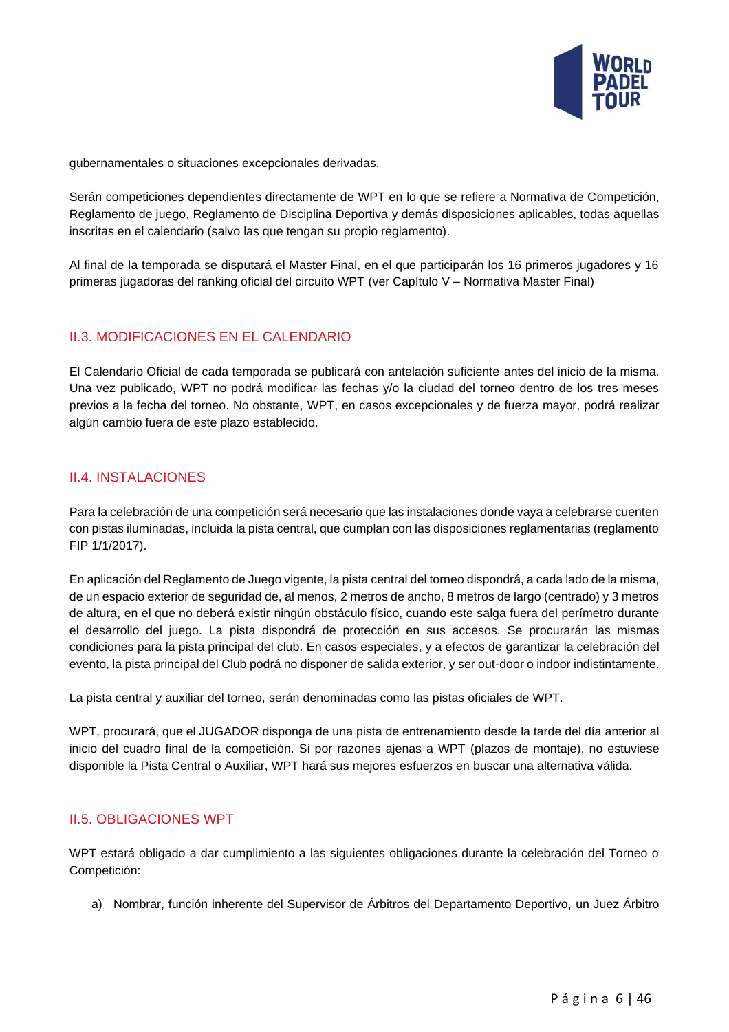gubernamentales o situaciones excepcionales derivadas.

Serán competiciones dependientes directamente de WPT en lo que se refiere a Normativa de Competición, Reglamento de juego, Reglamento de Disciplina Deportiva y demás disposiciones aplicables, todas aquellas inscritas en el calendario (salvo las que tengan su propio reglamento).

Al final de la temporada se disputará el Master Final, en el que participarán los 16 primeros jugadores y 16 primeras jugadoras del ranking oficial del circuito WPT (ver Capítulo V – Normativa Master Final)

## II.3. MODIFICACIONES EN EL CALENDARIO

El Calendario Oficial de cada temporada se publicará con antelación suficiente antes del inicio de la misma. Una vez publicado, WPT no podrá modificar las fechas y/o la ciudad del torneo dentro de los tres meses previos a la fecha del torneo. No obstante, WPT, en casos excepcionales y de fuerza mayor, podrá realizar algún cambio fuera de este plazo establecido.

## II.4. INSTALACIONES

Para la celebración de una competición será necesario que las instalaciones donde vaya a celebrarse cuenten con pistas iluminadas, incluida la pista central, que cumplan con las disposiciones reglamentarias (reglamento FIP 1/1/2017).

En aplicación del Reglamento de Juego vigente, la pista central del torneo dispondrá, a cada lado de la misma, de un espacio exterior de seguridad de, al menos, 2 metros de ancho, 8 metros de largo (centrado) y 3 metros de altura, en el que no deberá existir ningún obstáculo físico, cuando este salga fuera del perímetro durante el desarrollo del juego. La pista dispondrá de protección en sus accesos. Se procurarán las mismas condiciones para la pista principal del club. En casos especiales, y a efectos de garantizar la celebración del evento, la pista principal del Club podrá no disponer de salida exterior, y ser out-door o indoor indistintamente.

La pista central y auxiliar del torneo, serán denominadas como las pistas oficiales de WPT.

WPT, procurará, que el JUGADOR disponga de una pista de entrenamiento desde la tarde del día anterior al inicio del cuadro final de la competición. Si por razones ajenas a WPT (plazos de montaje), no estuviese disponible la Pista Central o Auxiliar, WPT hará sus mejores esfuerzos en buscar una alternativa válida.

## II.5. OBLIGACIONES WPT

WPT estará obligado a dar cumplimiento a las siguientes obligaciones durante la celebración del Torneo o Competición:

a) Nombrar, función inherente del Supervisor de Árbitros del Departamento Deportivo, un Juez Árbitro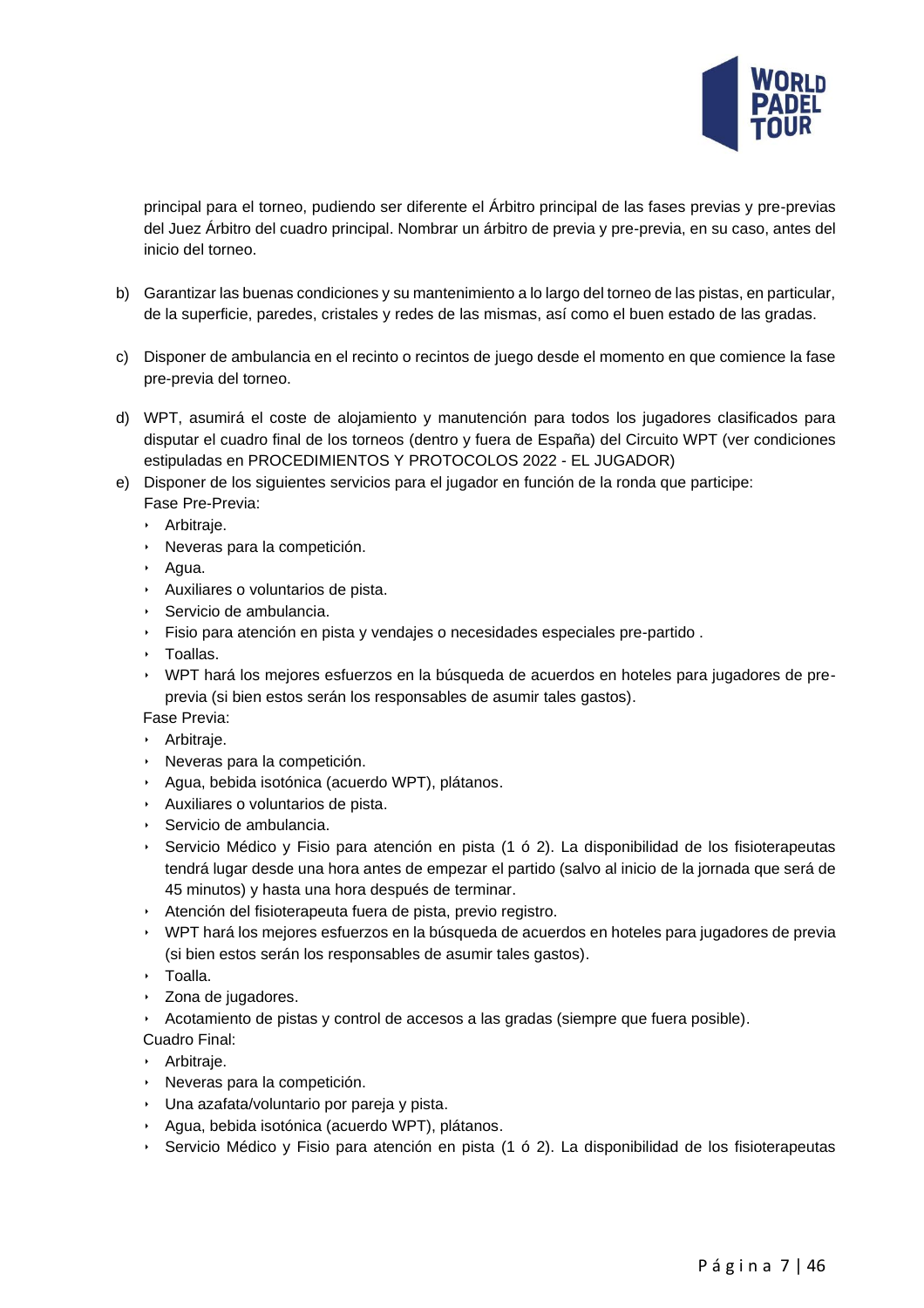principal para el torneo, pudiendo ser diferente el Árbitro principal de las fases previas y pre-previas del Juez Árbitro del cuadro principal. Nombrar un árbitro de previa y pre-previa, en su caso, antes del inicio del torneo.

b) Garantizar las buenas condiciones y su mantenimiento a lo largo del torneo de las pistas, en particular, de la superficie, paredes, cristales y redes de las mismas, así como el buen estado de las gradas.

c) Disponer de ambulancia en el recinto o recintos de juego desde el momento en que comience la fase pre-previa del torneo.

d) WPT, asumirá el coste de alojamiento y manutención para todos los jugadores clasificados para disputar el cuadro final de los torneos (dentro y fuera de España) del Circuito WPT (ver condiciones estipuladas en PROCEDIMIENTOS Y PROTOCOLOS 2022 - EL JUGADOR)

e) Disponer de los siguientes servicios para el jugador en función de la ronda que participe:

Fase Pre-Previa:

- Arbitraje.
- Neveras para la competición.
- Agua.
- Auxiliares o voluntarios de pista.
- Servicio de ambulancia.
- Fisio para atención en pista y vendajes o necesidades especiales pre-partido .
- Toallas.
- WPT hará los mejores esfuerzos en la búsqueda de acuerdos en hoteles para jugadores de pre-previa (si bien estos serán los responsables de asumir tales gastos).

Fase Previa:

- Arbitraje.
- Neveras para la competición.
- Agua, bebida isotónica (acuerdo WPT), plátanos.
- Auxiliares o voluntarios de pista.
- Servicio de ambulancia.
- Servicio Médico y Fisio para atención en pista (1 ó 2). La disponibilidad de los fisioterapeutas tendrá lugar desde una hora antes de empezar el partido (salvo al inicio de la jornada que será de 45 minutos) y hasta una hora después de terminar.
- Atención del fisioterapeuta fuera de pista, previo registro.
- WPT hará los mejores esfuerzos en la búsqueda de acuerdos en hoteles para jugadores de previa (si bien estos serán los responsables de asumir tales gastos).
- Toalla.
- Zona de jugadores.
- Acotamiento de pistas y control de accesos a las gradas (siempre que fuera posible).

Cuadro Final:

- Arbitraje.
- Neveras para la competición.
- Una azafata/voluntario por pareja y pista.
- Agua, bebida isotónica (acuerdo WPT), plátanos.
- Servicio Médico y Fisio para atención en pista (1 ó 2). La disponibilidad de los fisioterapeutas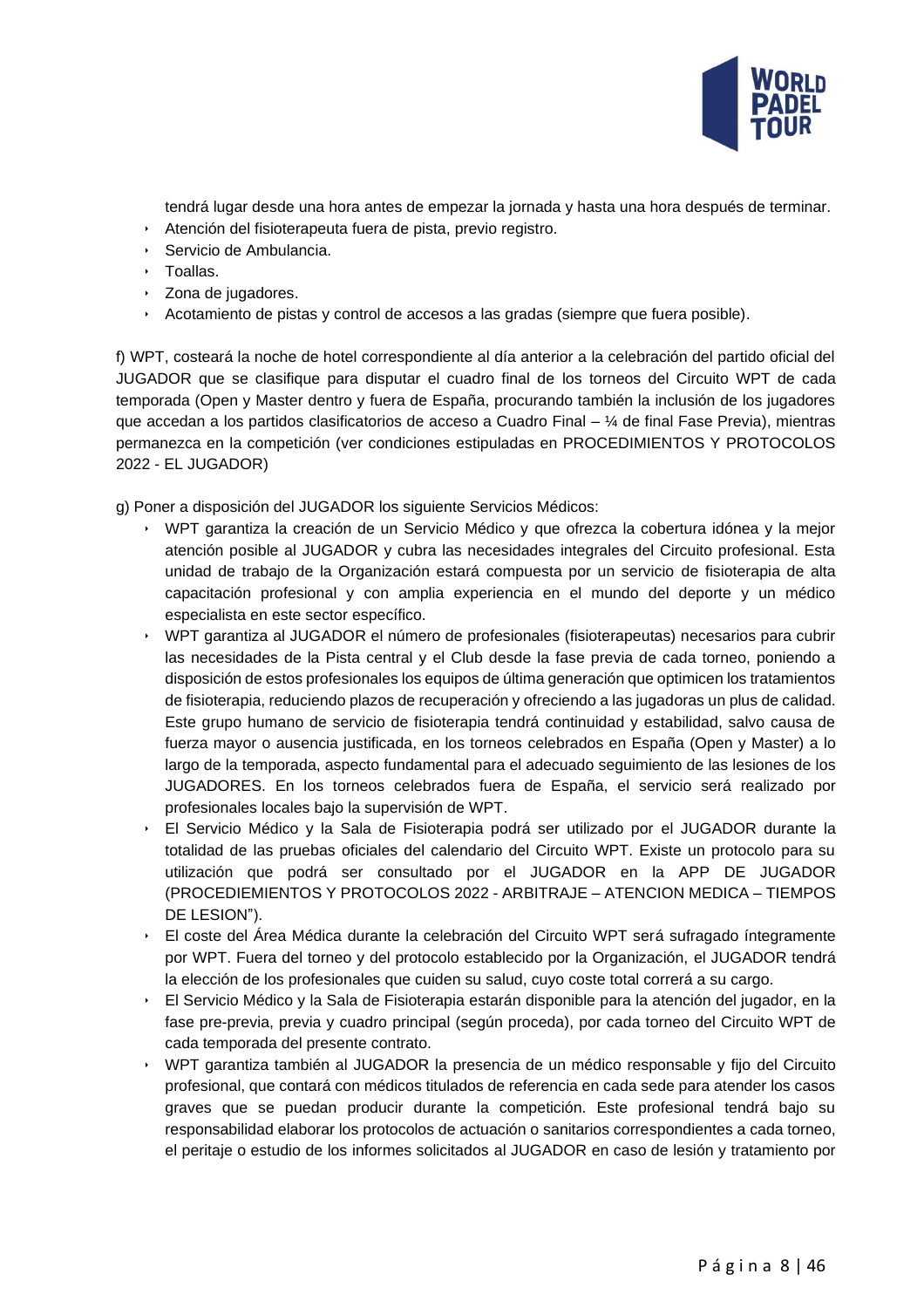tendrá lugar desde una hora antes de empezar la jornada y hasta una hora después de terminar.

- Atención del fisioterapeuta fuera de pista, previo registro.
- Servicio de Ambulancia.
- Toallas.
- Zona de jugadores.
- Acotamiento de pistas y control de accesos a las gradas (siempre que fuera posible).

f) WPT, costeará la noche de hotel correspondiente al día anterior a la celebración del partido oficial del JUGADOR que se clasifique para disputar el cuadro final de los torneos del Circuito WPT de cada temporada (Open y Master dentro y fuera de España, procurando también la inclusión de los jugadores que accedan a los partidos clasificatorios de acceso a Cuadro Final – ¼ de final Fase Previa), mientras permanezca en la competición (ver condiciones estipuladas en PROCEDIMIENTOS Y PROTOCOLOS 2022 - EL JUGADOR)

g) Poner a disposición del JUGADOR los siguiente Servicios Médicos:

- WPT garantiza la creación de un Servicio Médico y que ofrezca la cobertura idónea y la mejor atención posible al JUGADOR y cubra las necesidades integrales del Circuito profesional. Esta unidad de trabajo de la Organización estará compuesta por un servicio de fisioterapia de alta capacitación profesional y con amplia experiencia en el mundo del deporte y un médico especialista en este sector específico.
- WPT garantiza al JUGADOR el número de profesionales (fisioterapeutas) necesarios para cubrir las necesidades de la Pista central y el Club desde la fase previa de cada torneo, poniendo a disposición de estos profesionales los equipos de última generación que optimicen los tratamientos de fisioterapia, reduciendo plazos de recuperación y ofreciendo a las jugadoras un plus de calidad. Este grupo humano de servicio de fisioterapia tendrá continuidad y estabilidad, salvo causa de fuerza mayor o ausencia justificada, en los torneos celebrados en España (Open y Master) a lo largo de la temporada, aspecto fundamental para el adecuado seguimiento de las lesiones de los JUGADORES. En los torneos celebrados fuera de España, el servicio será realizado por profesionales locales bajo la supervisión de WPT.
- El Servicio Médico y la Sala de Fisioterapia podrá ser utilizado por el JUGADOR durante la totalidad de las pruebas oficiales del calendario del Circuito WPT. Existe un protocolo para su utilización que podrá ser consultado por el JUGADOR en la APP DE JUGADOR (PROCEDIEMIENTOS Y PROTOCOLOS 2022 - ARBITRAJE – ATENCION MEDICA – TIEMPOS DE LESION").
- El coste del Área Médica durante la celebración del Circuito WPT será sufragado íntegramente por WPT. Fuera del torneo y del protocolo establecido por la Organización, el JUGADOR tendrá la elección de los profesionales que cuiden su salud, cuyo coste total correrá a su cargo.
- El Servicio Médico y la Sala de Fisioterapia estarán disponible para la atención del jugador, en la fase pre-previa, previa y cuadro principal (según proceda), por cada torneo del Circuito WPT de cada temporada del presente contrato.
- WPT garantiza también al JUGADOR la presencia de un médico responsable y fijo del Circuito profesional, que contará con médicos titulados de referencia en cada sede para atender los casos graves que se puedan producir durante la competición. Este profesional tendrá bajo su responsabilidad elaborar los protocolos de actuación o sanitarios correspondientes a cada torneo, el peritaje o estudio de los informes solicitados al JUGADOR en caso de lesión y tratamiento por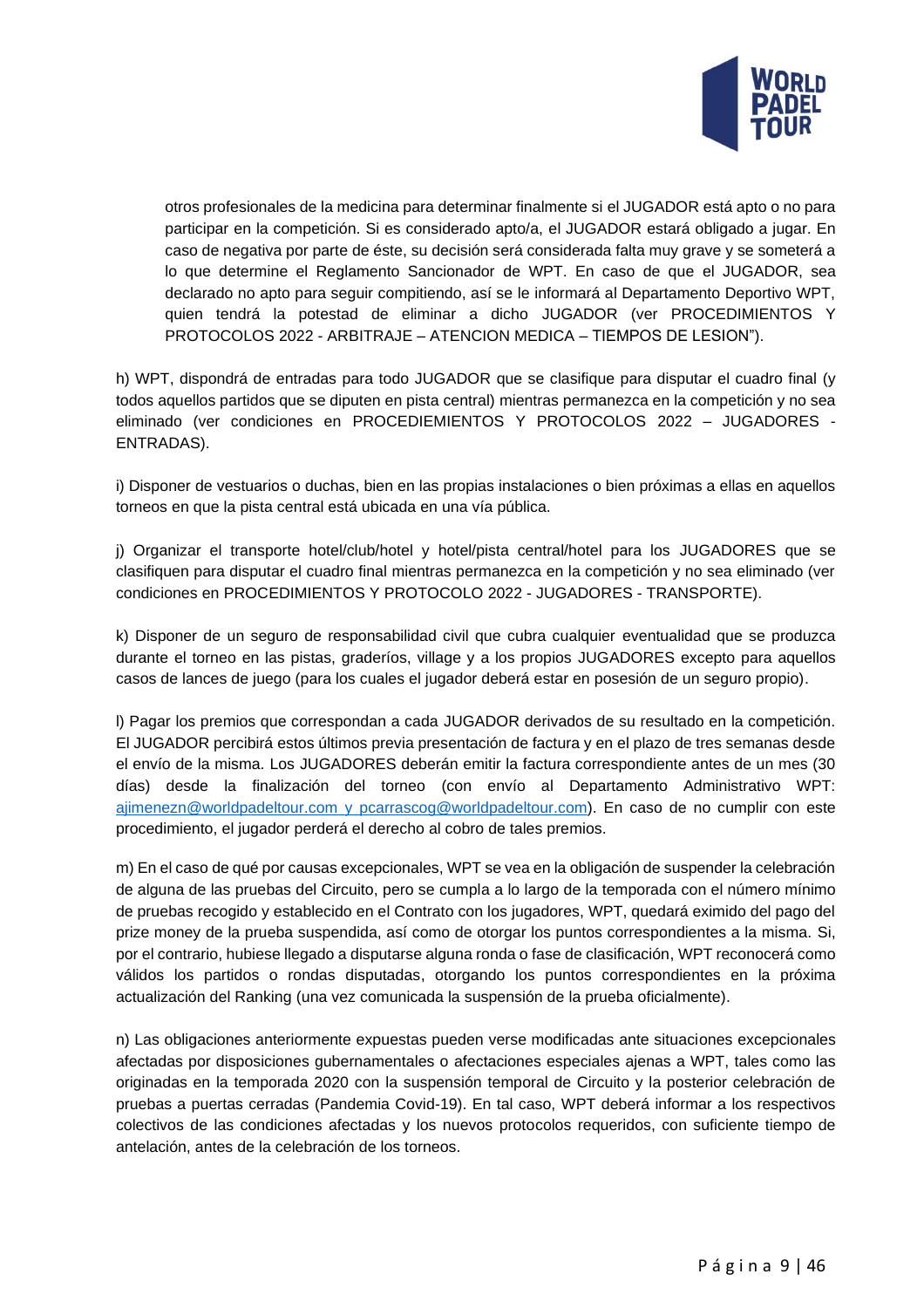otros profesionales de la medicina para determinar finalmente si el JUGADOR está apto o no para participar en la competición. Si es considerado apto/a, el JUGADOR estará obligado a jugar. En caso de negativa por parte de éste, su decisión será considerada falta muy grave y se someterá a lo que determine el Reglamento Sancionador de WPT. En caso de que el JUGADOR, sea declarado no apto para seguir compitiendo, así se le informará al Departamento Deportivo WPT, quien tendrá la potestad de eliminar a dicho JUGADOR (ver PROCEDIMIENTOS Y PROTOCOLOS 2022 - ARBITRAJE – ATENCION MEDICA – TIEMPOS DE LESION").

h) WPT, dispondrá de entradas para todo JUGADOR que se clasifique para disputar el cuadro final (y todos aquellos partidos que se diputen en pista central) mientras permanezca en la competición y no sea eliminado (ver condiciones en PROCEDIEMIENTOS Y PROTOCOLOS 2022 – JUGADORES - ENTRADAS).

i) Disponer de vestuarios o duchas, bien en las propias instalaciones o bien próximas a ellas en aquellos torneos en que la pista central está ubicada en una vía pública.

j) Organizar el transporte hotel/club/hotel y hotel/pista central/hotel para los JUGADORES que se clasifiquen para disputar el cuadro final mientras permanezca en la competición y no sea eliminado (ver condiciones en PROCEDIMIENTOS Y PROTOCOLO 2022 - JUGADORES - TRANSPORTE).

k) Disponer de un seguro de responsabilidad civil que cubra cualquier eventualidad que se produzca durante el torneo en las pistas, graderíos, village y a los propios JUGADORES excepto para aquellos casos de lances de juego (para los cuales el jugador deberá estar en posesión de un seguro propio).

l) Pagar los premios que correspondan a cada JUGADOR derivados de su resultado en la competición. El JUGADOR percibirá estos últimos previa presentación de factura y en el plazo de tres semanas desde el envío de la misma. Los JUGADORES deberán emitir la factura correspondiente antes de un mes (30 días) desde la finalización del torneo (con envío al Departamento Administrativo WPT: ajimenezn@worldpadeltour.com y pcarrascog@worldpadeltour.com). En caso de no cumplir con este procedimiento, el jugador perderá el derecho al cobro de tales premios.

m) En el caso de qué por causas excepcionales, WPT se vea en la obligación de suspender la celebración de alguna de las pruebas del Circuito, pero se cumpla a lo largo de la temporada con el número mínimo de pruebas recogido y establecido en el Contrato con los jugadores, WPT, quedará eximido del pago del prize money de la prueba suspendida, así como de otorgar los puntos correspondientes a la misma. Si, por el contrario, hubiese llegado a disputarse alguna ronda o fase de clasificación, WPT reconocerá como válidos los partidos o rondas disputadas, otorgando los puntos correspondientes en la próxima actualización del Ranking (una vez comunicada la suspensión de la prueba oficialmente).

n) Las obligaciones anteriormente expuestas pueden verse modificadas ante situaciones excepcionales afectadas por disposiciones gubernamentales o afectaciones especiales ajenas a WPT, tales como las originadas en la temporada 2020 con la suspensión temporal de Circuito y la posterior celebración de pruebas a puertas cerradas (Pandemia Covid-19). En tal caso, WPT deberá informar a los respectivos colectivos de las condiciones afectadas y los nuevos protocolos requeridos, con suficiente tiempo de antelación, antes de la celebración de los torneos.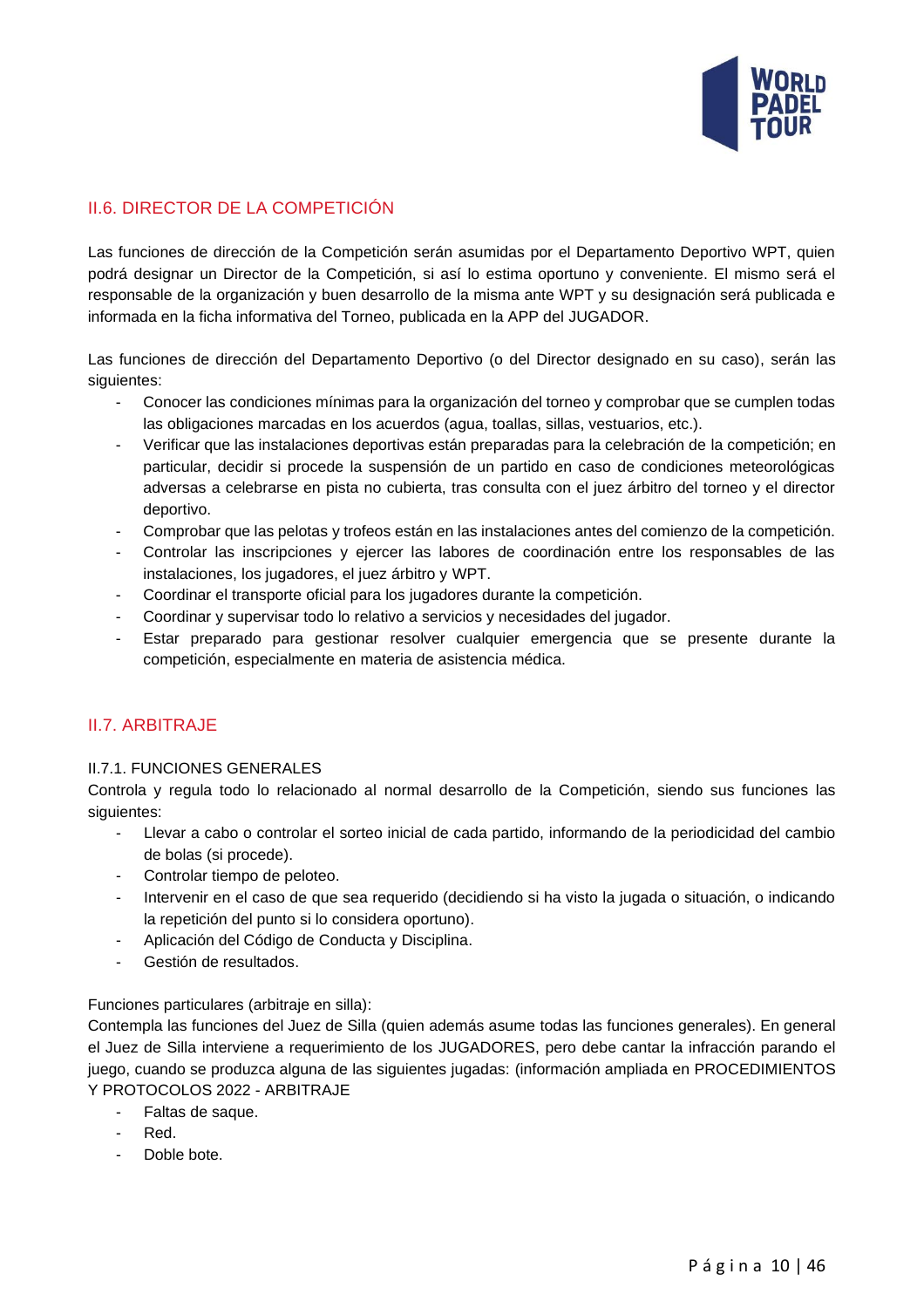## II.6. DIRECTOR DE LA COMPETICIÓN

Las funciones de dirección de la Competición serán asumidas por el Departamento Deportivo WPT, quien podrá designar un Director de la Competición, si así lo estima oportuno y conveniente. El mismo será el responsable de la organización y buen desarrollo de la misma ante WPT y su designación será publicada e informada en la ficha informativa del Torneo, publicada en la APP del JUGADOR.

Las funciones de dirección del Departamento Deportivo (o del Director designado en su caso), serán las siguientes:

- Conocer las condiciones mínimas para la organización del torneo y comprobar que se cumplen todas las obligaciones marcadas en los acuerdos (agua, toallas, sillas, vestuarios, etc.).
- Verificar que las instalaciones deportivas están preparadas para la celebración de la competición; en particular, decidir si procede la suspensión de un partido en caso de condiciones meteorológicas adversas a celebrarse en pista no cubierta, tras consulta con el juez árbitro del torneo y el director deportivo.
- Comprobar que las pelotas y trofeos están en las instalaciones antes del comienzo de la competición.
- Controlar las inscripciones y ejercer las labores de coordinación entre los responsables de las instalaciones, los jugadores, el juez árbitro y WPT.
- Coordinar el transporte oficial para los jugadores durante la competición.
- Coordinar y supervisar todo lo relativo a servicios y necesidades del jugador.
- Estar preparado para gestionar resolver cualquier emergencia que se presente durante la competición, especialmente en materia de asistencia médica.

## II.7. ARBITRAJE

### II.7.1. FUNCIONES GENERALES

Controla y regula todo lo relacionado al normal desarrollo de la Competición, siendo sus funciones las siguientes:

- Llevar a cabo o controlar el sorteo inicial de cada partido, informando de la periodicidad del cambio de bolas (si procede).
- Controlar tiempo de peloteo.
- Intervenir en el caso de que sea requerido (decidiendo si ha visto la jugada o situación, o indicando la repetición del punto si lo considera oportuno).
- Aplicación del Código de Conducta y Disciplina.
- Gestión de resultados.

Funciones particulares (arbitraje en silla):

Contempla las funciones del Juez de Silla (quien además asume todas las funciones generales). En general el Juez de Silla interviene a requerimiento de los JUGADORES, pero debe cantar la infracción parando el juego, cuando se produzca alguna de las siguientes jugadas: (información ampliada en PROCEDIMIENTOS Y PROTOCOLOS 2022 - ARBITRAJE

- Faltas de saque.
- Red.
- Doble bote.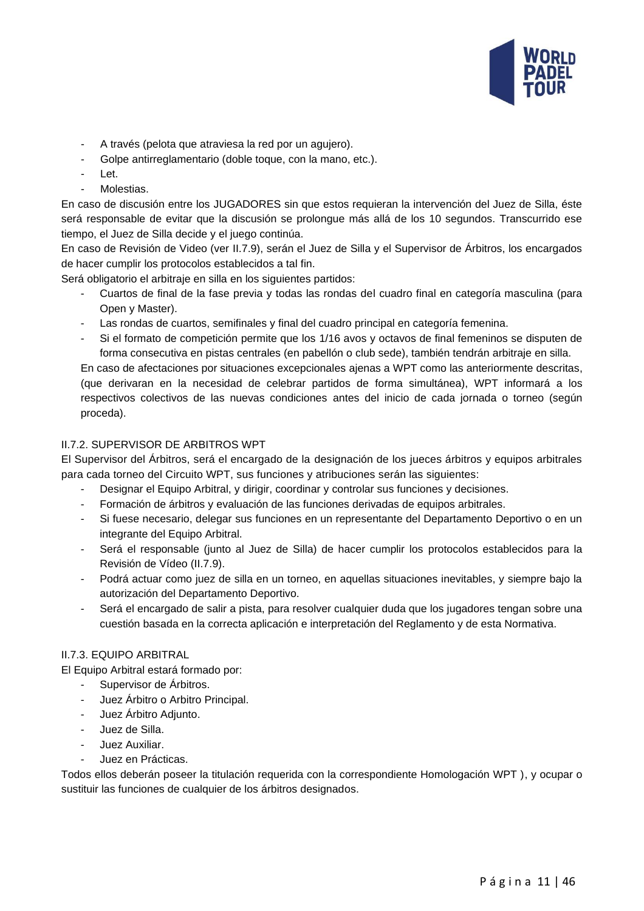- A través (pelota que atraviesa la red por un agujero).
- Golpe antirreglamentario (doble toque, con la mano, etc.).
- Let.
- Molestias.

En caso de discusión entre los JUGADORES sin que estos requieran la intervención del Juez de Silla, éste será responsable de evitar que la discusión se prolongue más allá de los 10 segundos. Transcurrido ese tiempo, el Juez de Silla decide y el juego continúa.

En caso de Revisión de Video (ver II.7.9), serán el Juez de Silla y el Supervisor de Árbitros, los encargados de hacer cumplir los protocolos establecidos a tal fin.

Será obligatorio el arbitraje en silla en los siguientes partidos:

- Cuartos de final de la fase previa y todas las rondas del cuadro final en categoría masculina (para Open y Master).
- Las rondas de cuartos, semifinales y final del cuadro principal en categoría femenina.
- Si el formato de competición permite que los 1/16 avos y octavos de final femeninos se disputen de forma consecutiva en pistas centrales (en pabellón o club sede), también tendrán arbitraje en silla.

En caso de afectaciones por situaciones excepcionales ajenas a WPT como las anteriormente descritas, (que derivaran en la necesidad de celebrar partidos de forma simultánea), WPT informará a los respectivos colectivos de las nuevas condiciones antes del inicio de cada jornada o torneo (según proceda).

### II.7.2. SUPERVISOR DE ARBITROS WPT

El Supervisor del Árbitros, será el encargado de la designación de los jueces árbitros y equipos arbitrales para cada torneo del Circuito WPT, sus funciones y atribuciones serán las siguientes:

- Designar el Equipo Arbitral, y dirigir, coordinar y controlar sus funciones y decisiones.
- Formación de árbitros y evaluación de las funciones derivadas de equipos arbitrales.
- Si fuese necesario, delegar sus funciones en un representante del Departamento Deportivo o en un integrante del Equipo Arbitral.
- Será el responsable (junto al Juez de Silla) de hacer cumplir los protocolos establecidos para la Revisión de Vídeo (II.7.9).
- Podrá actuar como juez de silla en un torneo, en aquellas situaciones inevitables, y siempre bajo la autorización del Departamento Deportivo.
- Será el encargado de salir a pista, para resolver cualquier duda que los jugadores tengan sobre una cuestión basada en la correcta aplicación e interpretación del Reglamento y de esta Normativa.

### II.7.3. EQUIPO ARBITRAL

El Equipo Arbitral estará formado por:

- Supervisor de Árbitros.
- Juez Árbitro o Arbitro Principal.
- Juez Árbitro Adjunto.
- Juez de Silla.
- Juez Auxiliar.
- Juez en Prácticas.

Todos ellos deberán poseer la titulación requerida con la correspondiente Homologación WPT ), y ocupar o sustituir las funciones de cualquier de los árbitros designados.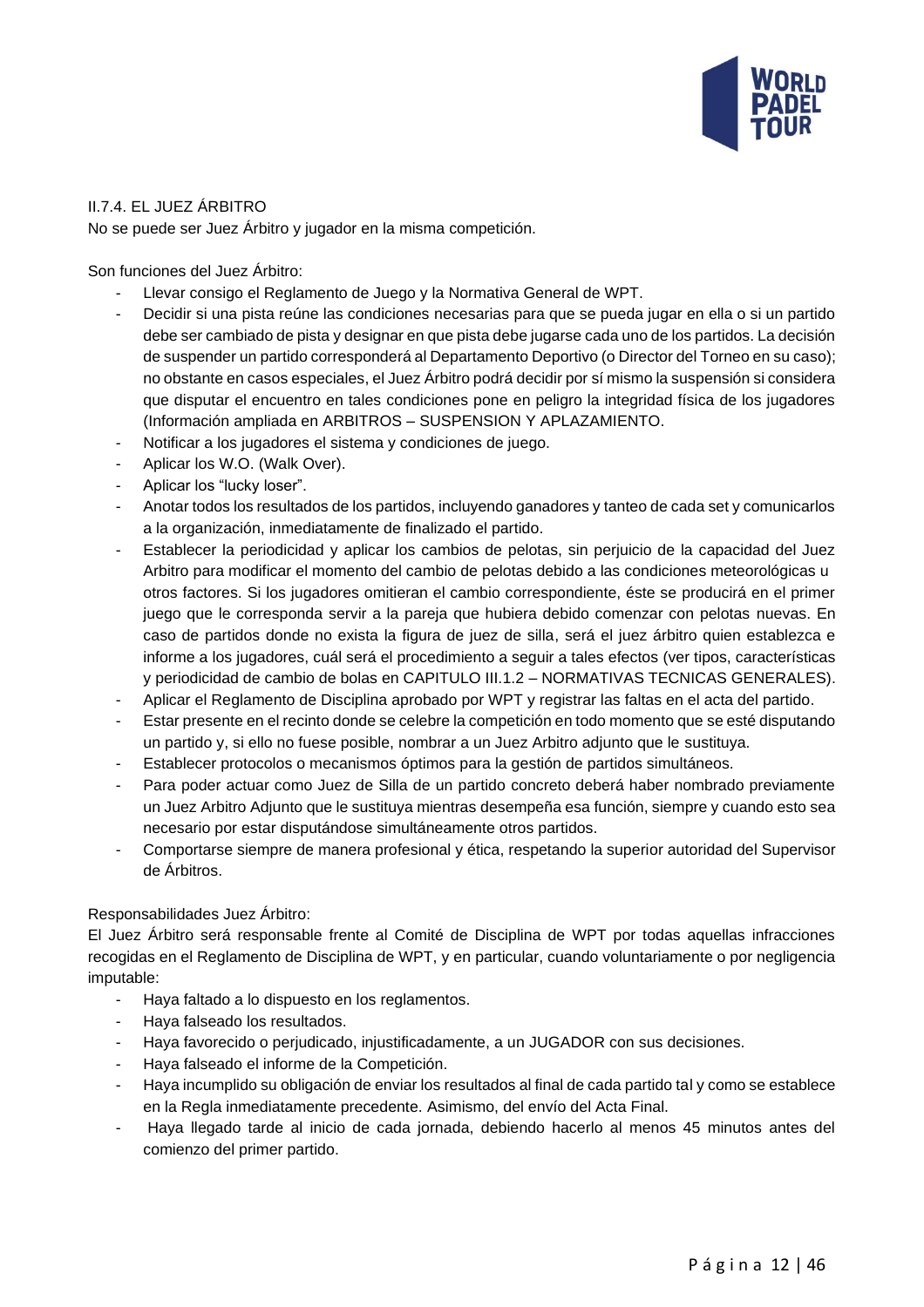### II.7.4. EL JUEZ ÁRBITRO

No se puede ser Juez Árbitro y jugador en la misma competición.

Son funciones del Juez Árbitro:

- Llevar consigo el Reglamento de Juego y la Normativa General de WPT.
- Decidir si una pista reúne las condiciones necesarias para que se pueda jugar en ella o si un partido debe ser cambiado de pista y designar en que pista debe jugarse cada uno de los partidos. La decisión de suspender un partido corresponderá al Departamento Deportivo (o Director del Torneo en su caso); no obstante en casos especiales, el Juez Árbitro podrá decidir por sí mismo la suspensión si considera que disputar el encuentro en tales condiciones pone en peligro la integridad física de los jugadores (Información ampliada en ARBITROS – SUSPENSION Y APLAZAMIENTO.
- Notificar a los jugadores el sistema y condiciones de juego.
- Aplicar los W.O. (Walk Over).
- Aplicar los "lucky loser".
- Anotar todos los resultados de los partidos, incluyendo ganadores y tanteo de cada set y comunicarlos a la organización, inmediatamente de finalizado el partido.
- Establecer la periodicidad y aplicar los cambios de pelotas, sin perjuicio de la capacidad del Juez Arbitro para modificar el momento del cambio de pelotas debido a las condiciones meteorológicas u otros factores. Si los jugadores omitieran el cambio correspondiente, éste se producirá en el primer juego que le corresponda servir a la pareja que hubiera debido comenzar con pelotas nuevas. En caso de partidos donde no exista la figura de juez de silla, será el juez árbitro quien establezca e informe a los jugadores, cuál será el procedimiento a seguir a tales efectos (ver tipos, características y periodicidad de cambio de bolas en CAPITULO III.1.2 – NORMATIVAS TECNICAS GENERALES).
- Aplicar el Reglamento de Disciplina aprobado por WPT y registrar las faltas en el acta del partido.
- Estar presente en el recinto donde se celebre la competición en todo momento que se esté disputando un partido y, si ello no fuese posible, nombrar a un Juez Arbitro adjunto que le sustituya.
- Establecer protocolos o mecanismos óptimos para la gestión de partidos simultáneos.
- Para poder actuar como Juez de Silla de un partido concreto deberá haber nombrado previamente un Juez Arbitro Adjunto que le sustituya mientras desempeña esa función, siempre y cuando esto sea necesario por estar disputándose simultáneamente otros partidos.
- Comportarse siempre de manera profesional y ética, respetando la superior autoridad del Supervisor de Árbitros.

Responsabilidades Juez Árbitro:

El Juez Árbitro será responsable frente al Comité de Disciplina de WPT por todas aquellas infracciones recogidas en el Reglamento de Disciplina de WPT, y en particular, cuando voluntariamente o por negligencia imputable:

- Haya faltado a lo dispuesto en los reglamentos.
- Haya falseado los resultados.
- Haya favorecido o perjudicado, injustificadamente, a un JUGADOR con sus decisiones.
- Haya falseado el informe de la Competición.
- Haya incumplido su obligación de enviar los resultados al final de cada partido tal y como se establece en la Regla inmediatamente precedente. Asimismo, del envío del Acta Final.
- Haya llegado tarde al inicio de cada jornada, debiendo hacerlo al menos 45 minutos antes del comienzo del primer partido.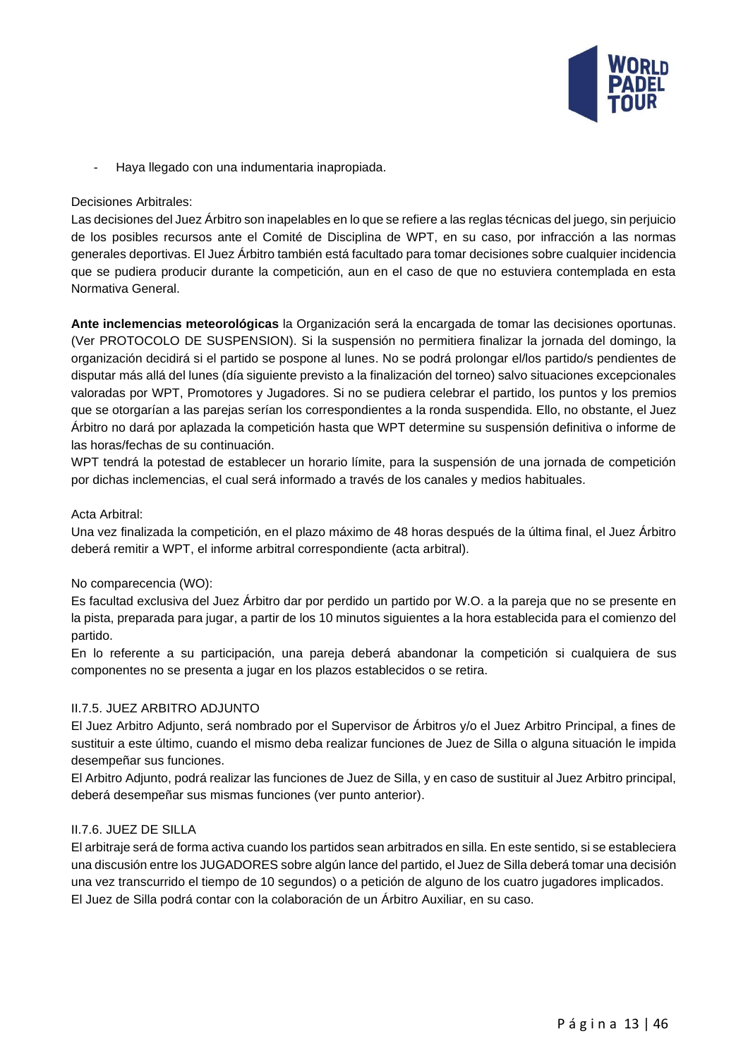- Haya llegado con una indumentaria inapropiada.

Decisiones Arbitrales:
Las decisiones del Juez Árbitro son inapelables en lo que se refiere a las reglas técnicas del juego, sin perjuicio de los posibles recursos ante el Comité de Disciplina de WPT, en su caso, por infracción a las normas generales deportivas. El Juez Árbitro también está facultado para tomar decisiones sobre cualquier incidencia que se pudiera producir durante la competición, aun en el caso de que no estuviera contemplada en esta Normativa General.

**Ante inclemencias meteorológicas** la Organización será la encargada de tomar las decisiones oportunas. (Ver PROTOCOLO DE SUSPENSION). Si la suspensión no permitiera finalizar la jornada del domingo, la organización decidirá si el partido se pospone al lunes. No se podrá prolongar el/los partido/s pendientes de disputar más allá del lunes (día siguiente previsto a la finalización del torneo) salvo situaciones excepcionales valoradas por WPT, Promotores y Jugadores. Si no se pudiera celebrar el partido, los puntos y los premios que se otorgarían a las parejas serían los correspondientes a la ronda suspendida. Ello, no obstante, el Juez Árbitro no dará por aplazada la competición hasta que WPT determine su suspensión definitiva o informe de las horas/fechas de su continuación.
WPT tendrá la potestad de establecer un horario límite, para la suspensión de una jornada de competición por dichas inclemencias, el cual será informado a través de los canales y medios habituales.

Acta Arbitral:
Una vez finalizada la competición, en el plazo máximo de 48 horas después de la última final, el Juez Árbitro deberá remitir a WPT, el informe arbitral correspondiente (acta arbitral).

No comparecencia (WO):
Es facultad exclusiva del Juez Árbitro dar por perdido un partido por W.O. a la pareja que no se presente en la pista, preparada para jugar, a partir de los 10 minutos siguientes a la hora establecida para el comienzo del partido.
En lo referente a su participación, una pareja deberá abandonar la competición si cualquiera de sus componentes no se presenta a jugar en los plazos establecidos o se retira.

### II.7.5. JUEZ ARBITRO ADJUNTO

El Juez Arbitro Adjunto, será nombrado por el Supervisor de Árbitros y/o el Juez Arbitro Principal, a fines de sustituir a este último, cuando el mismo deba realizar funciones de Juez de Silla o alguna situación le impida desempeñar sus funciones.
El Arbitro Adjunto, podrá realizar las funciones de Juez de Silla, y en caso de sustituir al Juez Arbitro principal, deberá desempeñar sus mismas funciones (ver punto anterior).

### II.7.6. JUEZ DE SILLA

El arbitraje será de forma activa cuando los partidos sean arbitrados en silla. En este sentido, si se estableciera una discusión entre los JUGADORES sobre algún lance del partido, el Juez de Silla deberá tomar una decisión una vez transcurrido el tiempo de 10 segundos) o a petición de alguno de los cuatro jugadores implicados.
El Juez de Silla podrá contar con la colaboración de un Árbitro Auxiliar, en su caso.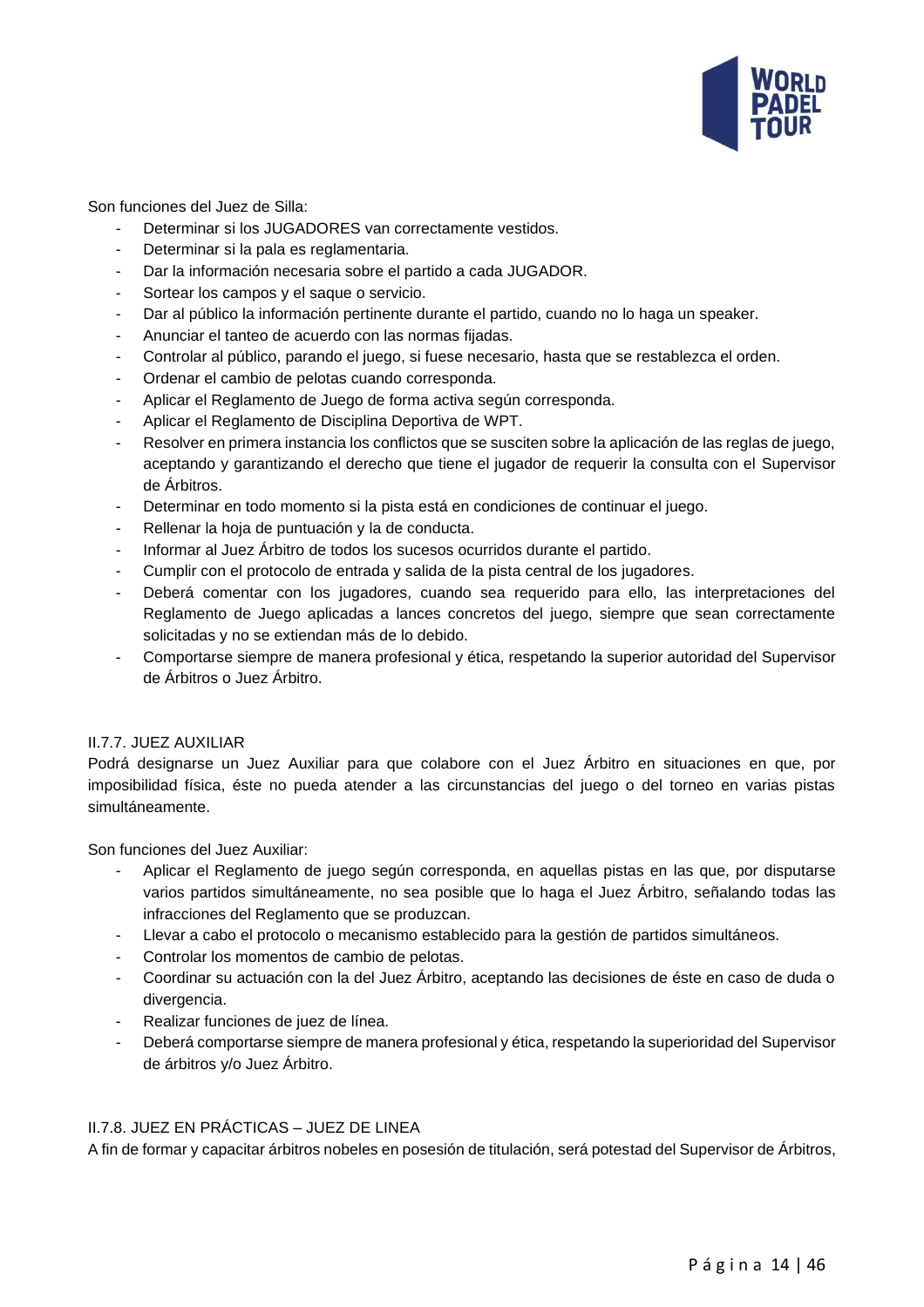Son funciones del Juez de Silla:

- Determinar si los JUGADORES van correctamente vestidos.
- Determinar si la pala es reglamentaria.
- Dar la información necesaria sobre el partido a cada JUGADOR.
- Sortear los campos y el saque o servicio.
- Dar al público la información pertinente durante el partido, cuando no lo haga un speaker.
- Anunciar el tanteo de acuerdo con las normas fijadas.
- Controlar al público, parando el juego, si fuese necesario, hasta que se restablezca el orden.
- Ordenar el cambio de pelotas cuando corresponda.
- Aplicar el Reglamento de Juego de forma activa según corresponda.
- Aplicar el Reglamento de Disciplina Deportiva de WPT.
- Resolver en primera instancia los conflictos que se susciten sobre la aplicación de las reglas de juego, aceptando y garantizando el derecho que tiene el jugador de requerir la consulta con el Supervisor de Árbitros.
- Determinar en todo momento si la pista está en condiciones de continuar el juego.
- Rellenar la hoja de puntuación y la de conducta.
- Informar al Juez Árbitro de todos los sucesos ocurridos durante el partido.
- Cumplir con el protocolo de entrada y salida de la pista central de los jugadores.
- Deberá comentar con los jugadores, cuando sea requerido para ello, las interpretaciones del Reglamento de Juego aplicadas a lances concretos del juego, siempre que sean correctamente solicitadas y no se extiendan más de lo debido.
- Comportarse siempre de manera profesional y ética, respetando la superior autoridad del Supervisor de Árbitros o Juez Árbitro.

### II.7.7. JUEZ AUXILIAR

Podrá designarse un Juez Auxiliar para que colabore con el Juez Árbitro en situaciones en que, por imposibilidad física, éste no pueda atender a las circunstancias del juego o del torneo en varias pistas simultáneamente.

Son funciones del Juez Auxiliar:

- Aplicar el Reglamento de juego según corresponda, en aquellas pistas en las que, por disputarse varios partidos simultáneamente, no sea posible que lo haga el Juez Árbitro, señalando todas las infracciones del Reglamento que se produzcan.
- Llevar a cabo el protocolo o mecanismo establecido para la gestión de partidos simultáneos.
- Controlar los momentos de cambio de pelotas.
- Coordinar su actuación con la del Juez Árbitro, aceptando las decisiones de éste en caso de duda o divergencia.
- Realizar funciones de juez de línea.
- Deberá comportarse siempre de manera profesional y ética, respetando la superioridad del Supervisor de árbitros y/o Juez Árbitro.

### II.7.8. JUEZ EN PRÁCTICAS – JUEZ DE LINEA

A fin de formar y capacitar árbitros nobeles en posesión de titulación, será potestad del Supervisor de Árbitros,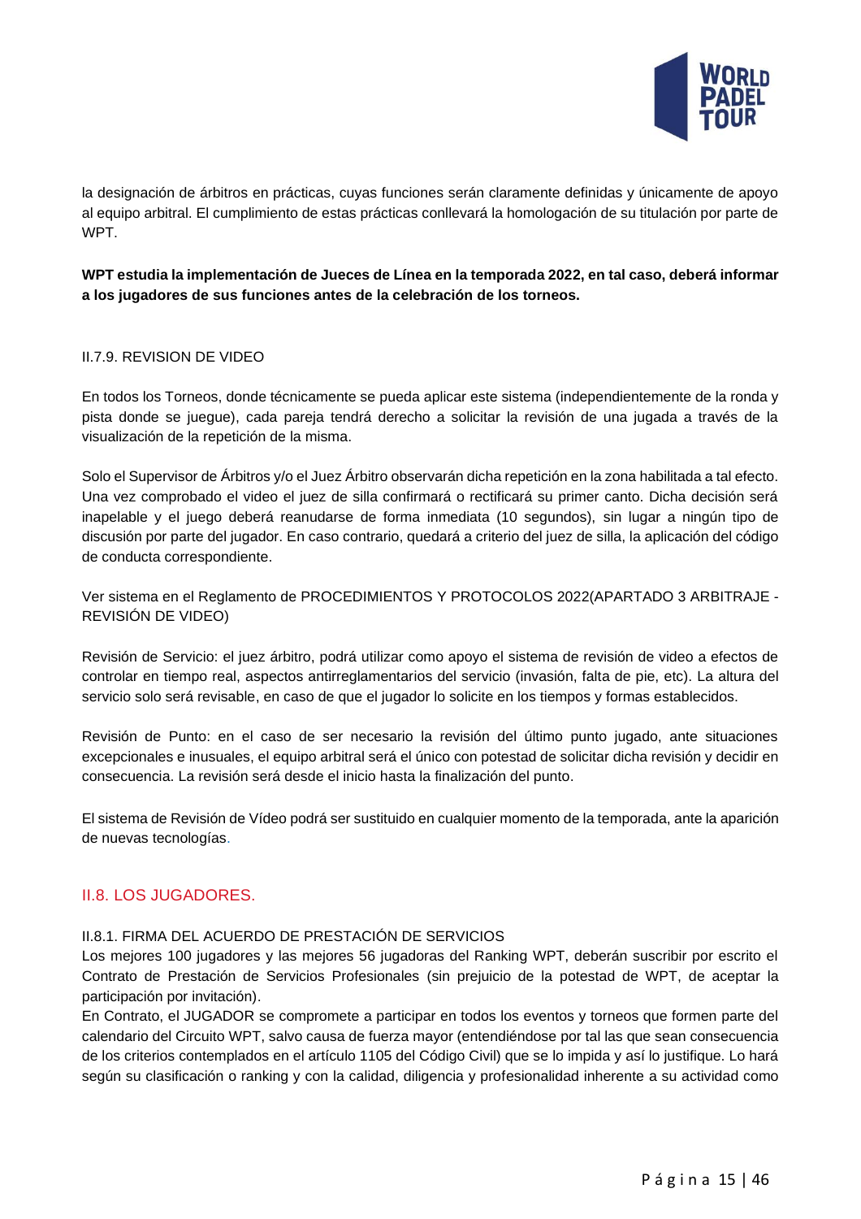la designación de árbitros en prácticas, cuyas funciones serán claramente definidas y únicamente de apoyo al equipo arbitral. El cumplimiento de estas prácticas conllevará la homologación de su titulación por parte de WPT.

**WPT estudia la implementación de Jueces de Línea en la temporada 2022, en tal caso, deberá informar a los jugadores de sus funciones antes de la celebración de los torneos.**

#### II.7.9. REVISION DE VIDEO

En todos los Torneos, donde técnicamente se pueda aplicar este sistema (independientemente de la ronda y pista donde se juegue), cada pareja tendrá derecho a solicitar la revisión de una jugada a través de la visualización de la repetición de la misma.

Solo el Supervisor de Árbitros y/o el Juez Árbitro observarán dicha repetición en la zona habilitada a tal efecto. Una vez comprobado el video el juez de silla confirmará o rectificará su primer canto. Dicha decisión será inapelable y el juego deberá reanudarse de forma inmediata (10 segundos), sin lugar a ningún tipo de discusión por parte del jugador. En caso contrario, quedará a criterio del juez de silla, la aplicación del código de conducta correspondiente.

Ver sistema en el Reglamento de PROCEDIMIENTOS Y PROTOCOLOS 2022(APARTADO 3 ARBITRAJE - REVISIÓN DE VIDEO)

Revisión de Servicio: el juez árbitro, podrá utilizar como apoyo el sistema de revisión de video a efectos de controlar en tiempo real, aspectos antirreglamentarios del servicio (invasión, falta de pie, etc). La altura del servicio solo será revisable, en caso de que el jugador lo solicite en los tiempos y formas establecidos.

Revisión de Punto: en el caso de ser necesario la revisión del último punto jugado, ante situaciones excepcionales e inusuales, el equipo arbitral será el único con potestad de solicitar dicha revisión y decidir en consecuencia. La revisión será desde el inicio hasta la finalización del punto.

El sistema de Revisión de Vídeo podrá ser sustituido en cualquier momento de la temporada, ante la aparición de nuevas tecnologías.

### II.8. LOS JUGADORES.

#### II.8.1. FIRMA DEL ACUERDO DE PRESTACIÓN DE SERVICIOS

Los mejores 100 jugadores y las mejores 56 jugadoras del Ranking WPT, deberán suscribir por escrito el Contrato de Prestación de Servicios Profesionales (sin prejuicio de la potestad de WPT, de aceptar la participación por invitación).

En Contrato, el JUGADOR se compromete a participar en todos los eventos y torneos que formen parte del calendario del Circuito WPT, salvo causa de fuerza mayor (entendiéndose por tal las que sean consecuencia de los criterios contemplados en el artículo 1105 del Código Civil) que se lo impida y así lo justifique. Lo hará según su clasificación o ranking y con la calidad, diligencia y profesionalidad inherente a su actividad como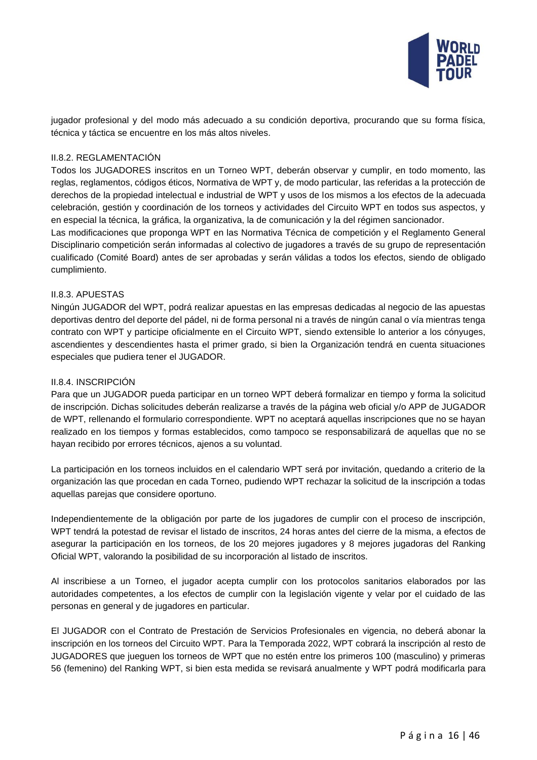jugador profesional y del modo más adecuado a su condición deportiva, procurando que su forma física, técnica y táctica se encuentre en los más altos niveles.

### II.8.2. REGLAMENTACIÓN

Todos los JUGADORES inscritos en un Torneo WPT, deberán observar y cumplir, en todo momento, las reglas, reglamentos, códigos éticos, Normativa de WPT y, de modo particular, las referidas a la protección de derechos de la propiedad intelectual e industrial de WPT y usos de los mismos a los efectos de la adecuada celebración, gestión y coordinación de los torneos y actividades del Circuito WPT en todos sus aspectos, y en especial la técnica, la gráfica, la organizativa, la de comunicación y la del régimen sancionador.

Las modificaciones que proponga WPT en las Normativa Técnica de competición y el Reglamento General Disciplinario competición serán informadas al colectivo de jugadores a través de su grupo de representación cualificado (Comité Board) antes de ser aprobadas y serán válidas a todos los efectos, siendo de obligado cumplimiento.

### II.8.3. APUESTAS

Ningún JUGADOR del WPT, podrá realizar apuestas en las empresas dedicadas al negocio de las apuestas deportivas dentro del deporte del pádel, ni de forma personal ni a través de ningún canal o vía mientras tenga contrato con WPT y participe oficialmente en el Circuito WPT, siendo extensible lo anterior a los cónyuges, ascendientes y descendientes hasta el primer grado, si bien la Organización tendrá en cuenta situaciones especiales que pudiera tener el JUGADOR.

### II.8.4. INSCRIPCIÓN

Para que un JUGADOR pueda participar en un torneo WPT deberá formalizar en tiempo y forma la solicitud de inscripción. Dichas solicitudes deberán realizarse a través de la página web oficial y/o APP de JUGADOR de WPT, rellenando el formulario correspondiente. WPT no aceptará aquellas inscripciones que no se hayan realizado en los tiempos y formas establecidos, como tampoco se responsabilizará de aquellas que no se hayan recibido por errores técnicos, ajenos a su voluntad.

La participación en los torneos incluidos en el calendario WPT será por invitación, quedando a criterio de la organización las que procedan en cada Torneo, pudiendo WPT rechazar la solicitud de la inscripción a todas aquellas parejas que considere oportuno.

Independientemente de la obligación por parte de los jugadores de cumplir con el proceso de inscripción, WPT tendrá la potestad de revisar el listado de inscritos, 24 horas antes del cierre de la misma, a efectos de asegurar la participación en los torneos, de los 20 mejores jugadores y 8 mejores jugadoras del Ranking Oficial WPT, valorando la posibilidad de su incorporación al listado de inscritos.

Al inscribiese a un Torneo, el jugador acepta cumplir con los protocolos sanitarios elaborados por las autoridades competentes, a los efectos de cumplir con la legislación vigente y velar por el cuidado de las personas en general y de jugadores en particular.

El JUGADOR con el Contrato de Prestación de Servicios Profesionales en vigencia, no deberá abonar la inscripción en los torneos del Circuito WPT. Para la Temporada 2022, WPT cobrará la inscripción al resto de JUGADORES que jueguen los torneos de WPT que no estén entre los primeros 100 (masculino) y primeras 56 (femenino) del Ranking WPT, si bien esta medida se revisará anualmente y WPT podrá modificarla para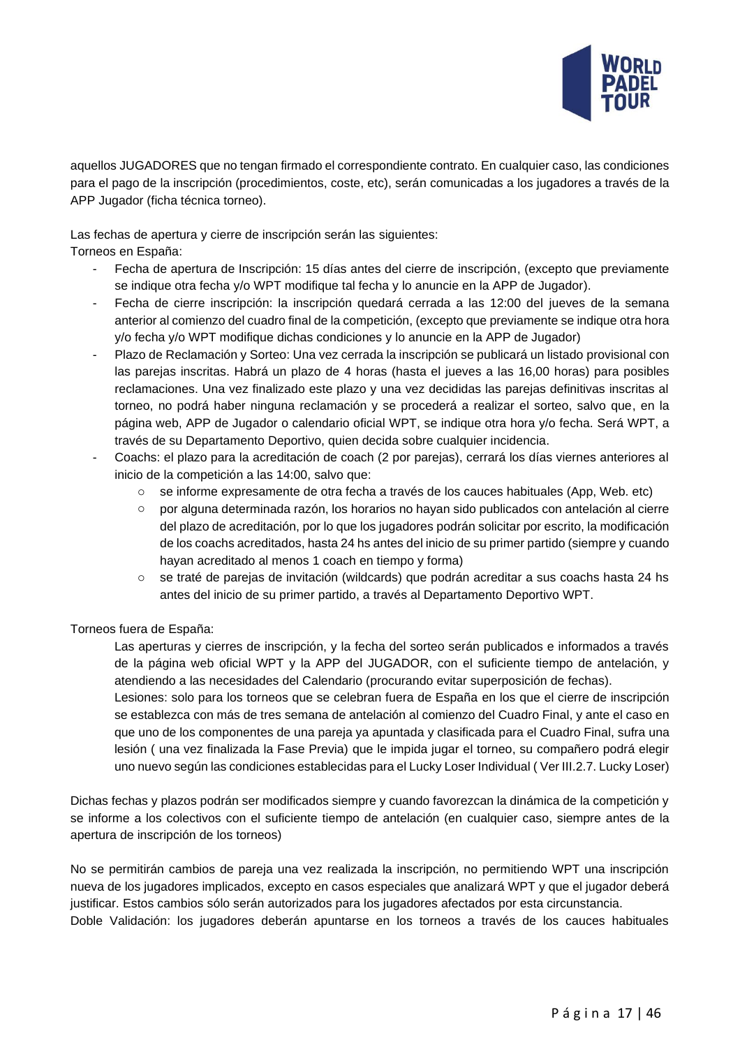aquellos JUGADORES que no tengan firmado el correspondiente contrato. En cualquier caso, las condiciones para el pago de la inscripción (procedimientos, coste, etc), serán comunicadas a los jugadores a través de la APP Jugador (ficha técnica torneo).

Las fechas de apertura y cierre de inscripción serán las siguientes:
Torneos en España:

- Fecha de apertura de Inscripción: 15 días antes del cierre de inscripción, (excepto que previamente se indique otra fecha y/o WPT modifique tal fecha y lo anuncie en la APP de Jugador).
- Fecha de cierre inscripción: la inscripción quedará cerrada a las 12:00 del jueves de la semana anterior al comienzo del cuadro final de la competición, (excepto que previamente se indique otra hora y/o fecha y/o WPT modifique dichas condiciones y lo anuncie en la APP de Jugador)
- Plazo de Reclamación y Sorteo: Una vez cerrada la inscripción se publicará un listado provisional con las parejas inscritas. Habrá un plazo de 4 horas (hasta el jueves a las 16,00 horas) para posibles reclamaciones. Una vez finalizado este plazo y una vez decididas las parejas definitivas inscritas al torneo, no podrá haber ninguna reclamación y se procederá a realizar el sorteo, salvo que, en la página web, APP de Jugador o calendario oficial WPT, se indique otra hora y/o fecha. Será WPT, a través de su Departamento Deportivo, quien decida sobre cualquier incidencia.
- Coachs: el plazo para la acreditación de coach (2 por parejas), cerrará los días viernes anteriores al inicio de la competición a las 14:00, salvo que:
  - se informe expresamente de otra fecha a través de los cauces habituales (App, Web. etc)
  - por alguna determinada razón, los horarios no hayan sido publicados con antelación al cierre del plazo de acreditación, por lo que los jugadores podrán solicitar por escrito, la modificación de los coachs acreditados, hasta 24 hs antes del inicio de su primer partido (siempre y cuando hayan acreditado al menos 1 coach en tiempo y forma)
  - se traté de parejas de invitación (wildcards) que podrán acreditar a sus coachs hasta 24 hs antes del inicio de su primer partido, a través al Departamento Deportivo WPT.

Torneos fuera de España:

Las aperturas y cierres de inscripción, y la fecha del sorteo serán publicados e informados a través de la página web oficial WPT y la APP del JUGADOR, con el suficiente tiempo de antelación, y atendiendo a las necesidades del Calendario (procurando evitar superposición de fechas).

Lesiones: solo para los torneos que se celebran fuera de España en los que el cierre de inscripción se establezca con más de tres semana de antelación al comienzo del Cuadro Final, y ante el caso en que uno de los componentes de una pareja ya apuntada y clasificada para el Cuadro Final, sufra una lesión ( una vez finalizada la Fase Previa) que le impida jugar el torneo, su compañero podrá elegir uno nuevo según las condiciones establecidas para el Lucky Loser Individual ( Ver III.2.7. Lucky Loser)

Dichas fechas y plazos podrán ser modificados siempre y cuando favorezcan la dinámica de la competición y se informe a los colectivos con el suficiente tiempo de antelación (en cualquier caso, siempre antes de la apertura de inscripción de los torneos)

No se permitirán cambios de pareja una vez realizada la inscripción, no permitiendo WPT una inscripción nueva de los jugadores implicados, excepto en casos especiales que analizará WPT y que el jugador deberá justificar. Estos cambios sólo serán autorizados para los jugadores afectados por esta circunstancia.
Doble Validación: los jugadores deberán apuntarse en los torneos a través de los cauces habituales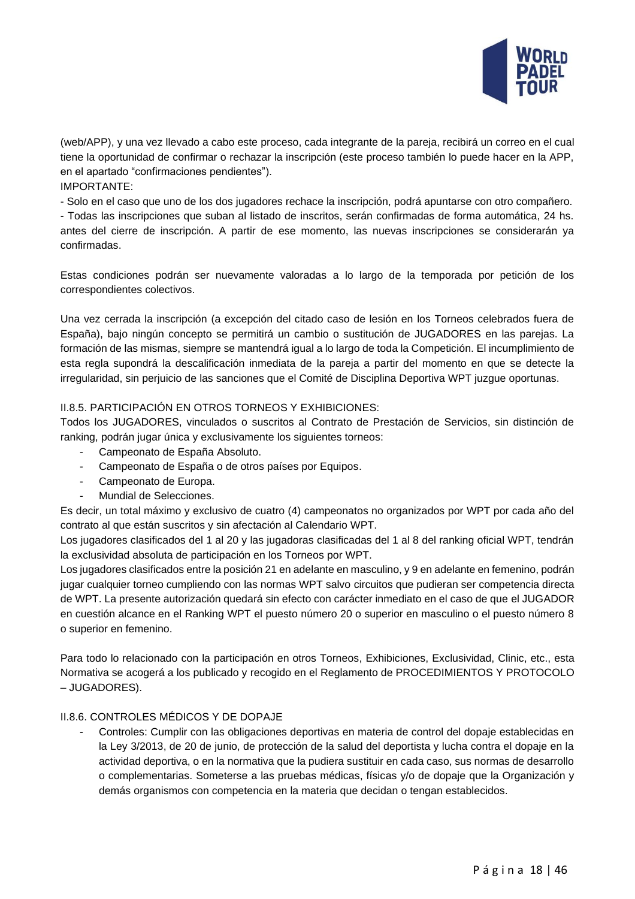(web/APP), y una vez llevado a cabo este proceso, cada integrante de la pareja, recibirá un correo en el cual tiene la oportunidad de confirmar o rechazar la inscripción (este proceso también lo puede hacer en la APP, en el apartado "confirmaciones pendientes").

IMPORTANTE:

- Solo en el caso que uno de los dos jugadores rechace la inscripción, podrá apuntarse con otro compañero.
- Todas las inscripciones que suban al listado de inscritos, serán confirmadas de forma automática, 24 hs. antes del cierre de inscripción. A partir de ese momento, las nuevas inscripciones se considerarán ya confirmadas.

Estas condiciones podrán ser nuevamente valoradas a lo largo de la temporada por petición de los correspondientes colectivos.

Una vez cerrada la inscripción (a excepción del citado caso de lesión en los Torneos celebrados fuera de España), bajo ningún concepto se permitirá un cambio o sustitución de JUGADORES en las parejas. La formación de las mismas, siempre se mantendrá igual a lo largo de toda la Competición. El incumplimiento de esta regla supondrá la descalificación inmediata de la pareja a partir del momento en que se detecte la irregularidad, sin perjuicio de las sanciones que el Comité de Disciplina Deportiva WPT juzgue oportunas.

### II.8.5. PARTICIPACIÓN EN OTROS TORNEOS Y EXHIBICIONES:

Todos los JUGADORES, vinculados o suscritos al Contrato de Prestación de Servicios, sin distinción de ranking, podrán jugar única y exclusivamente los siguientes torneos:

- Campeonato de España Absoluto.
- Campeonato de España o de otros países por Equipos.
- Campeonato de Europa.
- Mundial de Selecciones.

Es decir, un total máximo y exclusivo de cuatro (4) campeonatos no organizados por WPT por cada año del contrato al que están suscritos y sin afectación al Calendario WPT.

Los jugadores clasificados del 1 al 20 y las jugadoras clasificadas del 1 al 8 del ranking oficial WPT, tendrán la exclusividad absoluta de participación en los Torneos por WPT.

Los jugadores clasificados entre la posición 21 en adelante en masculino, y 9 en adelante en femenino, podrán jugar cualquier torneo cumpliendo con las normas WPT salvo circuitos que pudieran ser competencia directa de WPT. La presente autorización quedará sin efecto con carácter inmediato en el caso de que el JUGADOR en cuestión alcance en el Ranking WPT el puesto número 20 o superior en masculino o el puesto número 8 o superior en femenino.

Para todo lo relacionado con la participación en otros Torneos, Exhibiciones, Exclusividad, Clinic, etc., esta Normativa se acogerá a los publicado y recogido en el Reglamento de PROCEDIMIENTOS Y PROTOCOLO – JUGADORES).

### II.8.6. CONTROLES MÉDICOS Y DE DOPAJE

- Controles: Cumplir con las obligaciones deportivas en materia de control del dopaje establecidas en la Ley 3/2013, de 20 de junio, de protección de la salud del deportista y lucha contra el dopaje en la actividad deportiva, o en la normativa que la pudiera sustituir en cada caso, sus normas de desarrollo o complementarias. Someterse a las pruebas médicas, físicas y/o de dopaje que la Organización y demás organismos con competencia en la materia que decidan o tengan establecidos.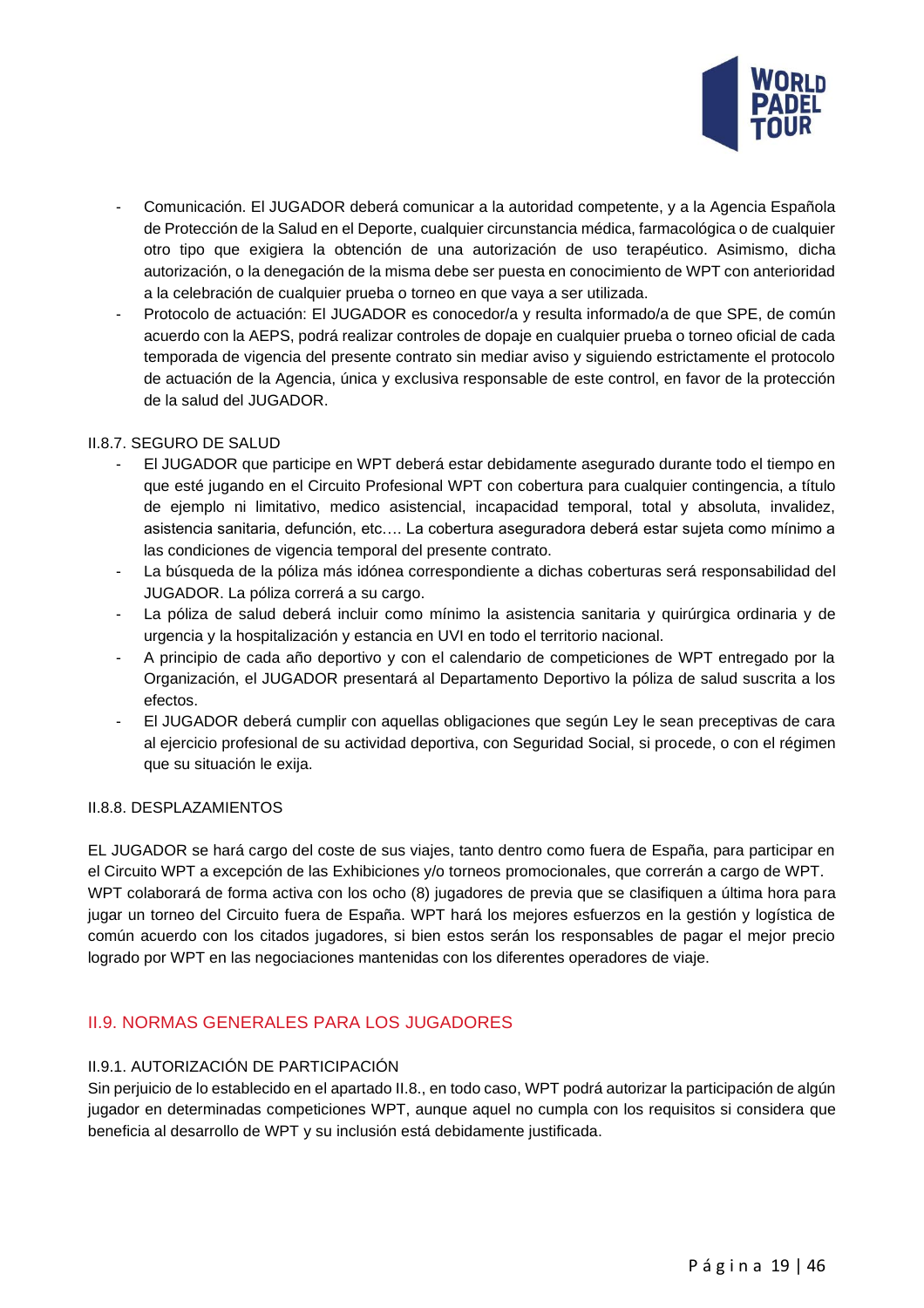- Comunicación. El JUGADOR deberá comunicar a la autoridad competente, y a la Agencia Española de Protección de la Salud en el Deporte, cualquier circunstancia médica, farmacológica o de cualquier otro tipo que exigiera la obtención de una autorización de uso terapéutico. Asimismo, dicha autorización, o la denegación de la misma debe ser puesta en conocimiento de WPT con anterioridad a la celebración de cualquier prueba o torneo en que vaya a ser utilizada.
- Protocolo de actuación: El JUGADOR es conocedor/a y resulta informado/a de que SPE, de común acuerdo con la AEPS, podrá realizar controles de dopaje en cualquier prueba o torneo oficial de cada temporada de vigencia del presente contrato sin mediar aviso y siguiendo estrictamente el protocolo de actuación de la Agencia, única y exclusiva responsable de este control, en favor de la protección de la salud del JUGADOR.

II.8.7. SEGURO DE SALUD

- El JUGADOR que participe en WPT deberá estar debidamente asegurado durante todo el tiempo en que esté jugando en el Circuito Profesional WPT con cobertura para cualquier contingencia, a título de ejemplo ni limitativo, medico asistencial, incapacidad temporal, total y absoluta, invalidez, asistencia sanitaria, defunción, etc.… La cobertura aseguradora deberá estar sujeta como mínimo a las condiciones de vigencia temporal del presente contrato.
- La búsqueda de la póliza más idónea correspondiente a dichas coberturas será responsabilidad del JUGADOR. La póliza correrá a su cargo.
- La póliza de salud deberá incluir como mínimo la asistencia sanitaria y quirúrgica ordinaria y de urgencia y la hospitalización y estancia en UVI en todo el territorio nacional.
- A principio de cada año deportivo y con el calendario de competiciones de WPT entregado por la Organización, el JUGADOR presentará al Departamento Deportivo la póliza de salud suscrita a los efectos.
- El JUGADOR deberá cumplir con aquellas obligaciones que según Ley le sean preceptivas de cara al ejercicio profesional de su actividad deportiva, con Seguridad Social, si procede, o con el régimen que su situación le exija.

II.8.8. DESPLAZAMIENTOS

EL JUGADOR se hará cargo del coste de sus viajes, tanto dentro como fuera de España, para participar en el Circuito WPT a excepción de las Exhibiciones y/o torneos promocionales, que correrán a cargo de WPT.
WPT colaborará de forma activa con los ocho (8) jugadores de previa que se clasifiquen a última hora para jugar un torneo del Circuito fuera de España. WPT hará los mejores esfuerzos en la gestión y logística de común acuerdo con los citados jugadores, si bien estos serán los responsables de pagar el mejor precio logrado por WPT en las negociaciones mantenidas con los diferentes operadores de viaje.

## II.9. NORMAS GENERALES PARA LOS JUGADORES

II.9.1. AUTORIZACIÓN DE PARTICIPACIÓN

Sin perjuicio de lo establecido en el apartado II.8., en todo caso, WPT podrá autorizar la participación de algún jugador en determinadas competiciones WPT, aunque aquel no cumpla con los requisitos si considera que beneficia al desarrollo de WPT y su inclusión está debidamente justificada.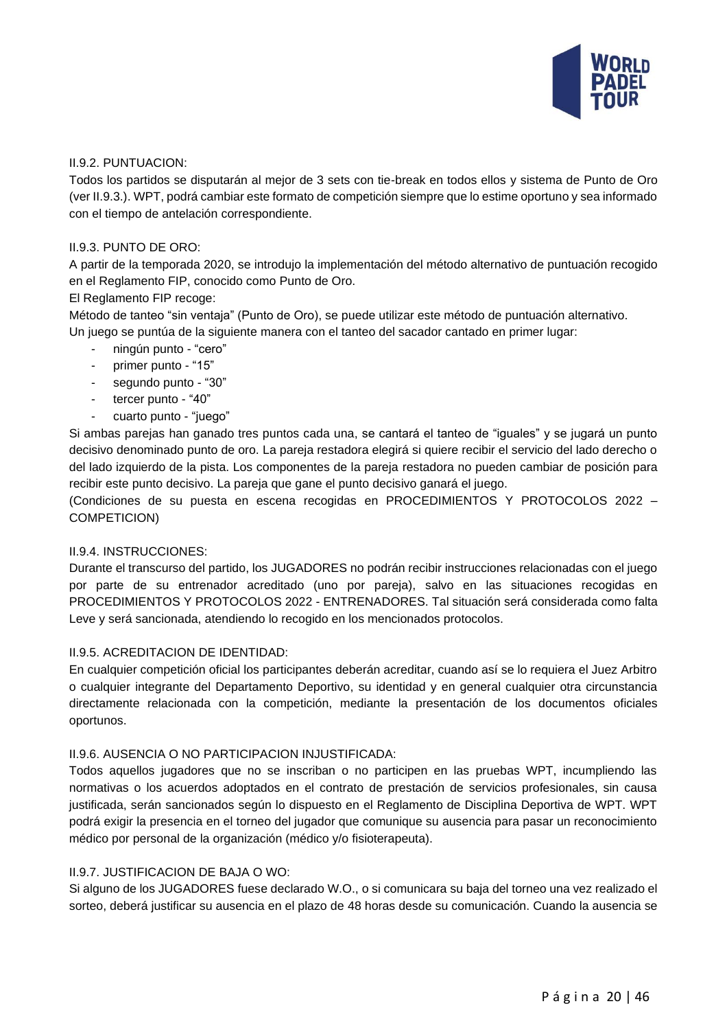II.9.2. PUNTUACION:

Todos los partidos se disputarán al mejor de 3 sets con tie-break en todos ellos y sistema de Punto de Oro (ver II.9.3.). WPT, podrá cambiar este formato de competición siempre que lo estime oportuno y sea informado con el tiempo de antelación correspondiente.

II.9.3. PUNTO DE ORO:

A partir de la temporada 2020, se introdujo la implementación del método alternativo de puntuación recogido en el Reglamento FIP, conocido como Punto de Oro.

El Reglamento FIP recoge:

Método de tanteo "sin ventaja" (Punto de Oro), se puede utilizar este método de puntuación alternativo.

Un juego se puntúa de la siguiente manera con el tanteo del sacador cantado en primer lugar:

- ningún punto - "cero"
- primer punto - "15"
- segundo punto - "30"
- tercer punto - "40"
- cuarto punto - "juego"

Si ambas parejas han ganado tres puntos cada una, se cantará el tanteo de "iguales" y se jugará un punto decisivo denominado punto de oro. La pareja restadora elegirá si quiere recibir el servicio del lado derecho o del lado izquierdo de la pista. Los componentes de la pareja restadora no pueden cambiar de posición para recibir este punto decisivo. La pareja que gane el punto decisivo ganará el juego.

(Condiciones de su puesta en escena recogidas en PROCEDIMIENTOS Y PROTOCOLOS 2022 – COMPETICION)

II.9.4. INSTRUCCIONES:

Durante el transcurso del partido, los JUGADORES no podrán recibir instrucciones relacionadas con el juego por parte de su entrenador acreditado (uno por pareja), salvo en las situaciones recogidas en PROCEDIMIENTOS Y PROTOCOLOS 2022 - ENTRENADORES. Tal situación será considerada como falta Leve y será sancionada, atendiendo lo recogido en los mencionados protocolos.

II.9.5. ACREDITACION DE IDENTIDAD:

En cualquier competición oficial los participantes deberán acreditar, cuando así se lo requiera el Juez Arbitro o cualquier integrante del Departamento Deportivo, su identidad y en general cualquier otra circunstancia directamente relacionada con la competición, mediante la presentación de los documentos oficiales oportunos.

II.9.6. AUSENCIA O NO PARTICIPACION INJUSTIFICADA:

Todos aquellos jugadores que no se inscriban o no participen en las pruebas WPT, incumpliendo las normativas o los acuerdos adoptados en el contrato de prestación de servicios profesionales, sin causa justificada, serán sancionados según lo dispuesto en el Reglamento de Disciplina Deportiva de WPT. WPT podrá exigir la presencia en el torneo del jugador que comunique su ausencia para pasar un reconocimiento médico por personal de la organización (médico y/o fisioterapeuta).

II.9.7. JUSTIFICACION DE BAJA O WO:

Si alguno de los JUGADORES fuese declarado W.O., o si comunicara su baja del torneo una vez realizado el sorteo, deberá justificar su ausencia en el plazo de 48 horas desde su comunicación. Cuando la ausencia se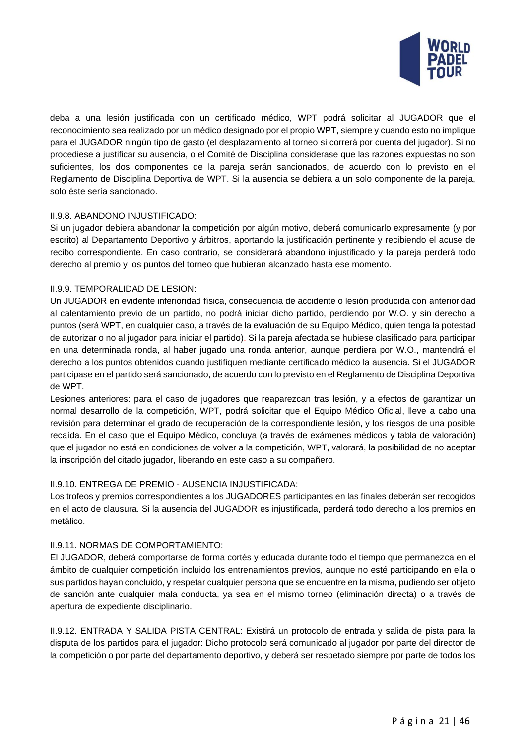deba a una lesión justificada con un certificado médico, WPT podrá solicitar al JUGADOR que el reconocimiento sea realizado por un médico designado por el propio WPT, siempre y cuando esto no implique para el JUGADOR ningún tipo de gasto (el desplazamiento al torneo si correrá por cuenta del jugador). Si no procediese a justificar su ausencia, o el Comité de Disciplina considerase que las razones expuestas no son suficientes, los dos componentes de la pareja serán sancionados, de acuerdo con lo previsto en el Reglamento de Disciplina Deportiva de WPT. Si la ausencia se debiera a un solo componente de la pareja, solo éste sería sancionado.

II.9.8. ABANDONO INJUSTIFICADO:

Si un jugador debiera abandonar la competición por algún motivo, deberá comunicarlo expresamente (y por escrito) al Departamento Deportivo y árbitros, aportando la justificación pertinente y recibiendo el acuse de recibo correspondiente. En caso contrario, se considerará abandono injustificado y la pareja perderá todo derecho al premio y los puntos del torneo que hubieran alcanzado hasta ese momento.

II.9.9. TEMPORALIDAD DE LESION:

Un JUGADOR en evidente inferioridad física, consecuencia de accidente o lesión producida con anterioridad al calentamiento previo de un partido, no podrá iniciar dicho partido, perdiendo por W.O. y sin derecho a puntos (será WPT, en cualquier caso, a través de la evaluación de su Equipo Médico, quien tenga la potestad de autorizar o no al jugador para iniciar el partido). Si la pareja afectada se hubiese clasificado para participar en una determinada ronda, al haber jugado una ronda anterior, aunque perdiera por W.O., mantendrá el derecho a los puntos obtenidos cuando justifiquen mediante certificado médico la ausencia. Si el JUGADOR participase en el partido será sancionado, de acuerdo con lo previsto en el Reglamento de Disciplina Deportiva de WPT.

Lesiones anteriores: para el caso de jugadores que reaparezcan tras lesión, y a efectos de garantizar un normal desarrollo de la competición, WPT, podrá solicitar que el Equipo Médico Oficial, lleve a cabo una revisión para determinar el grado de recuperación de la correspondiente lesión, y los riesgos de una posible recaída. En el caso que el Equipo Médico, concluya (a través de exámenes médicos y tabla de valoración) que el jugador no está en condiciones de volver a la competición, WPT, valorará, la posibilidad de no aceptar la inscripción del citado jugador, liberando en este caso a su compañero.

II.9.10. ENTREGA DE PREMIO - AUSENCIA INJUSTIFICADA:

Los trofeos y premios correspondientes a los JUGADORES participantes en las finales deberán ser recogidos en el acto de clausura. Si la ausencia del JUGADOR es injustificada, perderá todo derecho a los premios en metálico.

II.9.11. NORMAS DE COMPORTAMIENTO:

El JUGADOR, deberá comportarse de forma cortés y educada durante todo el tiempo que permanezca en el ámbito de cualquier competición incluido los entrenamientos previos, aunque no esté participando en ella o sus partidos hayan concluido, y respetar cualquier persona que se encuentre en la misma, pudiendo ser objeto de sanción ante cualquier mala conducta, ya sea en el mismo torneo (eliminación directa) o a través de apertura de expediente disciplinario.

II.9.12. ENTRADA Y SALIDA PISTA CENTRAL: Existirá un protocolo de entrada y salida de pista para la disputa de los partidos para el jugador: Dicho protocolo será comunicado al jugador por parte del director de la competición o por parte del departamento deportivo, y deberá ser respetado siempre por parte de todos los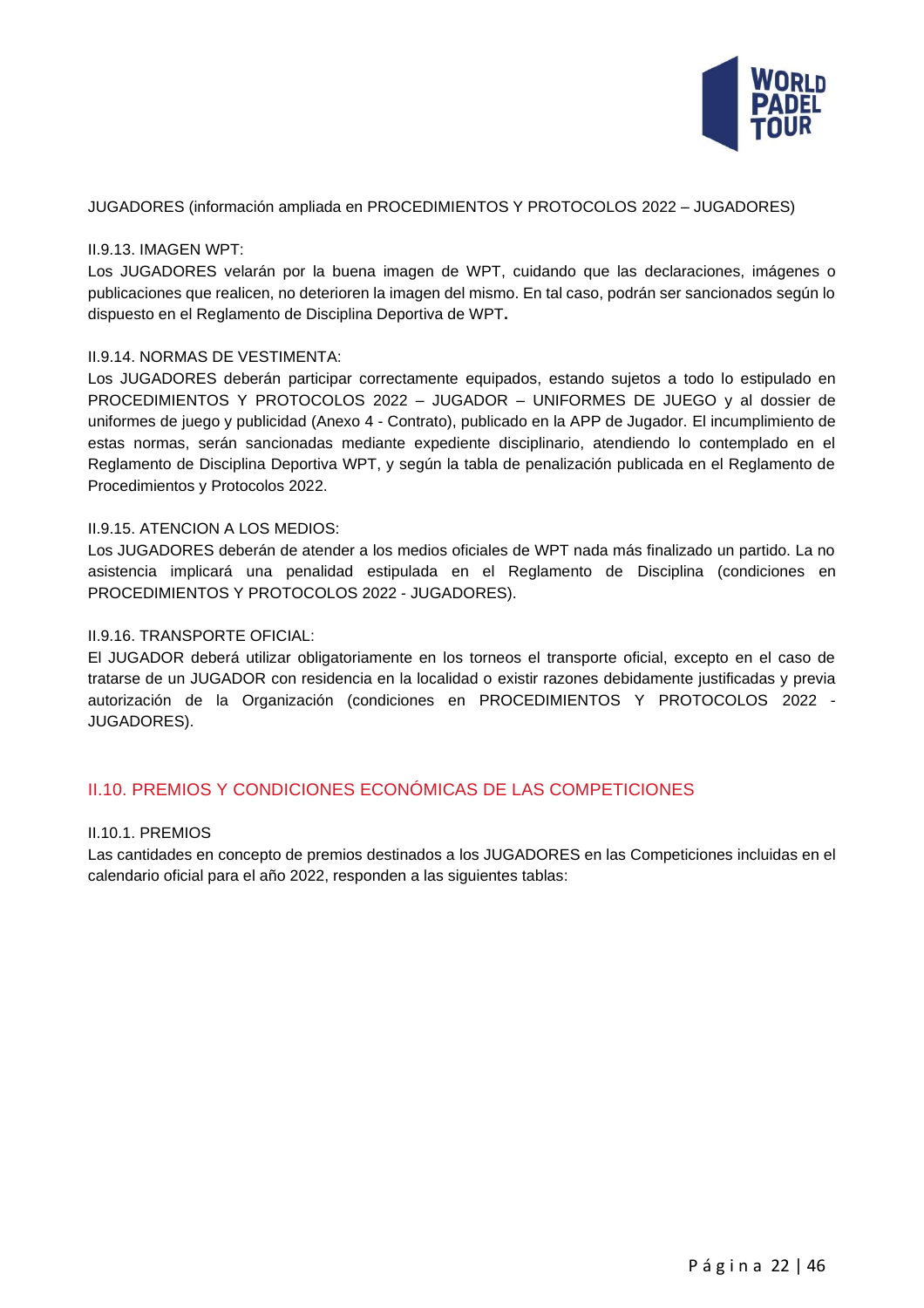JUGADORES (información ampliada en PROCEDIMIENTOS Y PROTOCOLOS 2022 – JUGADORES)

II.9.13. IMAGEN WPT:

Los JUGADORES velarán por la buena imagen de WPT, cuidando que las declaraciones, imágenes o publicaciones que realicen, no deterioren la imagen del mismo. En tal caso, podrán ser sancionados según lo dispuesto en el Reglamento de Disciplina Deportiva de WPT**.**

II.9.14. NORMAS DE VESTIMENTA:

Los JUGADORES deberán participar correctamente equipados, estando sujetos a todo lo estipulado en PROCEDIMIENTOS Y PROTOCOLOS 2022 – JUGADOR – UNIFORMES DE JUEGO y al dossier de uniformes de juego y publicidad (Anexo 4 - Contrato), publicado en la APP de Jugador. El incumplimiento de estas normas, serán sancionadas mediante expediente disciplinario, atendiendo lo contemplado en el Reglamento de Disciplina Deportiva WPT, y según la tabla de penalización publicada en el Reglamento de Procedimientos y Protocolos 2022.

II.9.15. ATENCION A LOS MEDIOS:

Los JUGADORES deberán de atender a los medios oficiales de WPT nada más finalizado un partido. La no asistencia implicará una penalidad estipulada en el Reglamento de Disciplina (condiciones en PROCEDIMIENTOS Y PROTOCOLOS 2022 - JUGADORES).

II.9.16. TRANSPORTE OFICIAL:

El JUGADOR deberá utilizar obligatoriamente en los torneos el transporte oficial, excepto en el caso de tratarse de un JUGADOR con residencia en la localidad o existir razones debidamente justificadas y previa autorización de la Organización (condiciones en PROCEDIMIENTOS Y PROTOCOLOS 2022 - JUGADORES).

## II.10. PREMIOS Y CONDICIONES ECONÓMICAS DE LAS COMPETICIONES

II.10.1. PREMIOS

Las cantidades en concepto de premios destinados a los JUGADORES en las Competiciones incluidas en el calendario oficial para el año 2022, responden a las siguientes tablas: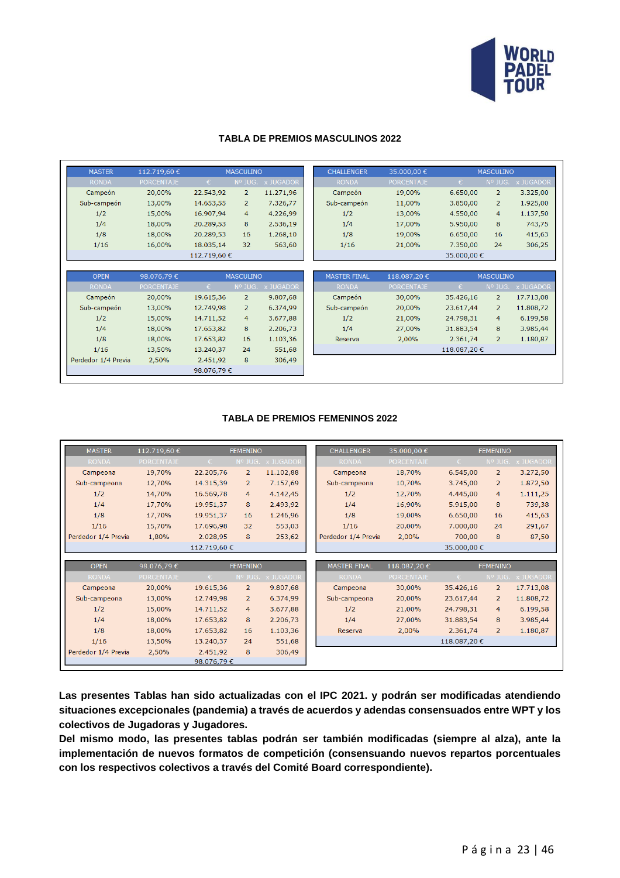### TABLA DE PREMIOS MASCULINOS 2022

| MASTER | 112.719,60 € | MASCULINO | | |
|---|---|---|---|---|
| RONDA | PORCENTAJE | € | Nº JUG. | x JUGADOR |
| Campeón | 20,00% | 22.543,92 | 2 | 11.271,96 |
| Sub-campeón | 13,00% | 14.653,55 | 2 | 7.326,77 |
| 1/2 | 15,00% | 16.907,94 | 4 | 4.226,99 |
| 1/4 | 18,00% | 20.289,53 | 8 | 2.536,19 |
| 1/8 | 18,00% | 20.289,53 | 16 | 1.268,10 |
| 1/16 | 16,00% | 18.035,14 | 32 | 563,60 |
| | | 112.719,60 € | | |

| CHALLENGER | 35.000,00 € | MASCULINO | | |
|---|---|---|---|---|
| RONDA | PORCENTAJE | € | Nº JUG. | x JUGADOR |
| Campeón | 19,00% | 6.650,00 | 2 | 3.325,00 |
| Sub-campeón | 11,00% | 3.850,00 | 2 | 1.925,00 |
| 1/2 | 13,00% | 4.550,00 | 4 | 1.137,50 |
| 1/4 | 17,00% | 5.950,00 | 8 | 743,75 |
| 1/8 | 19,00% | 6.650,00 | 16 | 415,63 |
| 1/16 | 21,00% | 7.350,00 | 24 | 306,25 |
| | | 35.000,00 € | | |

| OPEN | 98.076,79 € | MASCULINO | | |
|---|---|---|---|---|
| RONDA | PORCENTAJE | € | Nº JUG. | x JUGADOR |
| Campeón | 20,00% | 19.615,36 | 2 | 9.807,68 |
| Sub-campeón | 13,00% | 12.749,98 | 2 | 6.374,99 |
| 1/2 | 15,00% | 14.711,52 | 4 | 3.677,88 |
| 1/4 | 18,00% | 17.653,82 | 8 | 2.206,73 |
| 1/8 | 18,00% | 17.653,82 | 16 | 1.103,36 |
| 1/16 | 13,50% | 13.240,37 | 24 | 551,68 |
| Perdedor 1/4 Previa | 2,50% | 2.451,92 | 8 | 306,49 |
| | | 98.076,79 € | | |

| MASTER FINAL | 118.087,20 € | MASCULINO | | |
|---|---|---|---|---|
| RONDA | PORCENTAJE | € | Nº JUG. | x JUGADOR |
| Campeón | 30,00% | 35.426,16 | 2 | 17.713,08 |
| Sub-campeón | 20,00% | 23.617,44 | 2 | 11.808,72 |
| 1/2 | 21,00% | 24.798,31 | 4 | 6.199,58 |
| 1/4 | 27,00% | 31.883,54 | 8 | 3.985,44 |
| Reserva | 2,00% | 2.361,74 | 2 | 1.180,87 |
| | | 118.087,20 € | | |

### TABLA DE PREMIOS FEMENINOS 2022

| MASTER | 112.719,60 € | FEMENINO | | |
|---|---|---|---|---|
| RONDA | PORCENTAJE | € | Nº JUG. | x JUGADOR |
| Campeona | 19,70% | 22.205,76 | 2 | 11.102,88 |
| Sub-campeona | 12,70% | 14.315,39 | 2 | 7.157,69 |
| 1/2 | 14,70% | 16.569,78 | 4 | 4.142,45 |
| 1/4 | 17,70% | 19.951,37 | 8 | 2.493,92 |
| 1/8 | 17,70% | 19.951,37 | 16 | 1.246,96 |
| 1/16 | 15,70% | 17.696,98 | 32 | 553,03 |
| Perdedor 1/4 Previa | 1,80% | 2.028,95 | 8 | 253,62 |
| | | 112.719,60 € | | |

| CHALLENGER | 35.000,00 € | FEMENINO | | |
|---|---|---|---|---|
| RONDA | PORCENTAJE | € | Nº JUG. | x JUGADOR |
| Campeona | 18,70% | 6.545,00 | 2 | 3.272,50 |
| Sub-campeona | 10,70% | 3.745,00 | 2 | 1.872,50 |
| 1/2 | 12,70% | 4.445,00 | 4 | 1.111,25 |
| 1/4 | 16,90% | 5.915,00 | 8 | 739,38 |
| 1/8 | 19,00% | 6.650,00 | 16 | 415,63 |
| 1/16 | 20,00% | 7.000,00 | 24 | 291,67 |
| Perdedor 1/4 Previa | 2,00% | 700,00 | 8 | 87,50 |
| | | 35.000,00 € | | |

| OPEN | 98.076,79 € | FEMENINO | | |
|---|---|---|---|---|
| RONDA | PORCENTAJE | € | Nº JUG. | x JUGADOR |
| Campeona | 20,00% | 19.615,36 | 2 | 9.807,68 |
| Sub-campeona | 13,00% | 12.749,98 | 2 | 6.374,99 |
| 1/2 | 15,00% | 14.711,52 | 4 | 3.677,88 |
| 1/4 | 18,00% | 17.653,82 | 8 | 2.206,73 |
| 1/8 | 18,00% | 17.653,82 | 16 | 1.103,36 |
| 1/16 | 13,50% | 13.240,37 | 24 | 551,68 |
| Perdedor 1/4 Previa | 2,50% | 2.451,92 | 8 | 306,49 |
| | | 98.076,79 € | | |

| MASTER FINAL | 118.087,20 € | FEMENINO | | |
|---|---|---|---|---|
| RONDA | PORCENTAJE | € | Nº JUG. | x JUGADOR |
| Campeona | 30,00% | 35.426,16 | 2 | 17.713,08 |
| Sub-campeona | 20,00% | 23.617,44 | 2 | 11.808,72 |
| 1/2 | 21,00% | 24.798,31 | 4 | 6.199,58 |
| 1/4 | 27,00% | 31.883,54 | 8 | 3.985,44 |
| Reserva | 2,00% | 2.361,74 | 2 | 1.180,87 |
| | | 118.087,20 € | | |

**Las presentes Tablas han sido actualizadas con el IPC 2021. y podrán ser modificadas atendiendo situaciones excepcionales (pandemia) a través de acuerdos y adendas consensuados entre WPT y los colectivos de Jugadoras y Jugadores.**

**Del mismo modo, las presentes tablas podrán ser también modificadas (siempre al alza), ante la implementación de nuevos formatos de competición (consensuando nuevos repartos porcentuales con los respectivos colectivos a través del Comité Board correspondiente).**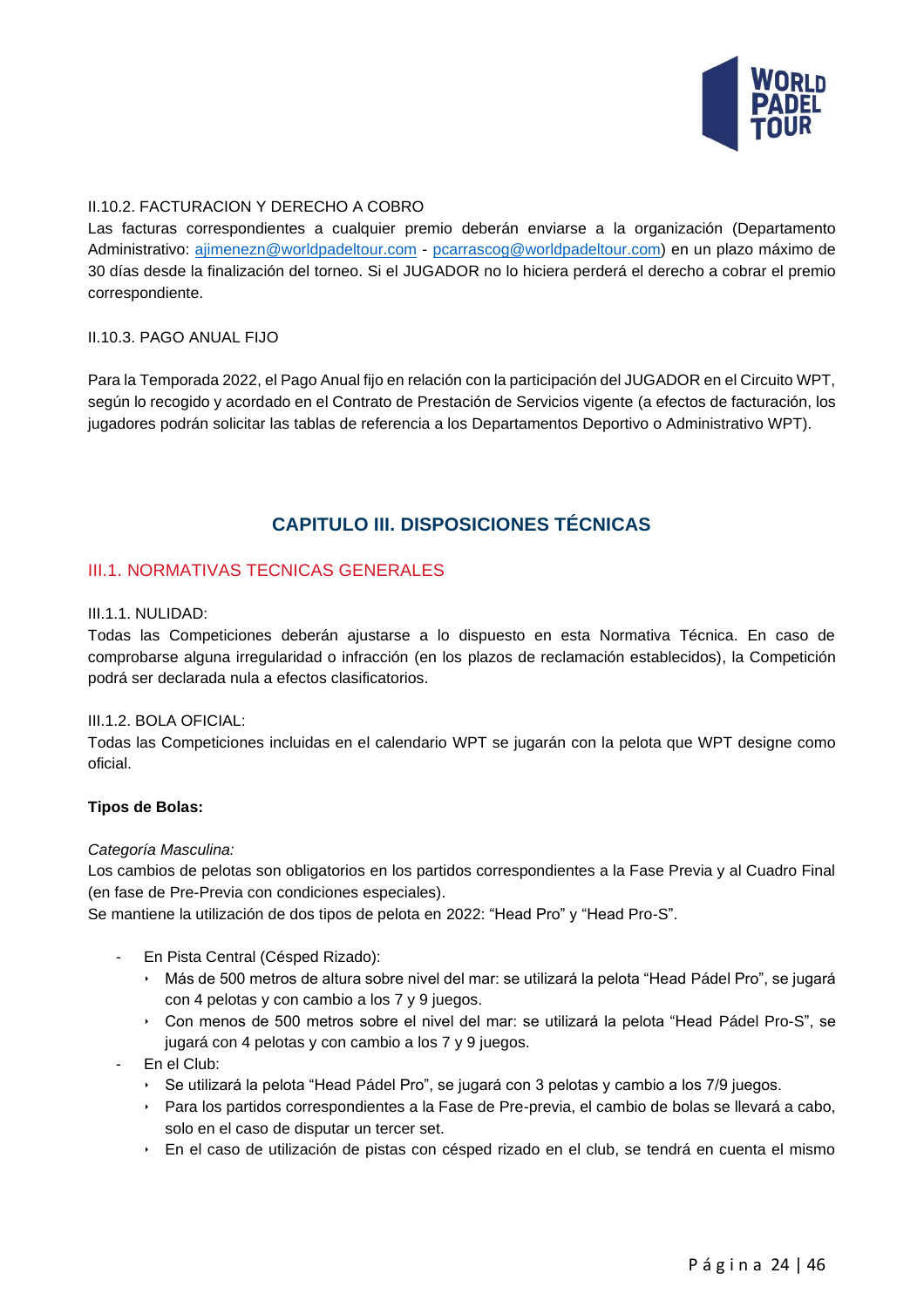II.10.2. FACTURACION Y DERECHO A COBRO

Las facturas correspondientes a cualquier premio deberán enviarse a la organización (Departamento Administrativo: ajimenezn@worldpadeltour.com - pcarrascog@worldpadeltour.com) en un plazo máximo de 30 días desde la finalización del torneo. Si el JUGADOR no lo hiciera perderá el derecho a cobrar el premio correspondiente.

II.10.3. PAGO ANUAL FIJO

Para la Temporada 2022, el Pago Anual fijo en relación con la participación del JUGADOR en el Circuito WPT, según lo recogido y acordado en el Contrato de Prestación de Servicios vigente (a efectos de facturación, los jugadores podrán solicitar las tablas de referencia a los Departamentos Deportivo o Administrativo WPT).

# CAPITULO III. DISPOSICIONES TÉCNICAS

## III.1. NORMATIVAS TECNICAS GENERALES

III.1.1. NULIDAD:

Todas las Competiciones deberán ajustarse a lo dispuesto en esta Normativa Técnica. En caso de comprobarse alguna irregularidad o infracción (en los plazos de reclamación establecidos), la Competición podrá ser declarada nula a efectos clasificatorios.

III.1.2. BOLA OFICIAL:

Todas las Competiciones incluidas en el calendario WPT se jugarán con la pelota que WPT designe como oficial.

**Tipos de Bolas:**

*Categoría Masculina:*

Los cambios de pelotas son obligatorios en los partidos correspondientes a la Fase Previa y al Cuadro Final (en fase de Pre-Previa con condiciones especiales).

Se mantiene la utilización de dos tipos de pelota en 2022: “Head Pro” y “Head Pro-S”.

- En Pista Central (Césped Rizado):
  - Más de 500 metros de altura sobre nivel del mar: se utilizará la pelota “Head Pádel Pro”, se jugará con 4 pelotas y con cambio a los 7 y 9 juegos.
  - Con menos de 500 metros sobre el nivel del mar: se utilizará la pelota “Head Pádel Pro-S”, se jugará con 4 pelotas y con cambio a los 7 y 9 juegos.
- En el Club:
  - Se utilizará la pelota “Head Pádel Pro”, se jugará con 3 pelotas y cambio a los 7/9 juegos.
  - Para los partidos correspondientes a la Fase de Pre-previa, el cambio de bolas se llevará a cabo, solo en el caso de disputar un tercer set.
  - En el caso de utilización de pistas con césped rizado en el club, se tendrá en cuenta el mismo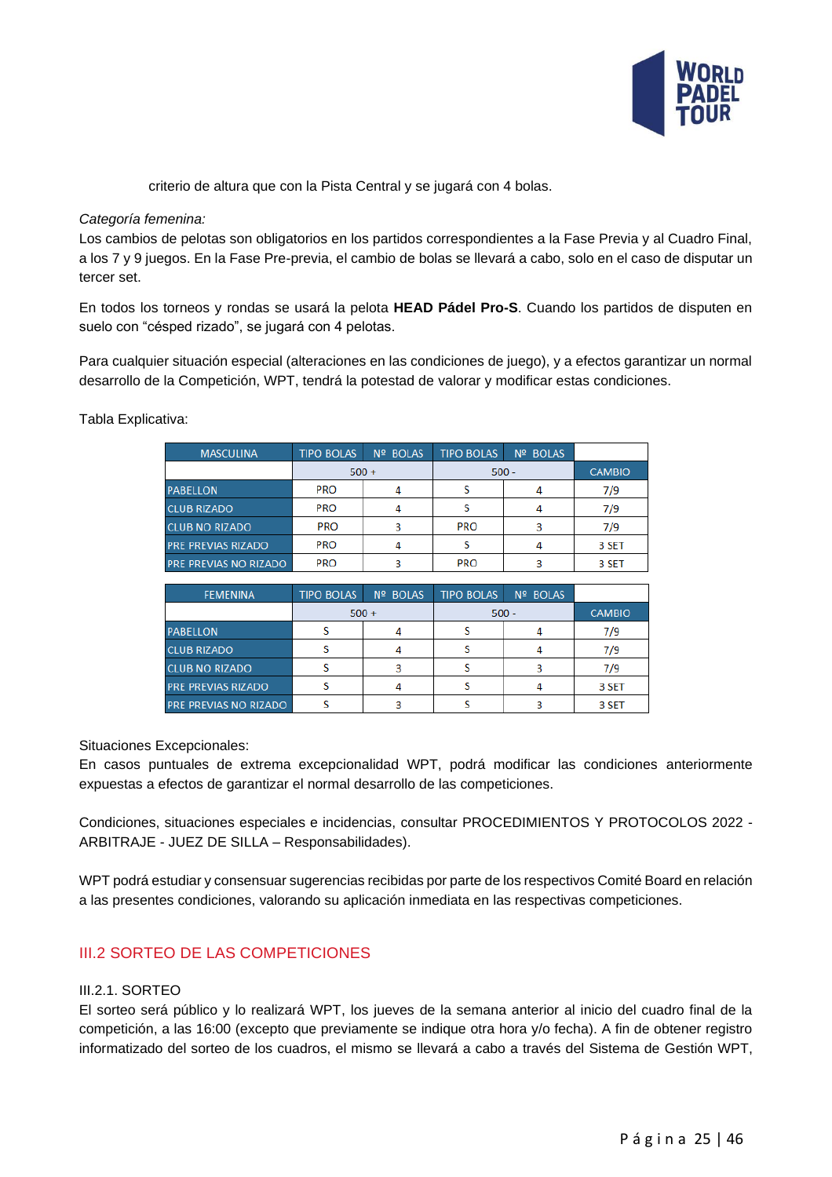criterio de altura que con la Pista Central y se jugará con 4 bolas.

*Categoría femenina:*
Los cambios de pelotas son obligatorios en los partidos correspondientes a la Fase Previa y al Cuadro Final, a los 7 y 9 juegos. En la Fase Pre-previa, el cambio de bolas se llevará a cabo, solo en el caso de disputar un tercer set.

En todos los torneos y rondas se usará la pelota **HEAD Pádel Pro-S**. Cuando los partidos de disputen en suelo con "césped rizado", se jugará con 4 pelotas.

Para cualquier situación especial (alteraciones en las condiciones de juego), y a efectos garantizar un normal desarrollo de la Competición, WPT, tendrá la potestad de valorar y modificar estas condiciones.

Tabla Explicativa:

| MASCULINA | TIPO BOLAS | Nº BOLAS | TIPO BOLAS | Nº BOLAS | |
|---|---|---|---|---|---|
| | 500 + | | 500 - | | CAMBIO |
| PABELLON | PRO | 4 | S | 4 | 7/9 |
| CLUB RIZADO | PRO | 4 | S | 4 | 7/9 |
| CLUB NO RIZADO | PRO | 3 | PRO | 3 | 7/9 |
| PRE PREVIAS RIZADO | PRO | 4 | S | 4 | 3 SET |
| PRE PREVIAS NO RIZADO | PRO | 3 | PRO | 3 | 3 SET |

| FEMENINA | TIPO BOLAS | Nº BOLAS | TIPO BOLAS | Nº BOLAS | |
|---|---|---|---|---|---|
| | 500 + | | 500 - | | CAMBIO |
| PABELLON | S | 4 | S | 4 | 7/9 |
| CLUB RIZADO | S | 4 | S | 4 | 7/9 |
| CLUB NO RIZADO | S | 3 | S | 3 | 7/9 |
| PRE PREVIAS RIZADO | S | 4 | S | 4 | 3 SET |
| PRE PREVIAS NO RIZADO | S | 3 | S | 3 | 3 SET |

Situaciones Excepcionales:
En casos puntuales de extrema excepcionalidad WPT, podrá modificar las condiciones anteriormente expuestas a efectos de garantizar el normal desarrollo de las competiciones.

Condiciones, situaciones especiales e incidencias, consultar PROCEDIMIENTOS Y PROTOCOLOS 2022 - ARBITRAJE - JUEZ DE SILLA – Responsabilidades).

WPT podrá estudiar y consensuar sugerencias recibidas por parte de los respectivos Comité Board en relación a las presentes condiciones, valorando su aplicación inmediata en las respectivas competiciones.

## III.2 SORTEO DE LAS COMPETICIONES

### III.2.1. SORTEO

El sorteo será público y lo realizará WPT, los jueves de la semana anterior al inicio del cuadro final de la competición, a las 16:00 (excepto que previamente se indique otra hora y/o fecha). A fin de obtener registro informatizado del sorteo de los cuadros, el mismo se llevará a cabo a través del Sistema de Gestión WPT,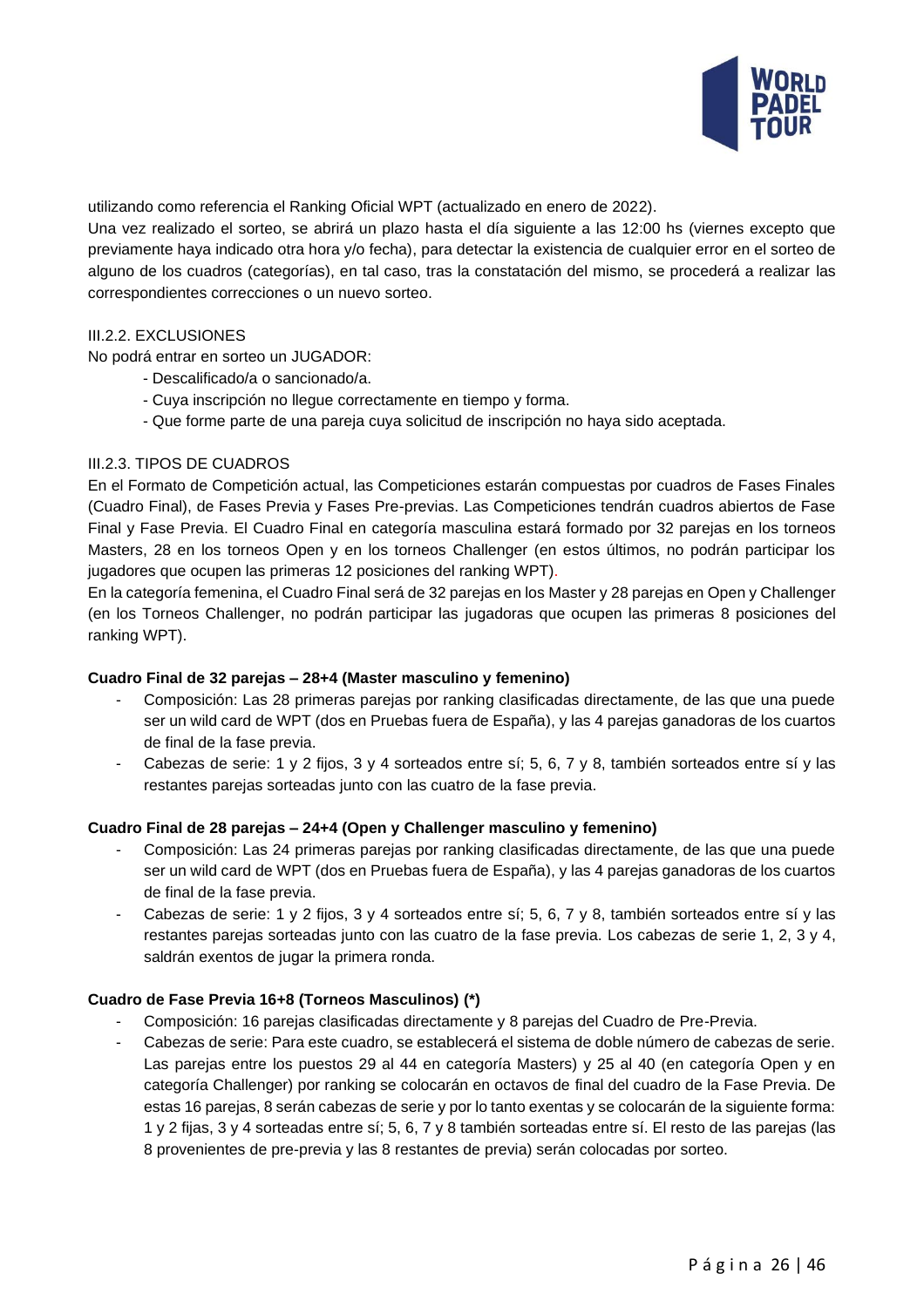utilizando como referencia el Ranking Oficial WPT (actualizado en enero de 2022).

Una vez realizado el sorteo, se abrirá un plazo hasta el día siguiente a las 12:00 hs (viernes excepto que previamente haya indicado otra hora y/o fecha), para detectar la existencia de cualquier error en el sorteo de alguno de los cuadros (categorías), en tal caso, tras la constatación del mismo, se procederá a realizar las correspondientes correcciones o un nuevo sorteo.

III.2.2. EXCLUSIONES

No podrá entrar en sorteo un JUGADOR:

- Descalificado/a o sancionado/a.
- Cuya inscripción no llegue correctamente en tiempo y forma.
- Que forme parte de una pareja cuya solicitud de inscripción no haya sido aceptada.

III.2.3. TIPOS DE CUADROS

En el Formato de Competición actual, las Competiciones estarán compuestas por cuadros de Fases Finales (Cuadro Final), de Fases Previa y Fases Pre-previas. Las Competiciones tendrán cuadros abiertos de Fase Final y Fase Previa. El Cuadro Final en categoría masculina estará formado por 32 parejas en los torneos Masters, 28 en los torneos Open y en los torneos Challenger (en estos últimos, no podrán participar los jugadores que ocupen las primeras 12 posiciones del ranking WPT).

En la categoría femenina, el Cuadro Final será de 32 parejas en los Master y 28 parejas en Open y Challenger (en los Torneos Challenger, no podrán participar las jugadoras que ocupen las primeras 8 posiciones del ranking WPT).

**Cuadro Final de 32 parejas – 28+4 (Master masculino y femenino)**

- Composición: Las 28 primeras parejas por ranking clasificadas directamente, de las que una puede ser un wild card de WPT (dos en Pruebas fuera de España), y las 4 parejas ganadoras de los cuartos de final de la fase previa.
- Cabezas de serie: 1 y 2 fijos, 3 y 4 sorteados entre sí; 5, 6, 7 y 8, también sorteados entre sí y las restantes parejas sorteadas junto con las cuatro de la fase previa.

**Cuadro Final de 28 parejas – 24+4 (Open y Challenger masculino y femenino)**

- Composición: Las 24 primeras parejas por ranking clasificadas directamente, de las que una puede ser un wild card de WPT (dos en Pruebas fuera de España), y las 4 parejas ganadoras de los cuartos de final de la fase previa.
- Cabezas de serie: 1 y 2 fijos, 3 y 4 sorteados entre sí; 5, 6, 7 y 8, también sorteados entre sí y las restantes parejas sorteadas junto con las cuatro de la fase previa. Los cabezas de serie 1, 2, 3 y 4, saldrán exentos de jugar la primera ronda.

**Cuadro de Fase Previa 16+8 (Torneos Masculinos) (*)**

- Composición: 16 parejas clasificadas directamente y 8 parejas del Cuadro de Pre-Previa.
- Cabezas de serie: Para este cuadro, se establecerá el sistema de doble número de cabezas de serie. Las parejas entre los puestos 29 al 44 en categoría Masters) y 25 al 40 (en categoría Open y en categoría Challenger) por ranking se colocarán en octavos de final del cuadro de la Fase Previa. De estas 16 parejas, 8 serán cabezas de serie y por lo tanto exentas y se colocarán de la siguiente forma: 1 y 2 fijas, 3 y 4 sorteadas entre sí; 5, 6, 7 y 8 también sorteadas entre sí. El resto de las parejas (las 8 provenientes de pre-previa y las 8 restantes de previa) serán colocadas por sorteo.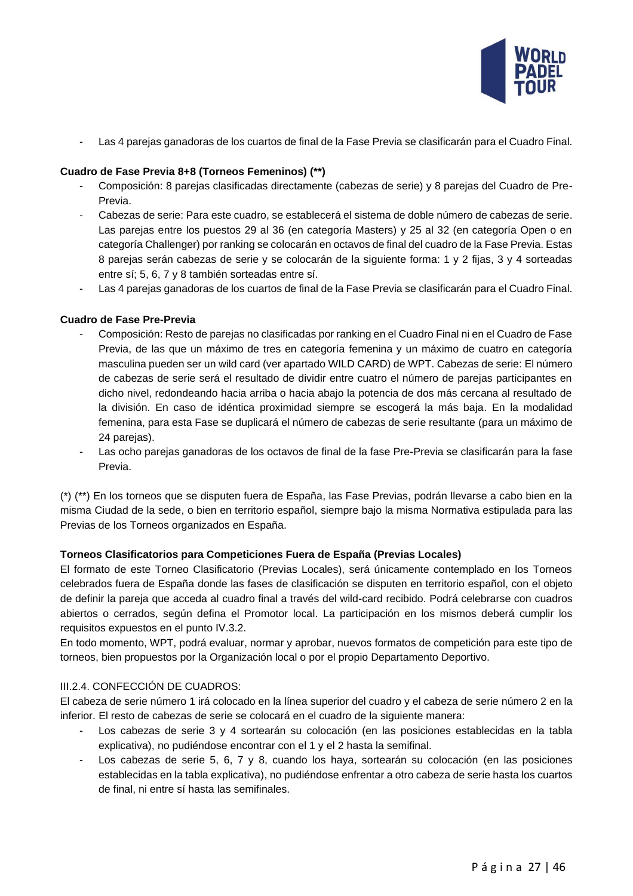- Las 4 parejas ganadoras de los cuartos de final de la Fase Previa se clasificarán para el Cuadro Final.

**Cuadro de Fase Previa 8+8 (Torneos Femeninos) (**)**

- Composición: 8 parejas clasificadas directamente (cabezas de serie) y 8 parejas del Cuadro de Pre-Previa.
- Cabezas de serie: Para este cuadro, se establecerá el sistema de doble número de cabezas de serie. Las parejas entre los puestos 29 al 36 (en categoría Masters) y 25 al 32 (en categoría Open o en categoría Challenger) por ranking se colocarán en octavos de final del cuadro de la Fase Previa. Estas 8 parejas serán cabezas de serie y se colocarán de la siguiente forma: 1 y 2 fijas, 3 y 4 sorteadas entre sí; 5, 6, 7 y 8 también sorteadas entre sí.
- Las 4 parejas ganadoras de los cuartos de final de la Fase Previa se clasificarán para el Cuadro Final.

**Cuadro de Fase Pre-Previa**

- Composición: Resto de parejas no clasificadas por ranking en el Cuadro Final ni en el Cuadro de Fase Previa, de las que un máximo de tres en categoría femenina y un máximo de cuatro en categoría masculina pueden ser un wild card (ver apartado WILD CARD) de WPT. Cabezas de serie: El número de cabezas de serie será el resultado de dividir entre cuatro el número de parejas participantes en dicho nivel, redondeando hacia arriba o hacia abajo la potencia de dos más cercana al resultado de la división. En caso de idéntica proximidad siempre se escogerá la más baja. En la modalidad femenina, para esta Fase se duplicará el número de cabezas de serie resultante (para un máximo de 24 parejas).
- Las ocho parejas ganadoras de los octavos de final de la fase Pre-Previa se clasificarán para la fase Previa.

(*) (**) En los torneos que se disputen fuera de España, las Fase Previas, podrán llevarse a cabo bien en la misma Ciudad de la sede, o bien en territorio español, siempre bajo la misma Normativa estipulada para las Previas de los Torneos organizados en España.

**Torneos Clasificatorios para Competiciones Fuera de España (Previas Locales)**

El formato de este Torneo Clasificatorio (Previas Locales), será únicamente contemplado en los Torneos celebrados fuera de España donde las fases de clasificación se disputen en territorio español, con el objeto de definir la pareja que acceda al cuadro final a través del wild-card recibido. Podrá celebrarse con cuadros abiertos o cerrados, según defina el Promotor local. La participación en los mismos deberá cumplir los requisitos expuestos en el punto IV.3.2.

En todo momento, WPT, podrá evaluar, normar y aprobar, nuevos formatos de competición para este tipo de torneos, bien propuestos por la Organización local o por el propio Departamento Deportivo.

III.2.4. CONFECCIÓN DE CUADROS:

El cabeza de serie número 1 irá colocado en la línea superior del cuadro y el cabeza de serie número 2 en la inferior. El resto de cabezas de serie se colocará en el cuadro de la siguiente manera:

- Los cabezas de serie 3 y 4 sortearán su colocación (en las posiciones establecidas en la tabla explicativa), no pudiéndose encontrar con el 1 y el 2 hasta la semifinal.
- Los cabezas de serie 5, 6, 7 y 8, cuando los haya, sortearán su colocación (en las posiciones establecidas en la tabla explicativa), no pudiéndose enfrentar a otro cabeza de serie hasta los cuartos de final, ni entre sí hasta las semifinales.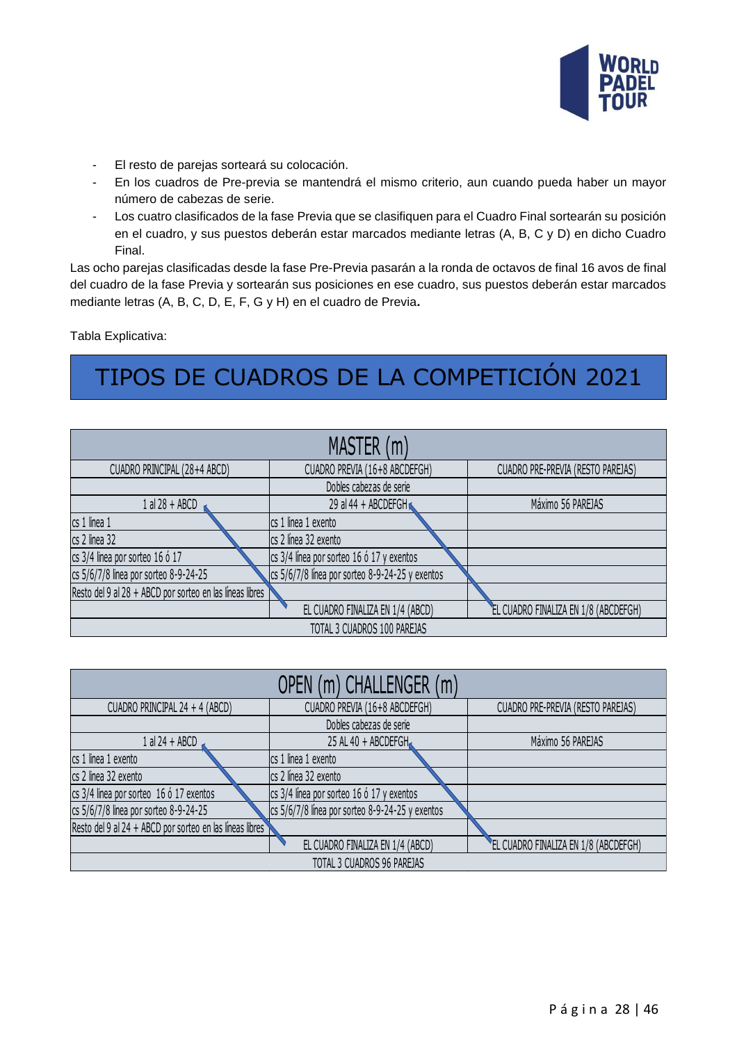- El resto de parejas sorteará su colocación.
- En los cuadros de Pre-previa se mantendrá el mismo criterio, aun cuando pueda haber un mayor número de cabezas de serie.
- Los cuatro clasificados de la fase Previa que se clasifiquen para el Cuadro Final sortearán su posición en el cuadro, y sus puestos deberán estar marcados mediante letras (A, B, C y D) en dicho Cuadro Final.

Las ocho parejas clasificadas desde la fase Pre-Previa pasarán a la ronda de octavos de final 16 avos de final del cuadro de la fase Previa y sortearán sus posiciones en ese cuadro, sus puestos deberán estar marcados mediante letras (A, B, C, D, E, F, G y H) en el cuadro de Previa**.**

Tabla Explicativa:

# TIPOS DE CUADROS DE LA COMPETICIÓN 2021

| MASTER (m) | | |
|---|---|---|
| CUADRO PRINCIPAL (28+4 ABCD) | CUADRO PREVIA (16+8 ABCDEFGH) | CUADRO PRE-PREVIA (RESTO PAREJAS) |
| | Dobles cabezas de serie | |
| 1 al 28 + ABCD | 29 al 44 + ABCDEFGH | Máximo 56 PAREJAS |
| cs 1 línea 1 | cs 1 línea 1 exento | |
| cs 2 línea 32 | cs 2 línea 32 exento | |
| cs 3/4 línea por sorteo 16 ó 17 | cs 3/4 línea por sorteo 16 ó 17 y exentos | |
| cs 5/6/7/8 línea por sorteo 8-9-24-25 | cs 5/6/7/8 línea por sorteo 8-9-24-25 y exentos | |
| Resto del 9 al 28 + ABCD por sorteo en las líneas libres | | |
| | EL CUADRO FINALIZA EN 1/4 (ABCD) | EL CUADRO FINALIZA EN 1/8 (ABCDEFGH) |
| TOTAL 3 CUADROS 100 PAREJAS | | |

| OPEN (m) CHALLENGER (m) | | |
|---|---|---|
| CUADRO PRINCIPAL 24 + 4 (ABCD) | CUADRO PREVIA (16+8 ABCDEFGH) | CUADRO PRE-PREVIA (RESTO PAREJAS) |
| | Dobles cabezas de serie | |
| 1 al 24 + ABCD | 25 AL 40 + ABCDEFGH | Máximo 56 PAREJAS |
| cs 1 línea 1 exento | cs 1 línea 1 exento | |
| cs 2 línea 32 exento | cs 2 línea 32 exento | |
| cs 3/4 línea por sorteo 16 ó 17 exentos | cs 3/4 línea por sorteo 16 ó 17 y exentos | |
| cs 5/6/7/8 línea por sorteo 8-9-24-25 | cs 5/6/7/8 línea por sorteo 8-9-24-25 y exentos | |
| Resto del 9 al 24 + ABCD por sorteo en las líneas libres | | |
| | EL CUADRO FINALIZA EN 1/4 (ABCD) | EL CUADRO FINALIZA EN 1/8 (ABCDEFGH) |
| TOTAL 3 CUADROS 96 PAREJAS | | |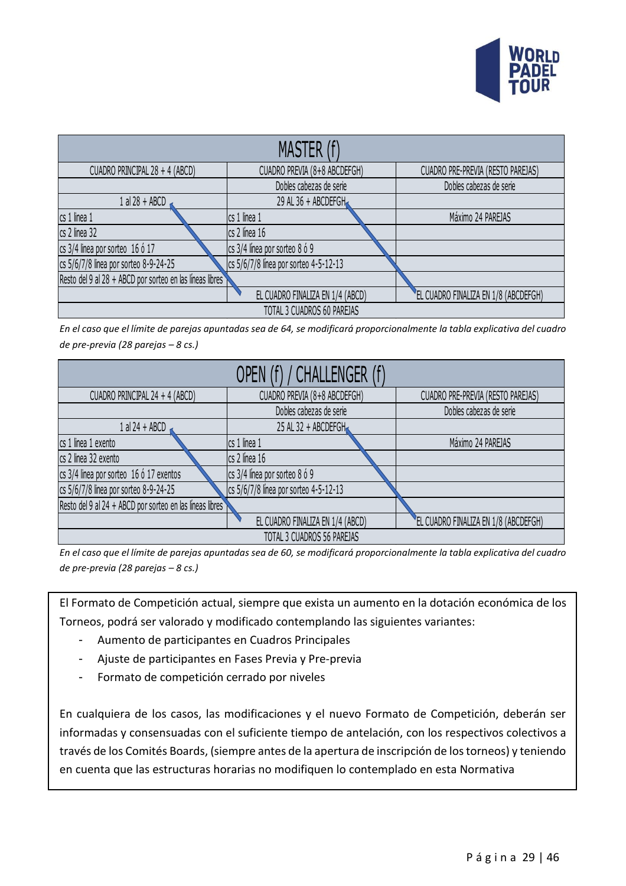| MASTER (f) | | |
|---|---|---|
| CUADRO PRINCIPAL 28 + 4 (ABCD) | CUADRO PREVIA (8+8 ABCDEFGH) | CUADRO PRE-PREVIA (RESTO PAREJAS) |
| | Dobles cabezas de serie | Dobles cabezas de serie |
| 1 al 28 + ABCD | 29 AL 36 + ABCDEFGH | |
| cs 1 línea 1 | cs 1 línea 1 | Máximo 24 PAREJAS |
| cs 2 línea 32 | cs 2 línea 16 | |
| cs 3/4 línea por sorteo 16 ó 17 | cs 3/4 línea por sorteo 8 ó 9 | |
| cs 5/6/7/8 línea por sorteo 8-9-24-25 | cs 5/6/7/8 línea por sorteo 4-5-12-13 | |
| Resto del 9 al 28 + ABCD por sorteo en las líneas libres | | |
| | EL CUADRO FINALIZA EN 1/4 (ABCD) | EL CUADRO FINALIZA EN 1/8 (ABCDEFGH) |
| TOTAL 3 CUADROS 60 PAREJAS | | |

*En el caso que el límite de parejas apuntadas sea de 64, se modificará proporcionalmente la tabla explicativa del cuadro de pre-previa (28 parejas – 8 cs.)*

| OPEN (f) / CHALLENGER (f) | | |
|---|---|---|
| CUADRO PRINCIPAL 24 + 4 (ABCD) | CUADRO PREVIA (8+8 ABCDEFGH) | CUADRO PRE-PREVIA (RESTO PAREJAS) |
| | Dobles cabezas de serie | Dobles cabezas de serie |
| 1 al 24 + ABCD | 25 AL 32 + ABCDEFGH | |
| cs 1 línea 1 exento | cs 1 línea 1 | Máximo 24 PAREJAS |
| cs 2 línea 32 exento | cs 2 línea 16 | |
| cs 3/4 línea por sorteo 16 ó 17 exentos | cs 3/4 línea por sorteo 8 ó 9 | |
| cs 5/6/7/8 línea por sorteo 8-9-24-25 | cs 5/6/7/8 línea por sorteo 4-5-12-13 | |
| Resto del 9 al 24 + ABCD por sorteo en las líneas libres | | |
| | EL CUADRO FINALIZA EN 1/4 (ABCD) | EL CUADRO FINALIZA EN 1/8 (ABCDEFGH) |
| TOTAL 3 CUADROS 56 PAREJAS | | |

*En el caso que el límite de parejas apuntadas sea de 60, se modificará proporcionalmente la tabla explicativa del cuadro de pre-previa (28 parejas – 8 cs.)*

El Formato de Competición actual, siempre que exista un aumento en la dotación económica de los Torneos, podrá ser valorado y modificado contemplando las siguientes variantes:

- Aumento de participantes en Cuadros Principales
- Ajuste de participantes en Fases Previa y Pre-previa
- Formato de competición cerrado por niveles

En cualquiera de los casos, las modificaciones y el nuevo Formato de Competición, deberán ser informadas y consensuadas con el suficiente tiempo de antelación, con los respectivos colectivos a través de los Comités Boards, (siempre antes de la apertura de inscripción de los torneos) y teniendo en cuenta que las estructuras horarias no modifiquen lo contemplado en esta Normativa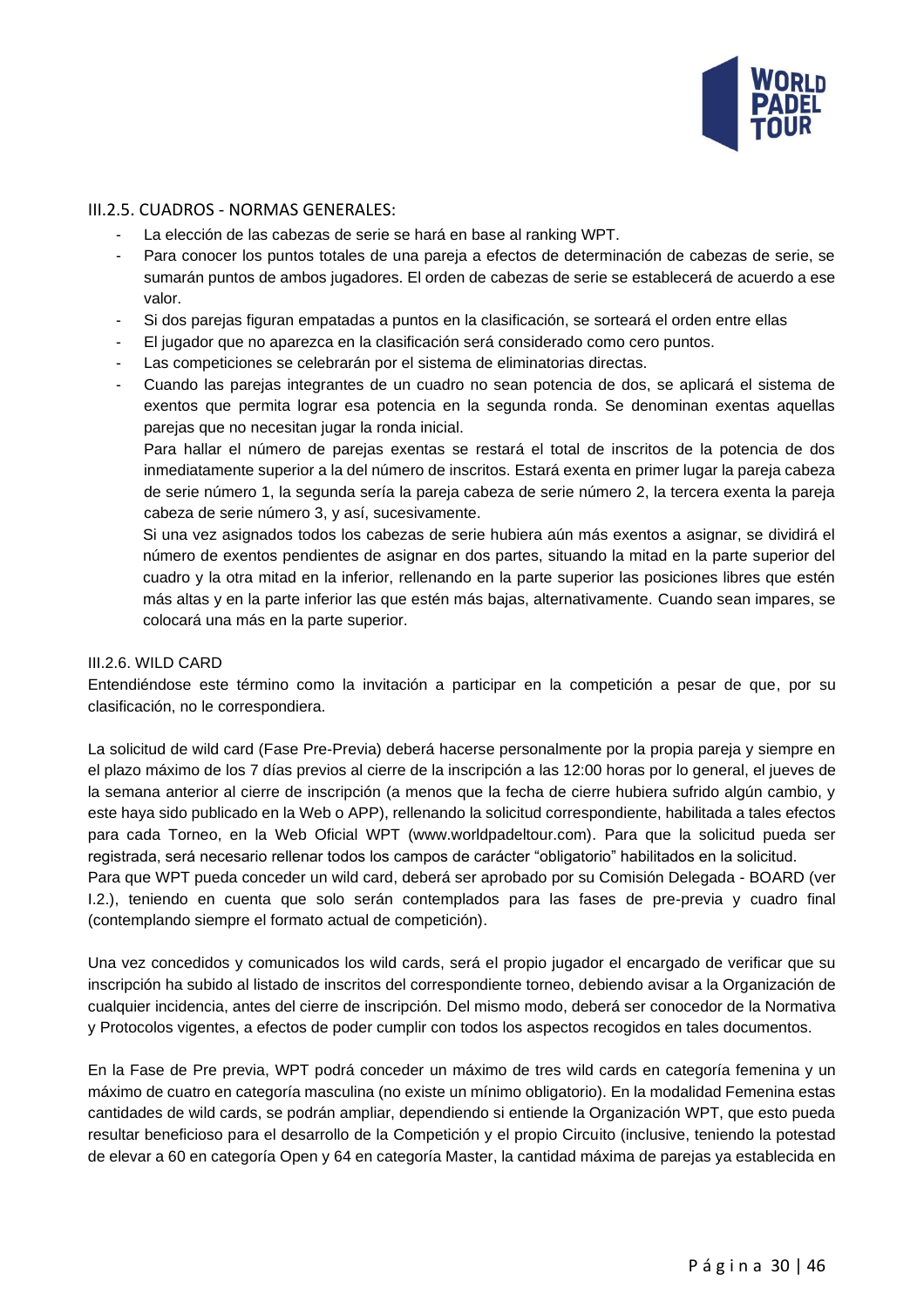### III.2.5. CUADROS - NORMAS GENERALES:

- La elección de las cabezas de serie se hará en base al ranking WPT.
- Para conocer los puntos totales de una pareja a efectos de determinación de cabezas de serie, se sumarán puntos de ambos jugadores. El orden de cabezas de serie se establecerá de acuerdo a ese valor.
- Si dos parejas figuran empatadas a puntos en la clasificación, se sorteará el orden entre ellas
- El jugador que no aparezca en la clasificación será considerado como cero puntos.
- Las competiciones se celebrarán por el sistema de eliminatorias directas.
- Cuando las parejas integrantes de un cuadro no sean potencia de dos, se aplicará el sistema de exentos que permita lograr esa potencia en la segunda ronda. Se denominan exentas aquellas parejas que no necesitan jugar la ronda inicial.

  Para hallar el número de parejas exentas se restará el total de inscritos de la potencia de dos inmediatamente superior a la del número de inscritos. Estará exenta en primer lugar la pareja cabeza de serie número 1, la segunda sería la pareja cabeza de serie número 2, la tercera exenta la pareja cabeza de serie número 3, y así, sucesivamente.

  Si una vez asignados todos los cabezas de serie hubiera aún más exentos a asignar, se dividirá el número de exentos pendientes de asignar en dos partes, situando la mitad en la parte superior del cuadro y la otra mitad en la inferior, rellenando en la parte superior las posiciones libres que estén más altas y en la parte inferior las que estén más bajas, alternativamente. Cuando sean impares, se colocará una más en la parte superior.

### III.2.6. WILD CARD

Entendiéndose este término como la invitación a participar en la competición a pesar de que, por su clasificación, no le correspondiera.

La solicitud de wild card (Fase Pre-Previa) deberá hacerse personalmente por la propia pareja y siempre en el plazo máximo de los 7 días previos al cierre de la inscripción a las 12:00 horas por lo general, el jueves de la semana anterior al cierre de inscripción (a menos que la fecha de cierre hubiera sufrido algún cambio, y este haya sido publicado en la Web o APP), rellenando la solicitud correspondiente, habilitada a tales efectos para cada Torneo, en la Web Oficial WPT (www.worldpadeltour.com). Para que la solicitud pueda ser registrada, será necesario rellenar todos los campos de carácter "obligatorio" habilitados en la solicitud.
Para que WPT pueda conceder un wild card, deberá ser aprobado por su Comisión Delegada - BOARD (ver I.2.), teniendo en cuenta que solo serán contemplados para las fases de pre-previa y cuadro final (contemplando siempre el formato actual de competición).

Una vez concedidos y comunicados los wild cards, será el propio jugador el encargado de verificar que su inscripción ha subido al listado de inscritos del correspondiente torneo, debiendo avisar a la Organización de cualquier incidencia, antes del cierre de inscripción. Del mismo modo, deberá ser conocedor de la Normativa y Protocolos vigentes, a efectos de poder cumplir con todos los aspectos recogidos en tales documentos.

En la Fase de Pre previa, WPT podrá conceder un máximo de tres wild cards en categoría femenina y un máximo de cuatro en categoría masculina (no existe un mínimo obligatorio). En la modalidad Femenina estas cantidades de wild cards, se podrán ampliar, dependiendo si entiende la Organización WPT, que esto pueda resultar beneficioso para el desarrollo de la Competición y el propio Circuito (inclusive, teniendo la potestad de elevar a 60 en categoría Open y 64 en categoría Master, la cantidad máxima de parejas ya establecida en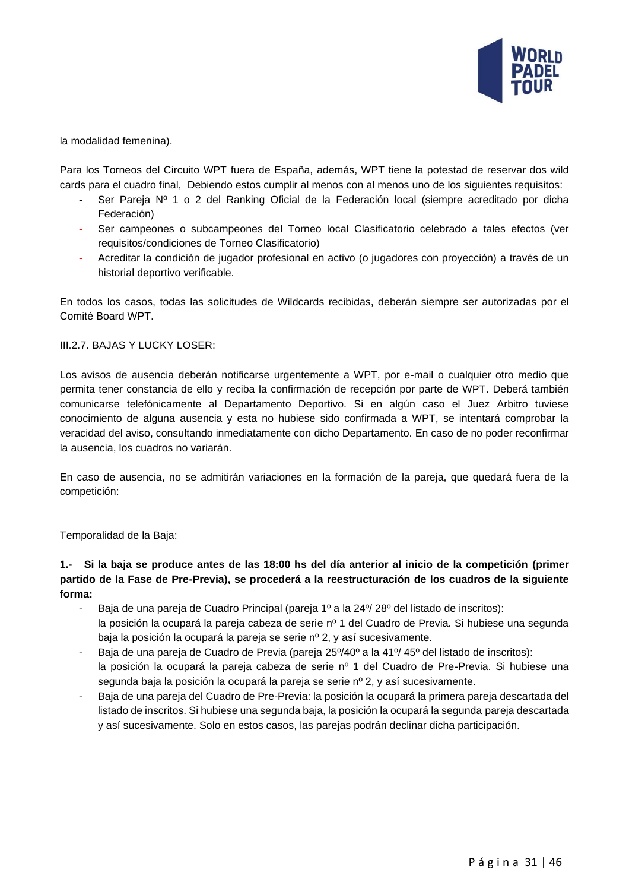la modalidad femenina).

Para los Torneos del Circuito WPT fuera de España, además, WPT tiene la potestad de reservar dos wild cards para el cuadro final, Debiendo estos cumplir al menos con al menos uno de los siguientes requisitos:

- Ser Pareja Nº 1 o 2 del Ranking Oficial de la Federación local (siempre acreditado por dicha Federación)
- Ser campeones o subcampeones del Torneo local Clasificatorio celebrado a tales efectos (ver requisitos/condiciones de Torneo Clasificatorio)
- Acreditar la condición de jugador profesional en activo (o jugadores con proyección) a través de un historial deportivo verificable.

En todos los casos, todas las solicitudes de Wildcards recibidas, deberán siempre ser autorizadas por el Comité Board WPT.

III.2.7. BAJAS Y LUCKY LOSER:

Los avisos de ausencia deberán notificarse urgentemente a WPT, por e-mail o cualquier otro medio que permita tener constancia de ello y reciba la confirmación de recepción por parte de WPT. Deberá también comunicarse telefónicamente al Departamento Deportivo. Si en algún caso el Juez Arbitro tuviese conocimiento de alguna ausencia y esta no hubiese sido confirmada a WPT, se intentará comprobar la veracidad del aviso, consultando inmediatamente con dicho Departamento. En caso de no poder reconfirmar la ausencia, los cuadros no variarán.

En caso de ausencia, no se admitirán variaciones en la formación de la pareja, que quedará fuera de la competición:

Temporalidad de la Baja:

**1.- Si la baja se produce antes de las 18:00 hs del día anterior al inicio de la competición (primer partido de la Fase de Pre-Previa), se procederá a la reestructuración de los cuadros de la siguiente forma:**

- Baja de una pareja de Cuadro Principal (pareja 1º a la 24º/ 28º del listado de inscritos):
  la posición la ocupará la pareja cabeza de serie nº 1 del Cuadro de Previa. Si hubiese una segunda baja la posición la ocupará la pareja se serie nº 2, y así sucesivamente.
- Baja de una pareja de Cuadro de Previa (pareja 25º/40º a la 41º/ 45º del listado de inscritos):
  la posición la ocupará la pareja cabeza de serie nº 1 del Cuadro de Pre-Previa. Si hubiese una segunda baja la posición la ocupará la pareja se serie nº 2, y así sucesivamente.
- Baja de una pareja del Cuadro de Pre-Previa: la posición la ocupará la primera pareja descartada del listado de inscritos. Si hubiese una segunda baja, la posición la ocupará la segunda pareja descartada y así sucesivamente. Solo en estos casos, las parejas podrán declinar dicha participación.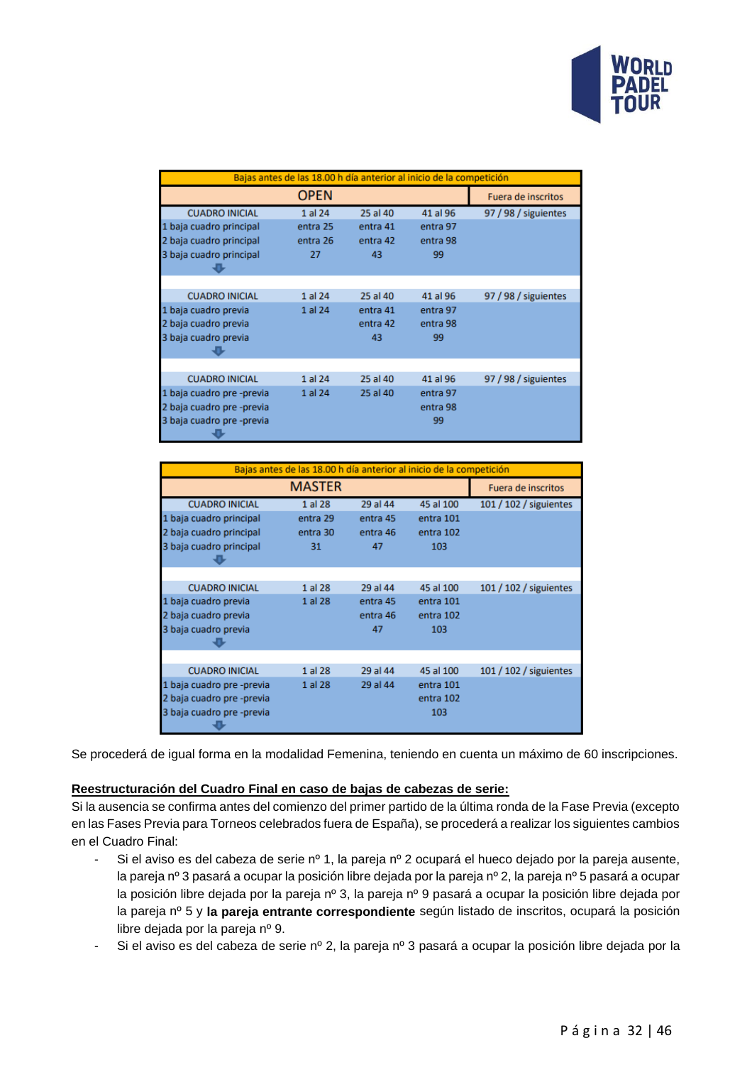| Bajas antes de las 18.00 h día anterior al inicio de la competición | | | | |
|---|---|---|---|---|
| **OPEN** | | | | Fuera de inscritos |
| CUADRO INICIAL | 1 al 24 | 25 al 40 | 41 al 96 | 97 / 98 / siguientes |
| 1 baja cuadro principal | entra 25 | entra 41 | entra 97 | |
| 2 baja cuadro principal | entra 26 | entra 42 | entra 98 | |
| 3 baja cuadro principal | 27 | 43 | 99 | |
| | | | | |
| CUADRO INICIAL | 1 al 24 | 25 al 40 | 41 al 96 | 97 / 98 / siguientes |
| 1 baja cuadro previa | 1 al 24 | entra 41 | entra 97 | |
| 2 baja cuadro previa | | entra 42 | entra 98 | |
| 3 baja cuadro previa | | 43 | 99 | |
| | | | | |
| CUADRO INICIAL | 1 al 24 | 25 al 40 | 41 al 96 | 97 / 98 / siguientes |
| 1 baja cuadro pre -previa | 1 al 24 | 25 al 40 | entra 97 | |
| 2 baja cuadro pre -previa | | | entra 98 | |
| 3 baja cuadro pre -previa | | | 99 | |

| Bajas antes de las 18.00 h día anterior al inicio de la competición | | | | |
|---|---|---|---|---|
| **MASTER** | | | | Fuera de inscritos |
| CUADRO INICIAL | 1 al 28 | 29 al 44 | 45 al 100 | 101 / 102 / siguientes |
| 1 baja cuadro principal | entra 29 | entra 45 | entra 101 | |
| 2 baja cuadro principal | entra 30 | entra 46 | entra 102 | |
| 3 baja cuadro principal | 31 | 47 | 103 | |
| | | | | |
| CUADRO INICIAL | 1 al 28 | 29 al 44 | 45 al 100 | 101 / 102 / siguientes |
| 1 baja cuadro previa | 1 al 28 | entra 45 | entra 101 | |
| 2 baja cuadro previa | | entra 46 | entra 102 | |
| 3 baja cuadro previa | | 47 | 103 | |
| | | | | |
| CUADRO INICIAL | 1 al 28 | 29 al 44 | 45 al 100 | 101 / 102 / siguientes |
| 1 baja cuadro pre -previa | 1 al 28 | 29 al 44 | entra 101 | |
| 2 baja cuadro pre -previa | | | entra 102 | |
| 3 baja cuadro pre -previa | | | 103 | |

Se procederá de igual forma en la modalidad Femenina, teniendo en cuenta un máximo de 60 inscripciones.

**Reestructuración del Cuadro Final en caso de bajas de cabezas de serie:**

Si la ausencia se confirma antes del comienzo del primer partido de la última ronda de la Fase Previa (excepto en las Fases Previa para Torneos celebrados fuera de España), se procederá a realizar los siguientes cambios en el Cuadro Final:

- Si el aviso es del cabeza de serie nº 1, la pareja nº 2 ocupará el hueco dejado por la pareja ausente, la pareja nº 3 pasará a ocupar la posición libre dejada por la pareja nº 2, la pareja nº 5 pasará a ocupar la posición libre dejada por la pareja nº 3, la pareja nº 9 pasará a ocupar la posición libre dejada por la pareja nº 5 y **la pareja entrante correspondiente** según listado de inscritos, ocupará la posición libre dejada por la pareja nº 9.
- Si el aviso es del cabeza de serie nº 2, la pareja nº 3 pasará a ocupar la posición libre dejada por la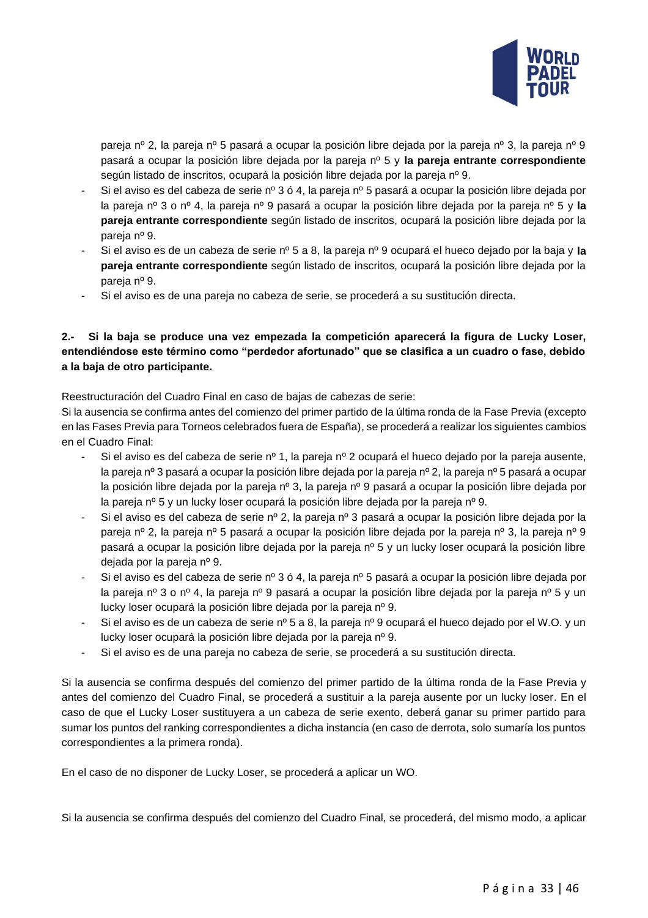pareja nº 2, la pareja nº 5 pasará a ocupar la posición libre dejada por la pareja nº 3, la pareja nº 9 pasará a ocupar la posición libre dejada por la pareja nº 5 y **la pareja entrante correspondiente** según listado de inscritos, ocupará la posición libre dejada por la pareja nº 9.

- Si el aviso es del cabeza de serie nº 3 ó 4, la pareja nº 5 pasará a ocupar la posición libre dejada por la pareja nº 3 o nº 4, la pareja nº 9 pasará a ocupar la posición libre dejada por la pareja nº 5 y **la pareja entrante correspondiente** según listado de inscritos, ocupará la posición libre dejada por la pareja nº 9.
- Si el aviso es de un cabeza de serie nº 5 a 8, la pareja nº 9 ocupará el hueco dejado por la baja y **la pareja entrante correspondiente** según listado de inscritos, ocupará la posición libre dejada por la pareja nº 9.
- Si el aviso es de una pareja no cabeza de serie, se procederá a su sustitución directa.

**2.- Si la baja se produce una vez empezada la competición aparecerá la figura de Lucky Loser, entendiéndose este término como "perdedor afortunado" que se clasifica a un cuadro o fase, debido a la baja de otro participante.**

Reestructuración del Cuadro Final en caso de bajas de cabezas de serie:
Si la ausencia se confirma antes del comienzo del primer partido de la última ronda de la Fase Previa (excepto en las Fases Previa para Torneos celebrados fuera de España), se procederá a realizar los siguientes cambios en el Cuadro Final:

- Si el aviso es del cabeza de serie nº 1, la pareja nº 2 ocupará el hueco dejado por la pareja ausente, la pareja nº 3 pasará a ocupar la posición libre dejada por la pareja nº 2, la pareja nº 5 pasará a ocupar la posición libre dejada por la pareja nº 3, la pareja nº 9 pasará a ocupar la posición libre dejada por la pareja nº 5 y un lucky loser ocupará la posición libre dejada por la pareja nº 9.
- Si el aviso es del cabeza de serie nº 2, la pareja nº 3 pasará a ocupar la posición libre dejada por la pareja nº 2, la pareja nº 5 pasará a ocupar la posición libre dejada por la pareja nº 3, la pareja nº 9 pasará a ocupar la posición libre dejada por la pareja nº 5 y un lucky loser ocupará la posición libre dejada por la pareja nº 9.
- Si el aviso es del cabeza de serie nº 3 ó 4, la pareja nº 5 pasará a ocupar la posición libre dejada por la pareja nº 3 o nº 4, la pareja nº 9 pasará a ocupar la posición libre dejada por la pareja nº 5 y un lucky loser ocupará la posición libre dejada por la pareja nº 9.
- Si el aviso es de un cabeza de serie nº 5 a 8, la pareja nº 9 ocupará el hueco dejado por el W.O. y un lucky loser ocupará la posición libre dejada por la pareja nº 9.
- Si el aviso es de una pareja no cabeza de serie, se procederá a su sustitución directa.

Si la ausencia se confirma después del comienzo del primer partido de la última ronda de la Fase Previa y antes del comienzo del Cuadro Final, se procederá a sustituir a la pareja ausente por un lucky loser. En el caso de que el Lucky Loser sustituyera a un cabeza de serie exento, deberá ganar su primer partido para sumar los puntos del ranking correspondientes a dicha instancia (en caso de derrota, solo sumaría los puntos correspondientes a la primera ronda).

En el caso de no disponer de Lucky Loser, se procederá a aplicar un WO.

Si la ausencia se confirma después del comienzo del Cuadro Final, se procederá, del mismo modo, a aplicar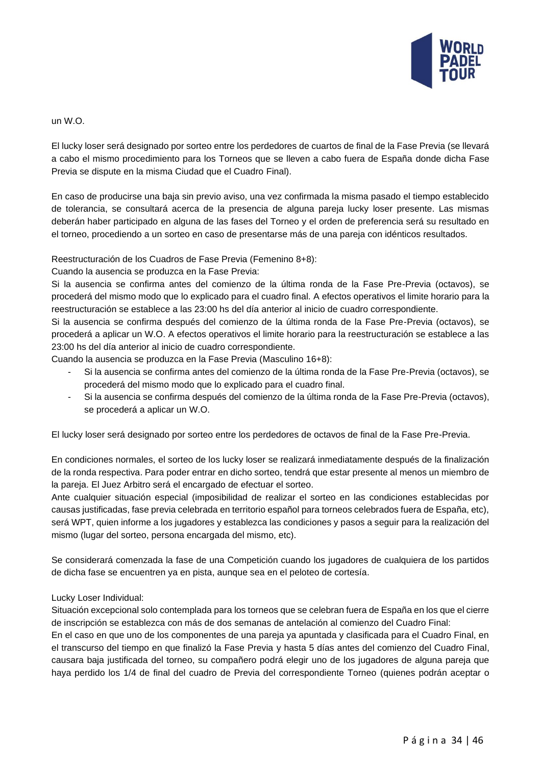un W.O.

El lucky loser será designado por sorteo entre los perdedores de cuartos de final de la Fase Previa (se llevará a cabo el mismo procedimiento para los Torneos que se lleven a cabo fuera de España donde dicha Fase Previa se dispute en la misma Ciudad que el Cuadro Final).

En caso de producirse una baja sin previo aviso, una vez confirmada la misma pasado el tiempo establecido de tolerancia, se consultará acerca de la presencia de alguna pareja lucky loser presente. Las mismas deberán haber participado en alguna de las fases del Torneo y el orden de preferencia será su resultado en el torneo, procediendo a un sorteo en caso de presentarse más de una pareja con idénticos resultados.

Reestructuración de los Cuadros de Fase Previa (Femenino 8+8):

Cuando la ausencia se produzca en la Fase Previa:

Si la ausencia se confirma antes del comienzo de la última ronda de la Fase Pre-Previa (octavos), se procederá del mismo modo que lo explicado para el cuadro final. A efectos operativos el limite horario para la reestructuración se establece a las 23:00 hs del día anterior al inicio de cuadro correspondiente.

Si la ausencia se confirma después del comienzo de la última ronda de la Fase Pre-Previa (octavos), se procederá a aplicar un W.O. A efectos operativos el limite horario para la reestructuración se establece a las 23:00 hs del día anterior al inicio de cuadro correspondiente.

Cuando la ausencia se produzca en la Fase Previa (Masculino 16+8):

- Si la ausencia se confirma antes del comienzo de la última ronda de la Fase Pre-Previa (octavos), se procederá del mismo modo que lo explicado para el cuadro final.
- Si la ausencia se confirma después del comienzo de la última ronda de la Fase Pre-Previa (octavos), se procederá a aplicar un W.O.

El lucky loser será designado por sorteo entre los perdedores de octavos de final de la Fase Pre-Previa.

En condiciones normales, el sorteo de los lucky loser se realizará inmediatamente después de la finalización de la ronda respectiva. Para poder entrar en dicho sorteo, tendrá que estar presente al menos un miembro de la pareja. El Juez Arbitro será el encargado de efectuar el sorteo.

Ante cualquier situación especial (imposibilidad de realizar el sorteo en las condiciones establecidas por causas justificadas, fase previa celebrada en territorio español para torneos celebrados fuera de España, etc), será WPT, quien informe a los jugadores y establezca las condiciones y pasos a seguir para la realización del mismo (lugar del sorteo, persona encargada del mismo, etc).

Se considerará comenzada la fase de una Competición cuando los jugadores de cualquiera de los partidos de dicha fase se encuentren ya en pista, aunque sea en el peloteo de cortesía.

Lucky Loser Individual:

Situación excepcional solo contemplada para los torneos que se celebran fuera de España en los que el cierre de inscripción se establezca con más de dos semanas de antelación al comienzo del Cuadro Final:

En el caso en que uno de los componentes de una pareja ya apuntada y clasificada para el Cuadro Final, en el transcurso del tiempo en que finalizó la Fase Previa y hasta 5 días antes del comienzo del Cuadro Final, causara baja justificada del torneo, su compañero podrá elegir uno de los jugadores de alguna pareja que haya perdido los 1/4 de final del cuadro de Previa del correspondiente Torneo (quienes podrán aceptar o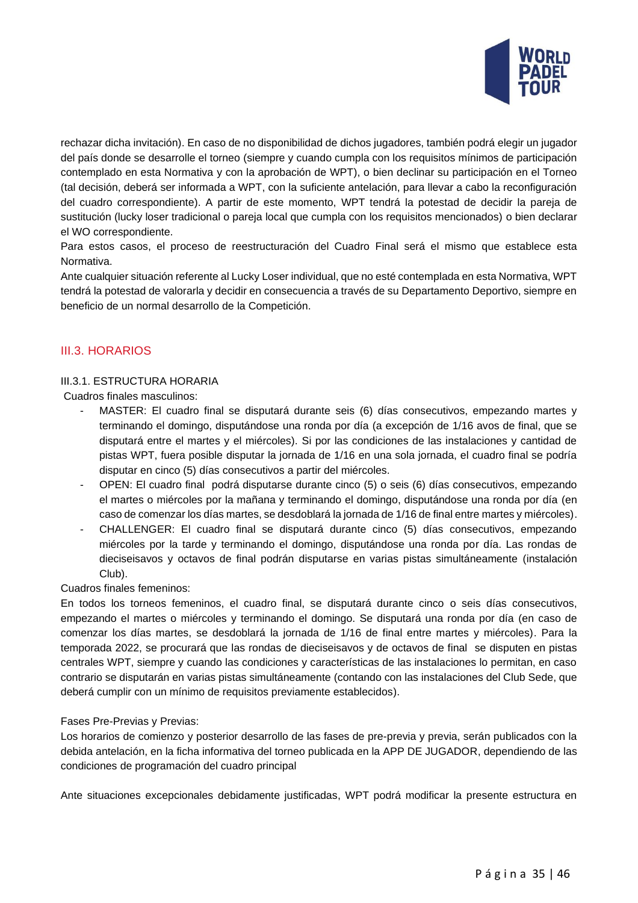rechazar dicha invitación). En caso de no disponibilidad de dichos jugadores, también podrá elegir un jugador del país donde se desarrolle el torneo (siempre y cuando cumpla con los requisitos mínimos de participación contemplado en esta Normativa y con la aprobación de WPT), o bien declinar su participación en el Torneo (tal decisión, deberá ser informada a WPT, con la suficiente antelación, para llevar a cabo la reconfiguración del cuadro correspondiente). A partir de este momento, WPT tendrá la potestad de decidir la pareja de sustitución (lucky loser tradicional o pareja local que cumpla con los requisitos mencionados) o bien declarar el WO correspondiente.

Para estos casos, el proceso de reestructuración del Cuadro Final será el mismo que establece esta Normativa.

Ante cualquier situación referente al Lucky Loser individual, que no esté contemplada en esta Normativa, WPT tendrá la potestad de valorarla y decidir en consecuencia a través de su Departamento Deportivo, siempre en beneficio de un normal desarrollo de la Competición.

## III.3. HORARIOS

### III.3.1. ESTRUCTURA HORARIA

Cuadros finales masculinos:

- MASTER: El cuadro final se disputará durante seis (6) días consecutivos, empezando martes y terminando el domingo, disputándose una ronda por día (a excepción de 1/16 avos de final, que se disputará entre el martes y el miércoles). Si por las condiciones de las instalaciones y cantidad de pistas WPT, fuera posible disputar la jornada de 1/16 en una sola jornada, el cuadro final se podría disputar en cinco (5) días consecutivos a partir del miércoles.
- OPEN: El cuadro final podrá disputarse durante cinco (5) o seis (6) días consecutivos, empezando el martes o miércoles por la mañana y terminando el domingo, disputándose una ronda por día (en caso de comenzar los días martes, se desdoblará la jornada de 1/16 de final entre martes y miércoles).
- CHALLENGER: El cuadro final se disputará durante cinco (5) días consecutivos, empezando miércoles por la tarde y terminando el domingo, disputándose una ronda por día. Las rondas de dieciseisavos y octavos de final podrán disputarse en varias pistas simultáneamente (instalación Club).

Cuadros finales femeninos:

En todos los torneos femeninos, el cuadro final, se disputará durante cinco o seis días consecutivos, empezando el martes o miércoles y terminando el domingo. Se disputará una ronda por día (en caso de comenzar los días martes, se desdoblará la jornada de 1/16 de final entre martes y miércoles). Para la temporada 2022, se procurará que las rondas de dieciseisavos y de octavos de final se disputen en pistas centrales WPT, siempre y cuando las condiciones y características de las instalaciones lo permitan, en caso contrario se disputarán en varias pistas simultáneamente (contando con las instalaciones del Club Sede, que deberá cumplir con un mínimo de requisitos previamente establecidos).

Fases Pre-Previas y Previas:

Los horarios de comienzo y posterior desarrollo de las fases de pre-previa y previa, serán publicados con la debida antelación, en la ficha informativa del torneo publicada en la APP DE JUGADOR, dependiendo de las condiciones de programación del cuadro principal

Ante situaciones excepcionales debidamente justificadas, WPT podrá modificar la presente estructura en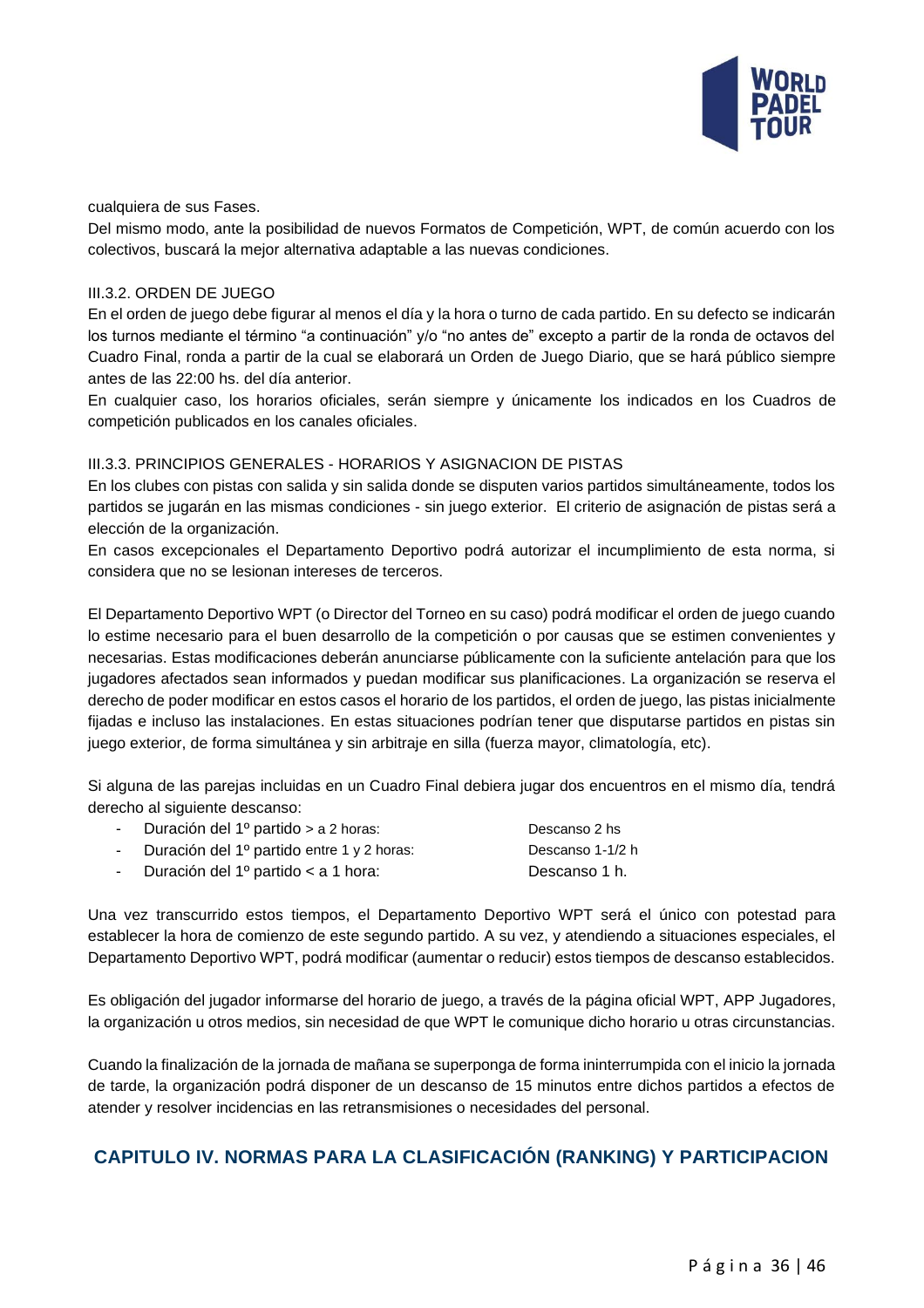cualquiera de sus Fases.

Del mismo modo, ante la posibilidad de nuevos Formatos de Competición, WPT, de común acuerdo con los colectivos, buscará la mejor alternativa adaptable a las nuevas condiciones.

III.3.2. ORDEN DE JUEGO

En el orden de juego debe figurar al menos el día y la hora o turno de cada partido. En su defecto se indicarán los turnos mediante el término "a continuación" y/o "no antes de" excepto a partir de la ronda de octavos del Cuadro Final, ronda a partir de la cual se elaborará un Orden de Juego Diario, que se hará público siempre antes de las 22:00 hs. del día anterior.

En cualquier caso, los horarios oficiales, serán siempre y únicamente los indicados en los Cuadros de competición publicados en los canales oficiales.

III.3.3. PRINCIPIOS GENERALES - HORARIOS Y ASIGNACION DE PISTAS

En los clubes con pistas con salida y sin salida donde se disputen varios partidos simultáneamente, todos los partidos se jugarán en las mismas condiciones - sin juego exterior. El criterio de asignación de pistas será a elección de la organización.

En casos excepcionales el Departamento Deportivo podrá autorizar el incumplimiento de esta norma, si considera que no se lesionan intereses de terceros.

El Departamento Deportivo WPT (o Director del Torneo en su caso) podrá modificar el orden de juego cuando lo estime necesario para el buen desarrollo de la competición o por causas que se estimen convenientes y necesarias. Estas modificaciones deberán anunciarse públicamente con la suficiente antelación para que los jugadores afectados sean informados y puedan modificar sus planificaciones. La organización se reserva el derecho de poder modificar en estos casos el horario de los partidos, el orden de juego, las pistas inicialmente fijadas e incluso las instalaciones. En estas situaciones podrían tener que disputarse partidos en pistas sin juego exterior, de forma simultánea y sin arbitraje en silla (fuerza mayor, climatología, etc).

Si alguna de las parejas incluidas en un Cuadro Final debiera jugar dos encuentros en el mismo día, tendrá derecho al siguiente descanso:

- Duración del 1º partido > a 2 horas: Descanso 2 hs
- Duración del 1º partido entre 1 y 2 horas: Descanso 1-1/2 h
- Duración del 1º partido < a 1 hora: Descanso 1 h.

Una vez transcurrido estos tiempos, el Departamento Deportivo WPT será el único con potestad para establecer la hora de comienzo de este segundo partido. A su vez, y atendiendo a situaciones especiales, el Departamento Deportivo WPT, podrá modificar (aumentar o reducir) estos tiempos de descanso establecidos.

Es obligación del jugador informarse del horario de juego, a través de la página oficial WPT, APP Jugadores, la organización u otros medios, sin necesidad de que WPT le comunique dicho horario u otras circunstancias.

Cuando la finalización de la jornada de mañana se superponga de forma ininterrumpida con el inicio la jornada de tarde, la organización podrá disponer de un descanso de 15 minutos entre dichos partidos a efectos de atender y resolver incidencias en las retransmisiones o necesidades del personal.

## CAPITULO IV. NORMAS PARA LA CLASIFICACIÓN (RANKING) Y PARTICIPACION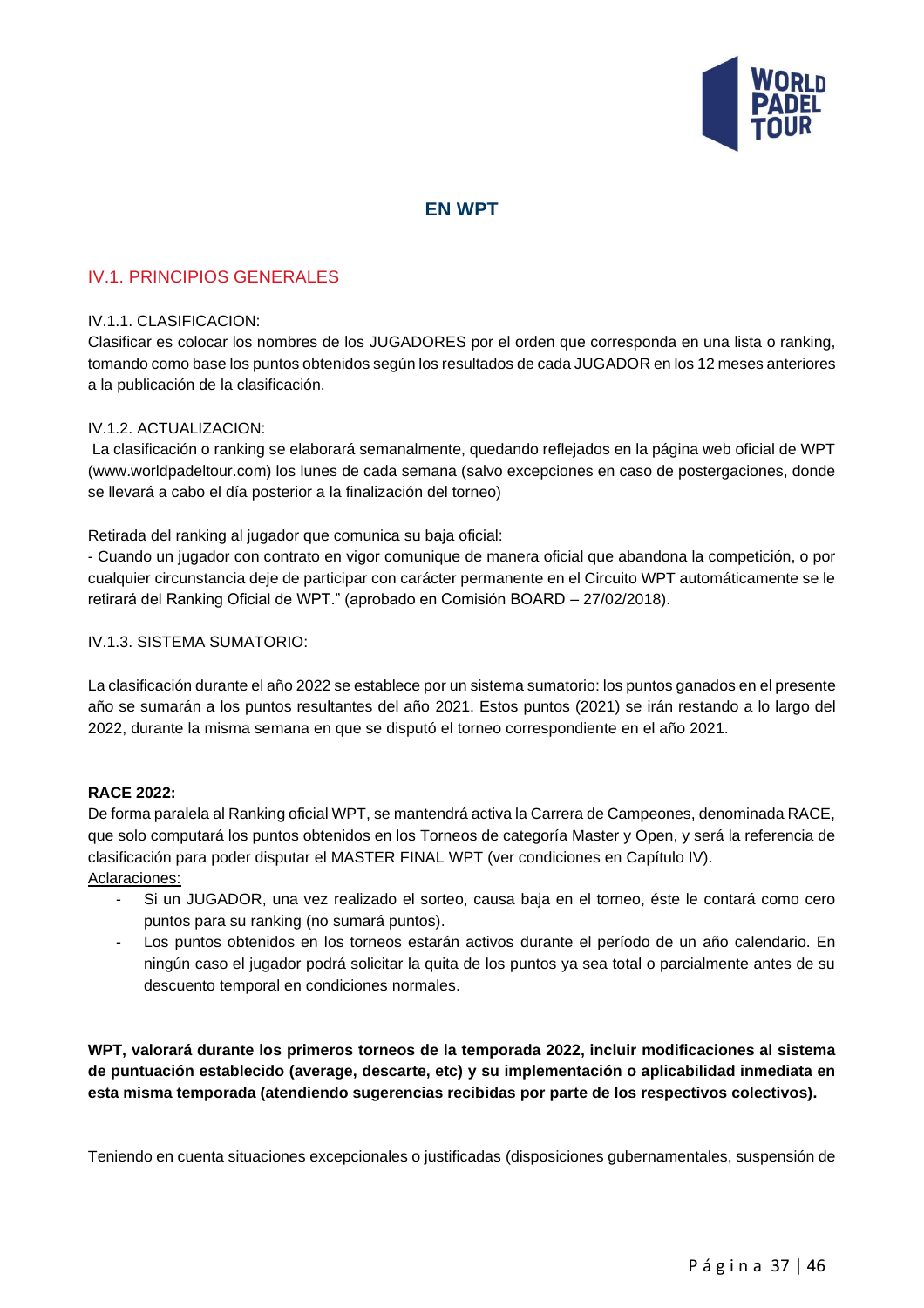## EN WPT

### IV.1. PRINCIPIOS GENERALES

IV.1.1. CLASIFICACION:
Clasificar es colocar los nombres de los JUGADORES por el orden que corresponda en una lista o ranking, tomando como base los puntos obtenidos según los resultados de cada JUGADOR en los 12 meses anteriores a la publicación de la clasificación.

IV.1.2. ACTUALIZACION:
La clasificación o ranking se elaborará semanalmente, quedando reflejados en la página web oficial de WPT (www.worldpadeltour.com) los lunes de cada semana (salvo excepciones en caso de postergaciones, donde se llevará a cabo el día posterior a la finalización del torneo)

Retirada del ranking al jugador que comunica su baja oficial:
- Cuando un jugador con contrato en vigor comunique de manera oficial que abandona la competición, o por cualquier circunstancia deje de participar con carácter permanente en el Circuito WPT automáticamente se le retirará del Ranking Oficial de WPT." (aprobado en Comisión BOARD – 27/02/2018).

IV.1.3. SISTEMA SUMATORIO:

La clasificación durante el año 2022 se establece por un sistema sumatorio: los puntos ganados en el presente año se sumarán a los puntos resultantes del año 2021. Estos puntos (2021) se irán restando a lo largo del 2022, durante la misma semana en que se disputó el torneo correspondiente en el año 2021.

**RACE 2022:**
De forma paralela al Ranking oficial WPT, se mantendrá activa la Carrera de Campeones, denominada RACE, que solo computará los puntos obtenidos en los Torneos de categoría Master y Open, y será la referencia de clasificación para poder disputar el MASTER FINAL WPT (ver condiciones en Capítulo IV).
Aclaraciones:

- Si un JUGADOR, una vez realizado el sorteo, causa baja en el torneo, éste le contará como cero puntos para su ranking (no sumará puntos).
- Los puntos obtenidos en los torneos estarán activos durante el período de un año calendario. En ningún caso el jugador podrá solicitar la quita de los puntos ya sea total o parcialmente antes de su descuento temporal en condiciones normales.

**WPT, valorará durante los primeros torneos de la temporada 2022, incluir modificaciones al sistema de puntuación establecido (average, descarte, etc) y su implementación o aplicabilidad inmediata en esta misma temporada (atendiendo sugerencias recibidas por parte de los respectivos colectivos).**

Teniendo en cuenta situaciones excepcionales o justificadas (disposiciones gubernamentales, suspensión de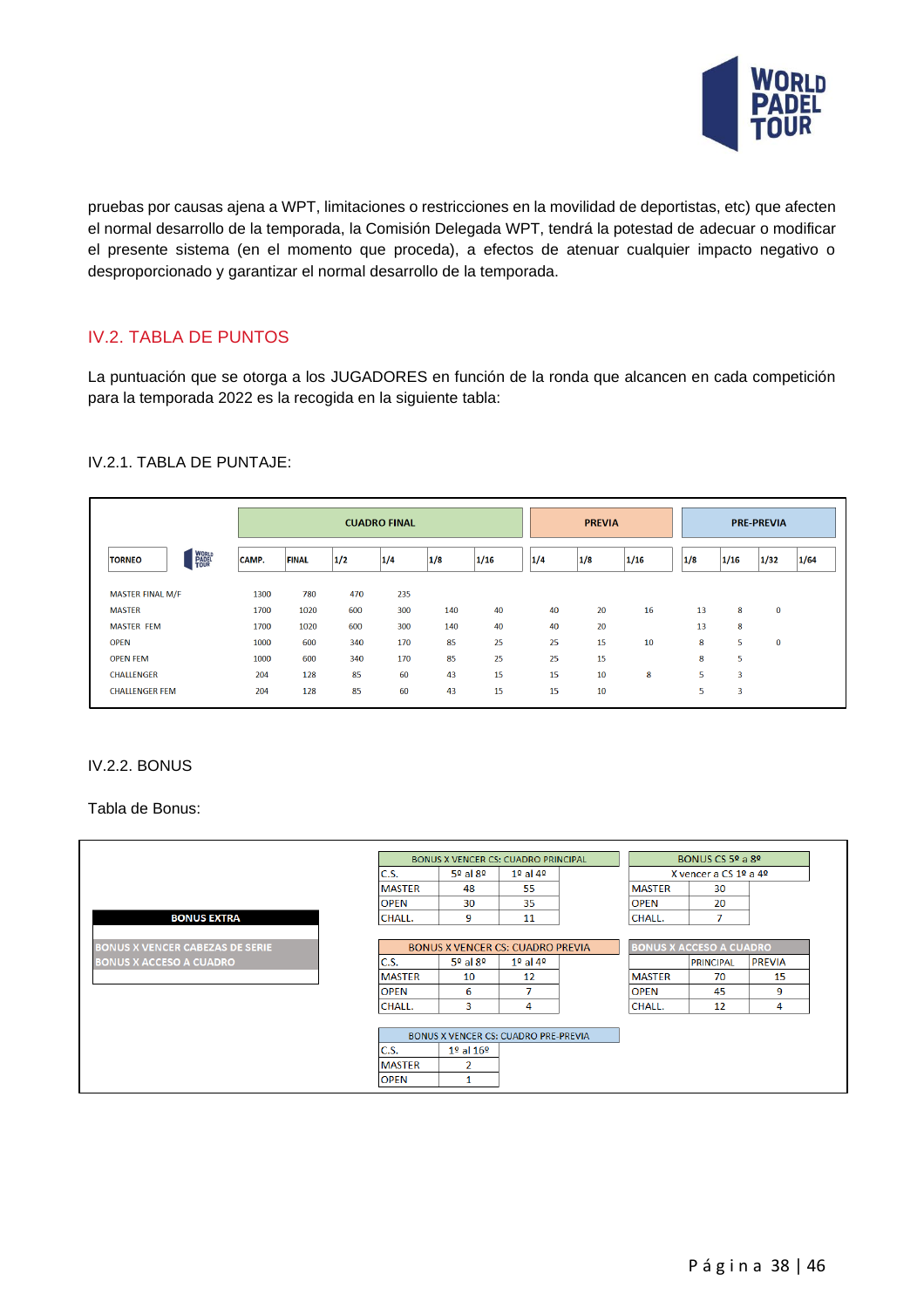pruebas por causas ajena a WPT, limitaciones o restricciones en la movilidad de deportistas, etc) que afecten el normal desarrollo de la temporada, la Comisión Delegada WPT, tendrá la potestad de adecuar o modificar el presente sistema (en el momento que proceda), a efectos de atenuar cualquier impacto negativo o desproporcionado y garantizar el normal desarrollo de la temporada.

## IV.2. TABLA DE PUNTOS

La puntuación que se otorga a los JUGADORES en función de la ronda que alcancen en cada competición para la temporada 2022 es la recogida en la siguiente tabla:

### IV.2.1. TABLA DE PUNTAJE:

| | CUADRO FINAL | | | | | | PREVIA | | | PRE-PREVIA | | | |
|---|---|---|---|---|---|---|---|---|---|---|---|---|---|
| TORNEO | CAMP. | FINAL | 1/2 | 1/4 | 1/8 | 1/16 | 1/4 | 1/8 | 1/16 | 1/8 | 1/16 | 1/32 | 1/64 |
| MASTER FINAL M/F | 1300 | 780 | 470 | 235 | | | | | | | | | |
| MASTER | 1700 | 1020 | 600 | 300 | 140 | 40 | 40 | 20 | 16 | 13 | 8 | 0 | |
| MASTER FEM | 1700 | 1020 | 600 | 300 | 140 | 40 | 40 | 20 | | 13 | 8 | | |
| OPEN | 1000 | 600 | 340 | 170 | 85 | 25 | 25 | 15 | 10 | 8 | 5 | 0 | |
| OPEN FEM | 1000 | 600 | 340 | 170 | 85 | 25 | 25 | 15 | | 8 | 5 | | |
| CHALLENGER | 204 | 128 | 85 | 60 | 43 | 15 | 15 | 10 | 8 | 5 | 3 | | |
| CHALLENGER FEM | 204 | 128 | 85 | 60 | 43 | 15 | 15 | 10 | | 5 | 3 | | |

### IV.2.2. BONUS

Tabla de Bonus:

| BONUS EXTRA |
|---|
| BONUS X VENCER CABEZAS DE SERIE |
| BONUS X ACCESO A CUADRO |

| BONUS X VENCER CS: CUADRO PRINCIPAL | | |
|---|---|---|
| C.S. | 5º al 8º | 1º al 4º |
| MASTER | 48 | 55 |
| OPEN | 30 | 35 |
| CHALL. | 9 | 11 |

| BONUS CS 5º a 8º | |
|---|---|
| X vencer a CS 1º a 4º | |
| MASTER | 30 |
| OPEN | 20 |
| CHALL. | 7 |

| BONUS X VENCER CS: CUADRO PREVIA | | |
|---|---|---|
| C.S. | 5º al 8º | 1º al 4º |
| MASTER | 10 | 12 |
| OPEN | 6 | 7 |
| CHALL. | 3 | 4 |

| BONUS X ACCESO A CUADRO | | |
|---|---|---|
| | PRINCIPAL | PREVIA |
| MASTER | 70 | 15 |
| OPEN | 45 | 9 |
| CHALL. | 12 | 4 |

| BONUS X VENCER CS: CUADRO PRE-PREVIA | |
|---|---|
| C.S. | 1º al 16º |
| MASTER | 2 |
| OPEN | 1 |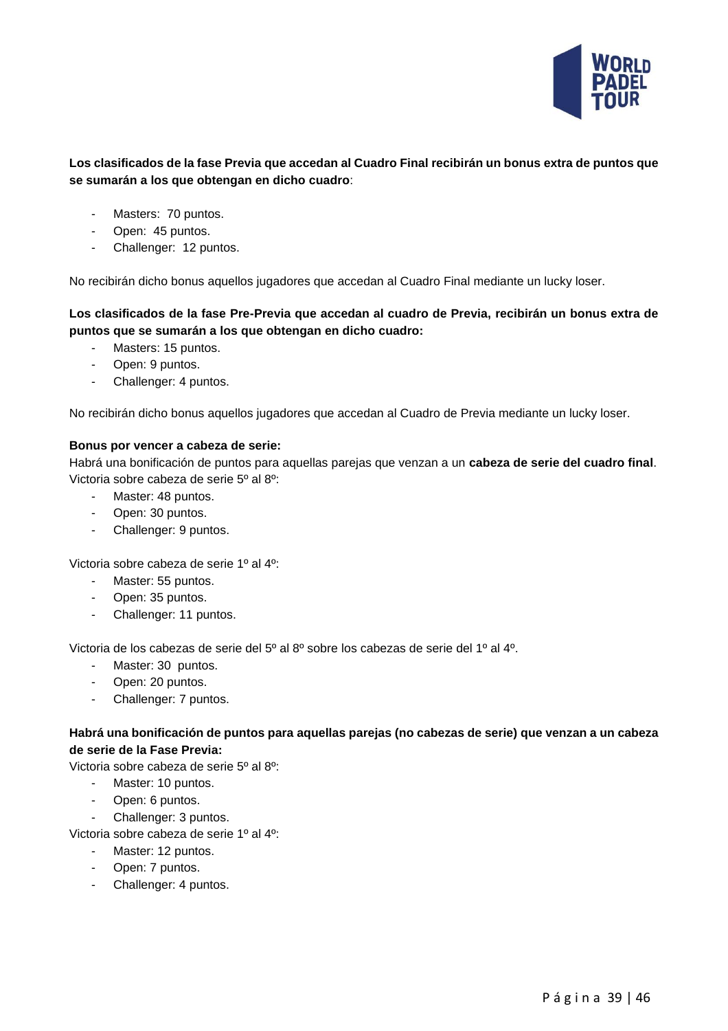**Los clasificados de la fase Previa que accedan al Cuadro Final recibirán un bonus extra de puntos que se sumarán a los que obtengan en dicho cuadro**:

- Masters: 70 puntos.
- Open: 45 puntos.
- Challenger: 12 puntos.

No recibirán dicho bonus aquellos jugadores que accedan al Cuadro Final mediante un lucky loser.

**Los clasificados de la fase Pre-Previa que accedan al cuadro de Previa, recibirán un bonus extra de puntos que se sumarán a los que obtengan en dicho cuadro:**

- Masters: 15 puntos.
- Open: 9 puntos.
- Challenger: 4 puntos.

No recibirán dicho bonus aquellos jugadores que accedan al Cuadro de Previa mediante un lucky loser.

**Bonus por vencer a cabeza de serie:**

Habrá una bonificación de puntos para aquellas parejas que venzan a un **cabeza de serie del cuadro final**.

Victoria sobre cabeza de serie 5º al 8º:

- Master: 48 puntos.
- Open: 30 puntos.
- Challenger: 9 puntos.

Victoria sobre cabeza de serie 1º al 4º:

- Master: 55 puntos.
- Open: 35 puntos.
- Challenger: 11 puntos.

Victoria de los cabezas de serie del 5º al 8º sobre los cabezas de serie del 1º al 4º.

- Master: 30 puntos.
- Open: 20 puntos.
- Challenger: 7 puntos.

**Habrá una bonificación de puntos para aquellas parejas (no cabezas de serie) que venzan a un cabeza de serie de la Fase Previa:**

Victoria sobre cabeza de serie 5º al 8º:

- Master: 10 puntos.
- Open: 6 puntos.
- Challenger: 3 puntos.

Victoria sobre cabeza de serie 1º al 4º:

- Master: 12 puntos.
- Open: 7 puntos.
- Challenger: 4 puntos.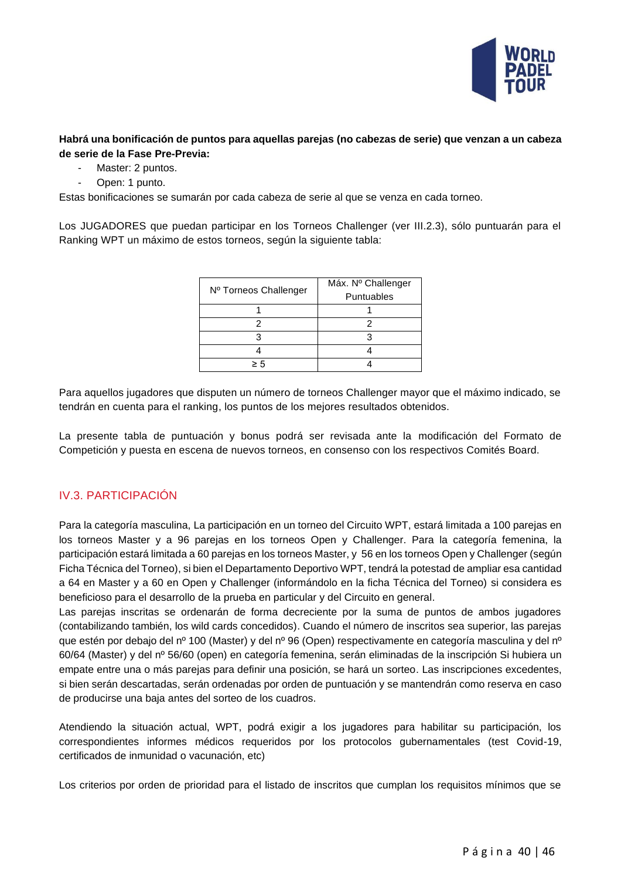**Habrá una bonificación de puntos para aquellas parejas (no cabezas de serie) que venzan a un cabeza de serie de la Fase Pre-Previa:**

- Master: 2 puntos.
- Open: 1 punto.

Estas bonificaciones se sumarán por cada cabeza de serie al que se venza en cada torneo.

Los JUGADORES que puedan participar en los Torneos Challenger (ver III.2.3), sólo puntuarán para el Ranking WPT un máximo de estos torneos, según la siguiente tabla:

| Nº Torneos Challenger | Máx. Nº Challenger Puntuables |
|---|---|
| 1 | 1 |
| 2 | 2 |
| 3 | 3 |
| 4 | 4 |
| ≥ 5 | 4 |

Para aquellos jugadores que disputen un número de torneos Challenger mayor que el máximo indicado, se tendrán en cuenta para el ranking, los puntos de los mejores resultados obtenidos.

La presente tabla de puntuación y bonus podrá ser revisada ante la modificación del Formato de Competición y puesta en escena de nuevos torneos, en consenso con los respectivos Comités Board.

## IV.3. PARTICIPACIÓN

Para la categoría masculina, La participación en un torneo del Circuito WPT, estará limitada a 100 parejas en los torneos Master y a 96 parejas en los torneos Open y Challenger. Para la categoría femenina, la participación estará limitada a 60 parejas en los torneos Master, y 56 en los torneos Open y Challenger (según Ficha Técnica del Torneo), si bien el Departamento Deportivo WPT, tendrá la potestad de ampliar esa cantidad a 64 en Master y a 60 en Open y Challenger (informándolo en la ficha Técnica del Torneo) si considera es beneficioso para el desarrollo de la prueba en particular y del Circuito en general.
Las parejas inscritas se ordenarán de forma decreciente por la suma de puntos de ambos jugadores (contabilizando también, los wild cards concedidos). Cuando el número de inscritos sea superior, las parejas que estén por debajo del nº 100 (Master) y del nº 96 (Open) respectivamente en categoría masculina y del nº 60/64 (Master) y del nº 56/60 (open) en categoría femenina, serán eliminadas de la inscripción Si hubiera un empate entre una o más parejas para definir una posición, se hará un sorteo. Las inscripciones excedentes, si bien serán descartadas, serán ordenadas por orden de puntuación y se mantendrán como reserva en caso de producirse una baja antes del sorteo de los cuadros.

Atendiendo la situación actual, WPT, podrá exigir a los jugadores para habilitar su participación, los correspondientes informes médicos requeridos por los protocolos gubernamentales (test Covid-19, certificados de inmunidad o vacunación, etc)

Los criterios por orden de prioridad para el listado de inscritos que cumplan los requisitos mínimos que se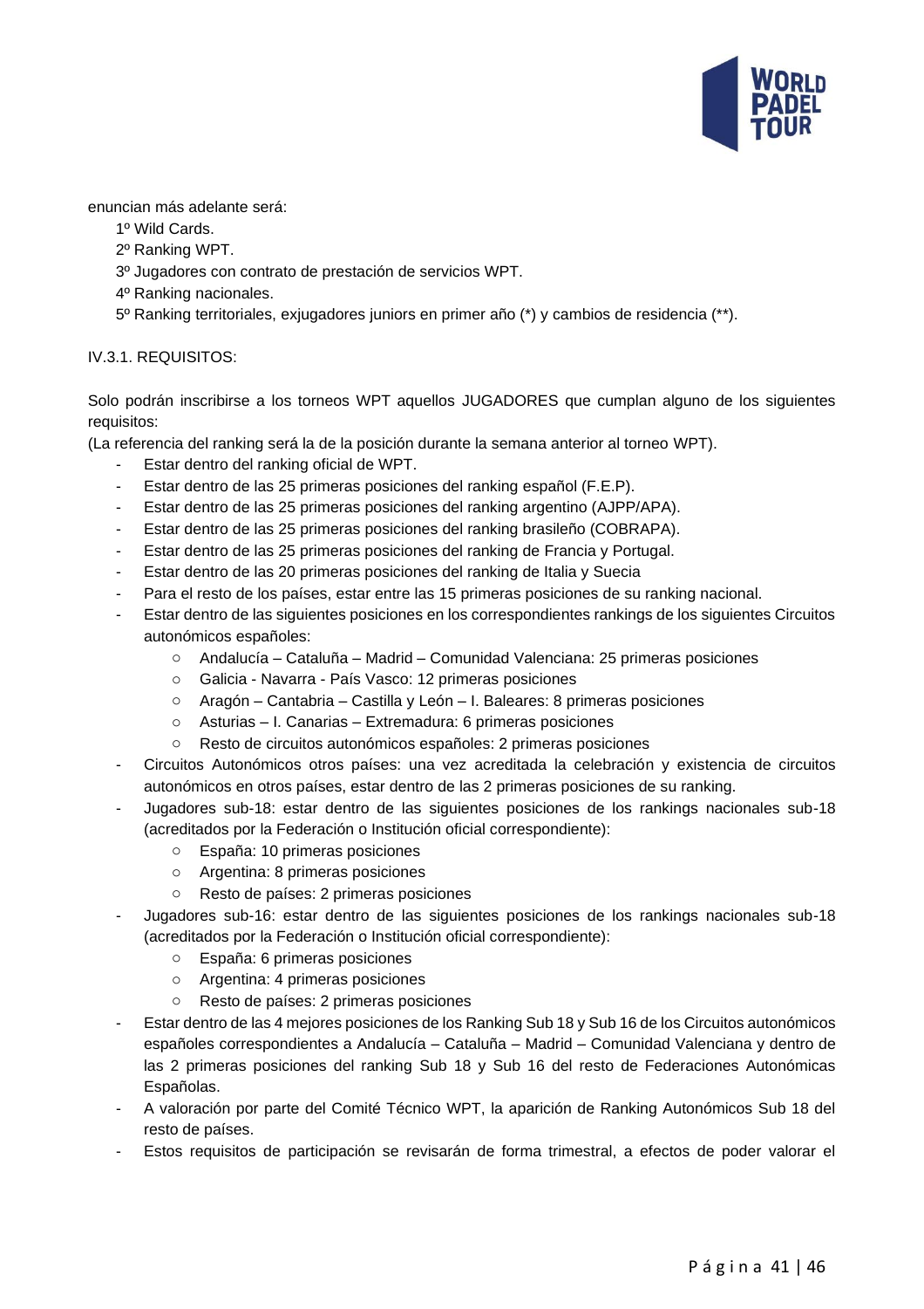enuncian más adelante será:

1º Wild Cards.
2º Ranking WPT.
3º Jugadores con contrato de prestación de servicios WPT.
4º Ranking nacionales.
5º Ranking territoriales, exjugadores juniors en primer año (*) y cambios de residencia (**).

IV.3.1. REQUISITOS:

Solo podrán inscribirse a los torneos WPT aquellos JUGADORES que cumplan alguno de los siguientes requisitos:
(La referencia del ranking será la de la posición durante la semana anterior al torneo WPT).

- Estar dentro del ranking oficial de WPT.
- Estar dentro de las 25 primeras posiciones del ranking español (F.E.P).
- Estar dentro de las 25 primeras posiciones del ranking argentino (AJPP/APA).
- Estar dentro de las 25 primeras posiciones del ranking brasileño (COBRAPA).
- Estar dentro de las 25 primeras posiciones del ranking de Francia y Portugal.
- Estar dentro de las 20 primeras posiciones del ranking de Italia y Suecia
- Para el resto de los países, estar entre las 15 primeras posiciones de su ranking nacional.
- Estar dentro de las siguientes posiciones en los correspondientes rankings de los siguientes Circuitos autonómicos españoles:
  - Andalucía – Cataluña – Madrid – Comunidad Valenciana: 25 primeras posiciones
  - Galicia - Navarra - País Vasco: 12 primeras posiciones
  - Aragón – Cantabria – Castilla y León – I. Baleares: 8 primeras posiciones
  - Asturias – I. Canarias – Extremadura: 6 primeras posiciones
  - Resto de circuitos autonómicos españoles: 2 primeras posiciones
- Circuitos Autonómicos otros países: una vez acreditada la celebración y existencia de circuitos autonómicos en otros países, estar dentro de las 2 primeras posiciones de su ranking.
- Jugadores sub-18: estar dentro de las siguientes posiciones de los rankings nacionales sub-18 (acreditados por la Federación o Institución oficial correspondiente):
  - España: 10 primeras posiciones
  - Argentina: 8 primeras posiciones
  - Resto de países: 2 primeras posiciones
- Jugadores sub-16: estar dentro de las siguientes posiciones de los rankings nacionales sub-18 (acreditados por la Federación o Institución oficial correspondiente):
  - España: 6 primeras posiciones
  - Argentina: 4 primeras posiciones
  - Resto de países: 2 primeras posiciones
- Estar dentro de las 4 mejores posiciones de los Ranking Sub 18 y Sub 16 de los Circuitos autonómicos españoles correspondientes a Andalucía – Cataluña – Madrid – Comunidad Valenciana y dentro de las 2 primeras posiciones del ranking Sub 18 y Sub 16 del resto de Federaciones Autonómicas Españolas.
- A valoración por parte del Comité Técnico WPT, la aparición de Ranking Autonómicos Sub 18 del resto de países.
- Estos requisitos de participación se revisarán de forma trimestral, a efectos de poder valorar el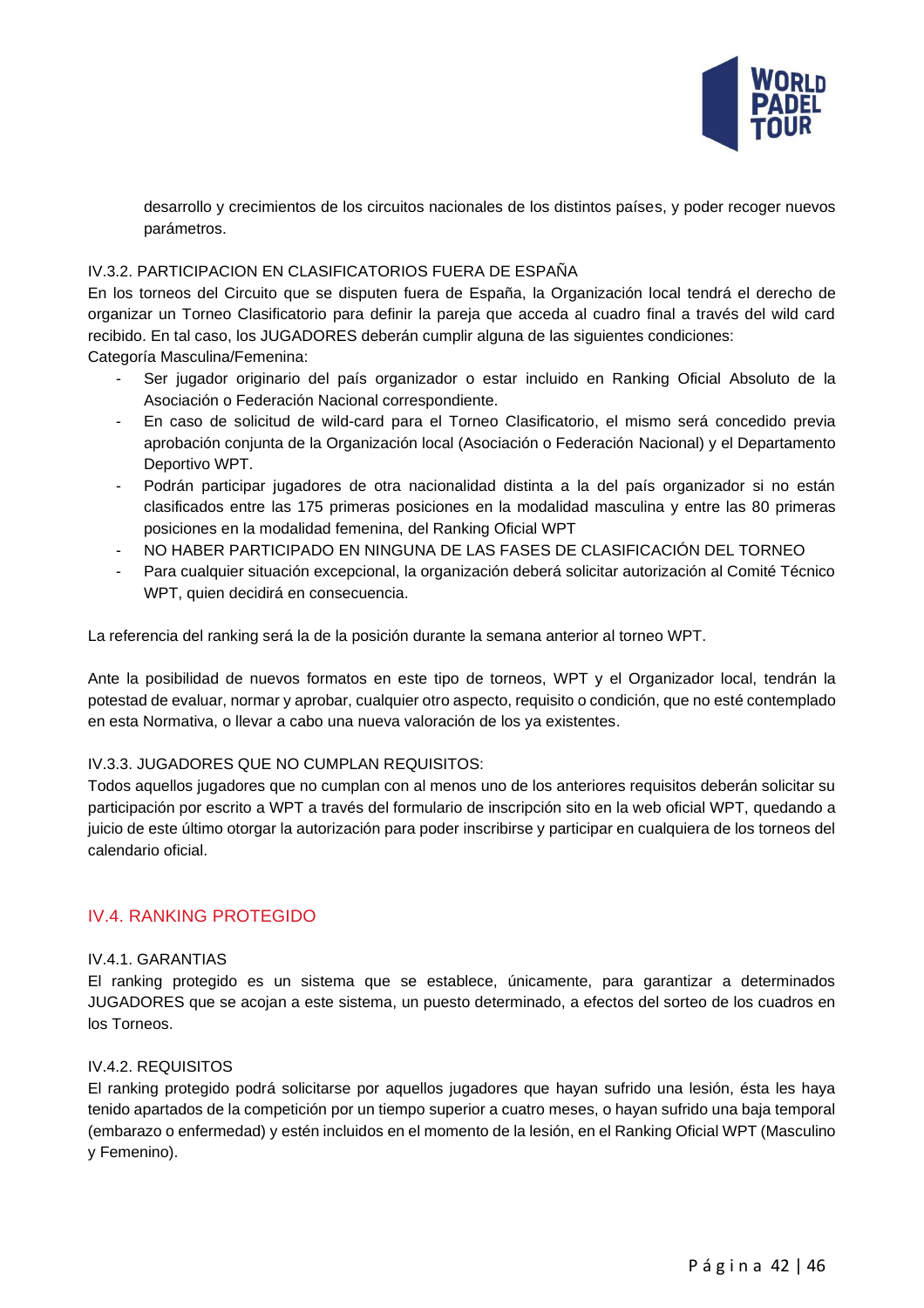desarrollo y crecimientos de los circuitos nacionales de los distintos países, y poder recoger nuevos parámetros.

IV.3.2. PARTICIPACION EN CLASIFICATORIOS FUERA DE ESPAÑA

En los torneos del Circuito que se disputen fuera de España, la Organización local tendrá el derecho de organizar un Torneo Clasificatorio para definir la pareja que acceda al cuadro final a través del wild card recibido. En tal caso, los JUGADORES deberán cumplir alguna de las siguientes condiciones:

Categoría Masculina/Femenina:

- Ser jugador originario del país organizador o estar incluido en Ranking Oficial Absoluto de la Asociación o Federación Nacional correspondiente.
- En caso de solicitud de wild-card para el Torneo Clasificatorio, el mismo será concedido previa aprobación conjunta de la Organización local (Asociación o Federación Nacional) y el Departamento Deportivo WPT.
- Podrán participar jugadores de otra nacionalidad distinta a la del país organizador si no están clasificados entre las 175 primeras posiciones en la modalidad masculina y entre las 80 primeras posiciones en la modalidad femenina, del Ranking Oficial WPT
- NO HABER PARTICIPADO EN NINGUNA DE LAS FASES DE CLASIFICACIÓN DEL TORNEO
- Para cualquier situación excepcional, la organización deberá solicitar autorización al Comité Técnico WPT, quien decidirá en consecuencia.

La referencia del ranking será la de la posición durante la semana anterior al torneo WPT.

Ante la posibilidad de nuevos formatos en este tipo de torneos, WPT y el Organizador local, tendrán la potestad de evaluar, normar y aprobar, cualquier otro aspecto, requisito o condición, que no esté contemplado en esta Normativa, o llevar a cabo una nueva valoración de los ya existentes.

IV.3.3. JUGADORES QUE NO CUMPLAN REQUISITOS:

Todos aquellos jugadores que no cumplan con al menos uno de los anteriores requisitos deberán solicitar su participación por escrito a WPT a través del formulario de inscripción sito en la web oficial WPT, quedando a juicio de este último otorgar la autorización para poder inscribirse y participar en cualquiera de los torneos del calendario oficial.

## IV.4. RANKING PROTEGIDO

IV.4.1. GARANTIAS

El ranking protegido es un sistema que se establece, únicamente, para garantizar a determinados JUGADORES que se acojan a este sistema, un puesto determinado, a efectos del sorteo de los cuadros en los Torneos.

IV.4.2. REQUISITOS

El ranking protegido podrá solicitarse por aquellos jugadores que hayan sufrido una lesión, ésta les haya tenido apartados de la competición por un tiempo superior a cuatro meses, o hayan sufrido una baja temporal (embarazo o enfermedad) y estén incluidos en el momento de la lesión, en el Ranking Oficial WPT (Masculino y Femenino).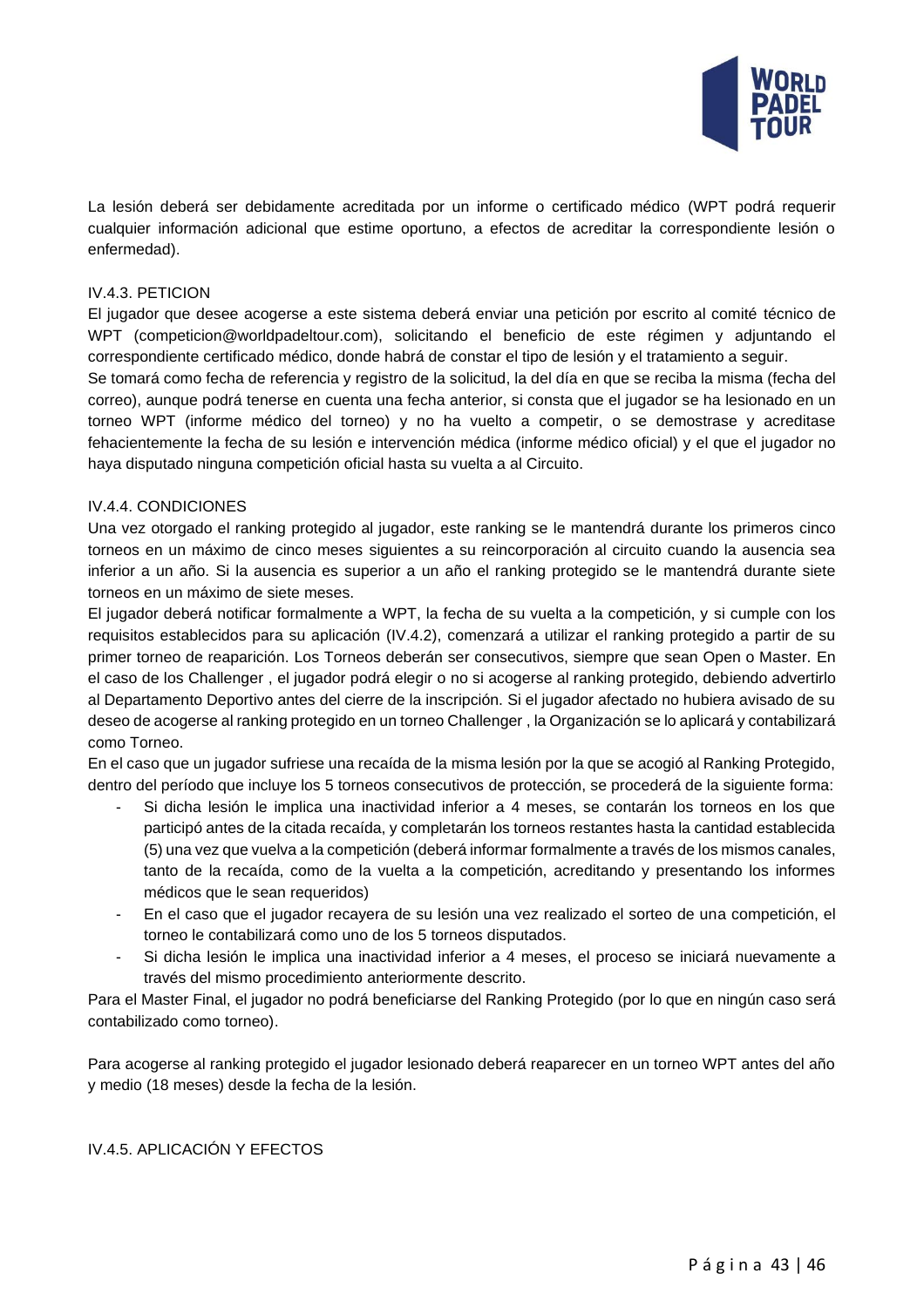La lesión deberá ser debidamente acreditada por un informe o certificado médico (WPT podrá requerir cualquier información adicional que estime oportuno, a efectos de acreditar la correspondiente lesión o enfermedad).

IV.4.3. PETICION

El jugador que desee acogerse a este sistema deberá enviar una petición por escrito al comité técnico de WPT (competicion@worldpadeltour.com), solicitando el beneficio de este régimen y adjuntando el correspondiente certificado médico, donde habrá de constar el tipo de lesión y el tratamiento a seguir.

Se tomará como fecha de referencia y registro de la solicitud, la del día en que se reciba la misma (fecha del correo), aunque podrá tenerse en cuenta una fecha anterior, si consta que el jugador se ha lesionado en un torneo WPT (informe médico del torneo) y no ha vuelto a competir, o se demostrase y acreditase fehacientemente la fecha de su lesión e intervención médica (informe médico oficial) y el que el jugador no haya disputado ninguna competición oficial hasta su vuelta a al Circuito.

IV.4.4. CONDICIONES

Una vez otorgado el ranking protegido al jugador, este ranking se le mantendrá durante los primeros cinco torneos en un máximo de cinco meses siguientes a su reincorporación al circuito cuando la ausencia sea inferior a un año. Si la ausencia es superior a un año el ranking protegido se le mantendrá durante siete torneos en un máximo de siete meses.

El jugador deberá notificar formalmente a WPT, la fecha de su vuelta a la competición, y si cumple con los requisitos establecidos para su aplicación (IV.4.2), comenzará a utilizar el ranking protegido a partir de su primer torneo de reaparición. Los Torneos deberán ser consecutivos, siempre que sean Open o Master. En el caso de los Challenger , el jugador podrá elegir o no si acogerse al ranking protegido, debiendo advertirlo al Departamento Deportivo antes del cierre de la inscripción. Si el jugador afectado no hubiera avisado de su deseo de acogerse al ranking protegido en un torneo Challenger , la Organización se lo aplicará y contabilizará como Torneo.

En el caso que un jugador sufriese una recaída de la misma lesión por la que se acogió al Ranking Protegido, dentro del período que incluye los 5 torneos consecutivos de protección, se procederá de la siguiente forma:

- Si dicha lesión le implica una inactividad inferior a 4 meses, se contarán los torneos en los que participó antes de la citada recaída, y completarán los torneos restantes hasta la cantidad establecida (5) una vez que vuelva a la competición (deberá informar formalmente a través de los mismos canales, tanto de la recaída, como de la vuelta a la competición, acreditando y presentando los informes médicos que le sean requeridos)
- En el caso que el jugador recayera de su lesión una vez realizado el sorteo de una competición, el torneo le contabilizará como uno de los 5 torneos disputados.
- Si dicha lesión le implica una inactividad inferior a 4 meses, el proceso se iniciará nuevamente a través del mismo procedimiento anteriormente descrito.

Para el Master Final, el jugador no podrá beneficiarse del Ranking Protegido (por lo que en ningún caso será contabilizado como torneo).

Para acogerse al ranking protegido el jugador lesionado deberá reaparecer en un torneo WPT antes del año y medio (18 meses) desde la fecha de la lesión.

IV.4.5. APLICACIÓN Y EFECTOS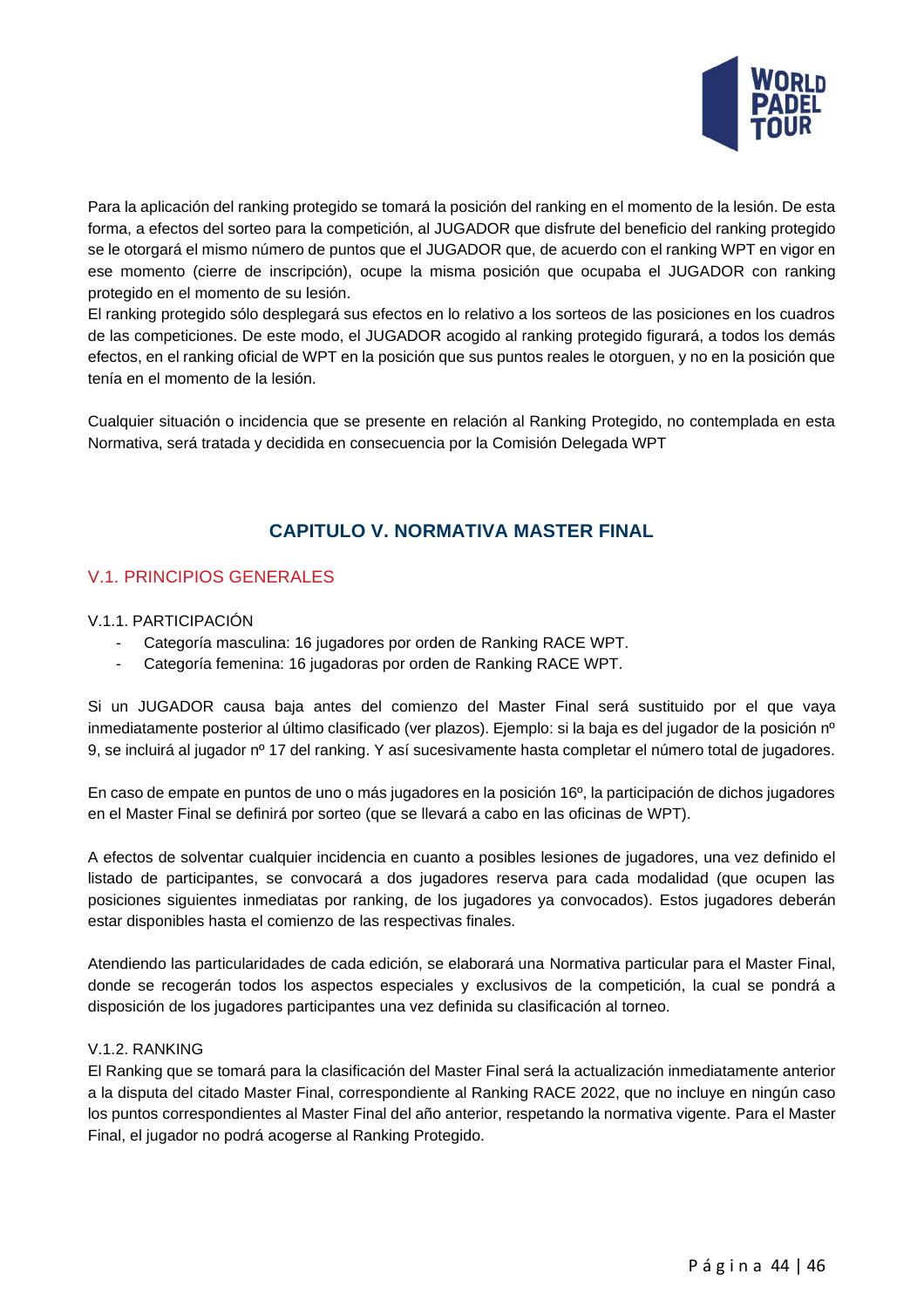Para la aplicación del ranking protegido se tomará la posición del ranking en el momento de la lesión. De esta forma, a efectos del sorteo para la competición, al JUGADOR que disfrute del beneficio del ranking protegido se le otorgará el mismo número de puntos que el JUGADOR que, de acuerdo con el ranking WPT en vigor en ese momento (cierre de inscripción), ocupe la misma posición que ocupaba el JUGADOR con ranking protegido en el momento de su lesión.
El ranking protegido sólo desplegará sus efectos en lo relativo a los sorteos de las posiciones en los cuadros de las competiciones. De este modo, el JUGADOR acogido al ranking protegido figurará, a todos los demás efectos, en el ranking oficial de WPT en la posición que sus puntos reales le otorguen, y no en la posición que tenía en el momento de la lesión.

Cualquier situación o incidencia que se presente en relación al Ranking Protegido, no contemplada en esta Normativa, será tratada y decidida en consecuencia por la Comisión Delegada WPT

## CAPITULO V. NORMATIVA MASTER FINAL

### V.1. PRINCIPIOS GENERALES

#### V.1.1. PARTICIPACIÓN

- Categoría masculina: 16 jugadores por orden de Ranking RACE WPT.
- Categoría femenina: 16 jugadoras por orden de Ranking RACE WPT.

Si un JUGADOR causa baja antes del comienzo del Master Final será sustituido por el que vaya inmediatamente posterior al último clasificado (ver plazos). Ejemplo: si la baja es del jugador de la posición nº 9, se incluirá al jugador nº 17 del ranking. Y así sucesivamente hasta completar el número total de jugadores.

En caso de empate en puntos de uno o más jugadores en la posición 16º, la participación de dichos jugadores en el Master Final se definirá por sorteo (que se llevará a cabo en las oficinas de WPT).

A efectos de solventar cualquier incidencia en cuanto a posibles lesiones de jugadores, una vez definido el listado de participantes, se convocará a dos jugadores reserva para cada modalidad (que ocupen las posiciones siguientes inmediatas por ranking, de los jugadores ya convocados). Estos jugadores deberán estar disponibles hasta el comienzo de las respectivas finales.

Atendiendo las particularidades de cada edición, se elaborará una Normativa particular para el Master Final, donde se recogerán todos los aspectos especiales y exclusivos de la competición, la cual se pondrá a disposición de los jugadores participantes una vez definida su clasificación al torneo.

#### V.1.2. RANKING

El Ranking que se tomará para la clasificación del Master Final será la actualización inmediatamente anterior a la disputa del citado Master Final, correspondiente al Ranking RACE 2022, que no incluye en ningún caso los puntos correspondientes al Master Final del año anterior, respetando la normativa vigente. Para el Master Final, el jugador no podrá acogerse al Ranking Protegido.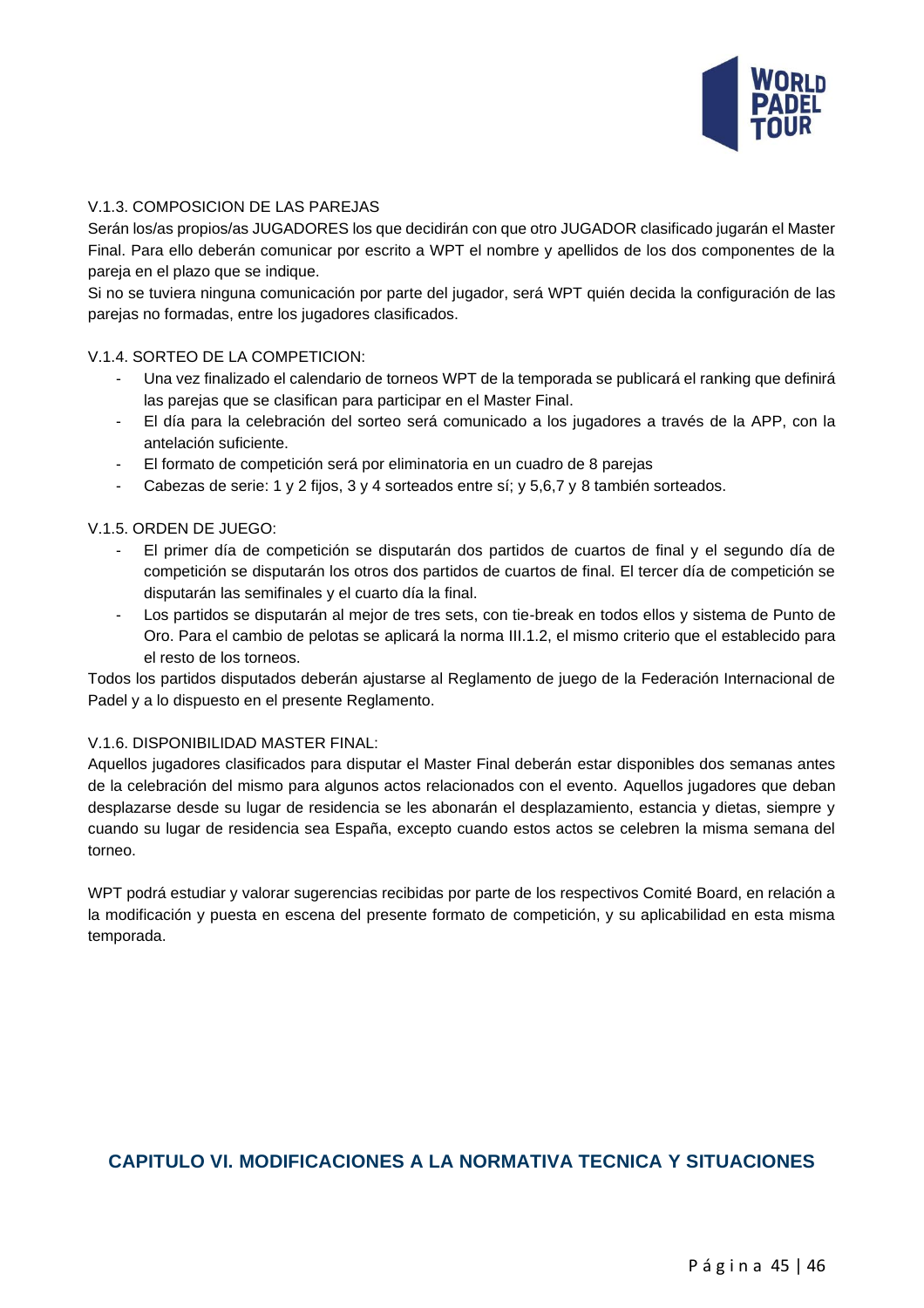V.1.3. COMPOSICION DE LAS PAREJAS

Serán los/as propios/as JUGADORES los que decidirán con que otro JUGADOR clasificado jugarán el Master Final. Para ello deberán comunicar por escrito a WPT el nombre y apellidos de los dos componentes de la pareja en el plazo que se indique.

Si no se tuviera ninguna comunicación por parte del jugador, será WPT quién decida la configuración de las parejas no formadas, entre los jugadores clasificados.

V.1.4. SORTEO DE LA COMPETICION:

- Una vez finalizado el calendario de torneos WPT de la temporada se publicará el ranking que definirá las parejas que se clasifican para participar en el Master Final.
- El día para la celebración del sorteo será comunicado a los jugadores a través de la APP, con la antelación suficiente.
- El formato de competición será por eliminatoria en un cuadro de 8 parejas
- Cabezas de serie: 1 y 2 fijos, 3 y 4 sorteados entre sí; y 5,6,7 y 8 también sorteados.

V.1.5. ORDEN DE JUEGO:

- El primer día de competición se disputarán dos partidos de cuartos de final y el segundo día de competición se disputarán los otros dos partidos de cuartos de final. El tercer día de competición se disputarán las semifinales y el cuarto día la final.
- Los partidos se disputarán al mejor de tres sets, con tie-break en todos ellos y sistema de Punto de Oro. Para el cambio de pelotas se aplicará la norma III.1.2, el mismo criterio que el establecido para el resto de los torneos.

Todos los partidos disputados deberán ajustarse al Reglamento de juego de la Federación Internacional de Padel y a lo dispuesto en el presente Reglamento.

V.1.6. DISPONIBILIDAD MASTER FINAL:

Aquellos jugadores clasificados para disputar el Master Final deberán estar disponibles dos semanas antes de la celebración del mismo para algunos actos relacionados con el evento. Aquellos jugadores que deban desplazarse desde su lugar de residencia se les abonarán el desplazamiento, estancia y dietas, siempre y cuando su lugar de residencia sea España, excepto cuando estos actos se celebren la misma semana del torneo.

WPT podrá estudiar y valorar sugerencias recibidas por parte de los respectivos Comité Board, en relación a la modificación y puesta en escena del presente formato de competición, y su aplicabilidad en esta misma temporada.

## CAPITULO VI. MODIFICACIONES A LA NORMATIVA TECNICA Y SITUACIONES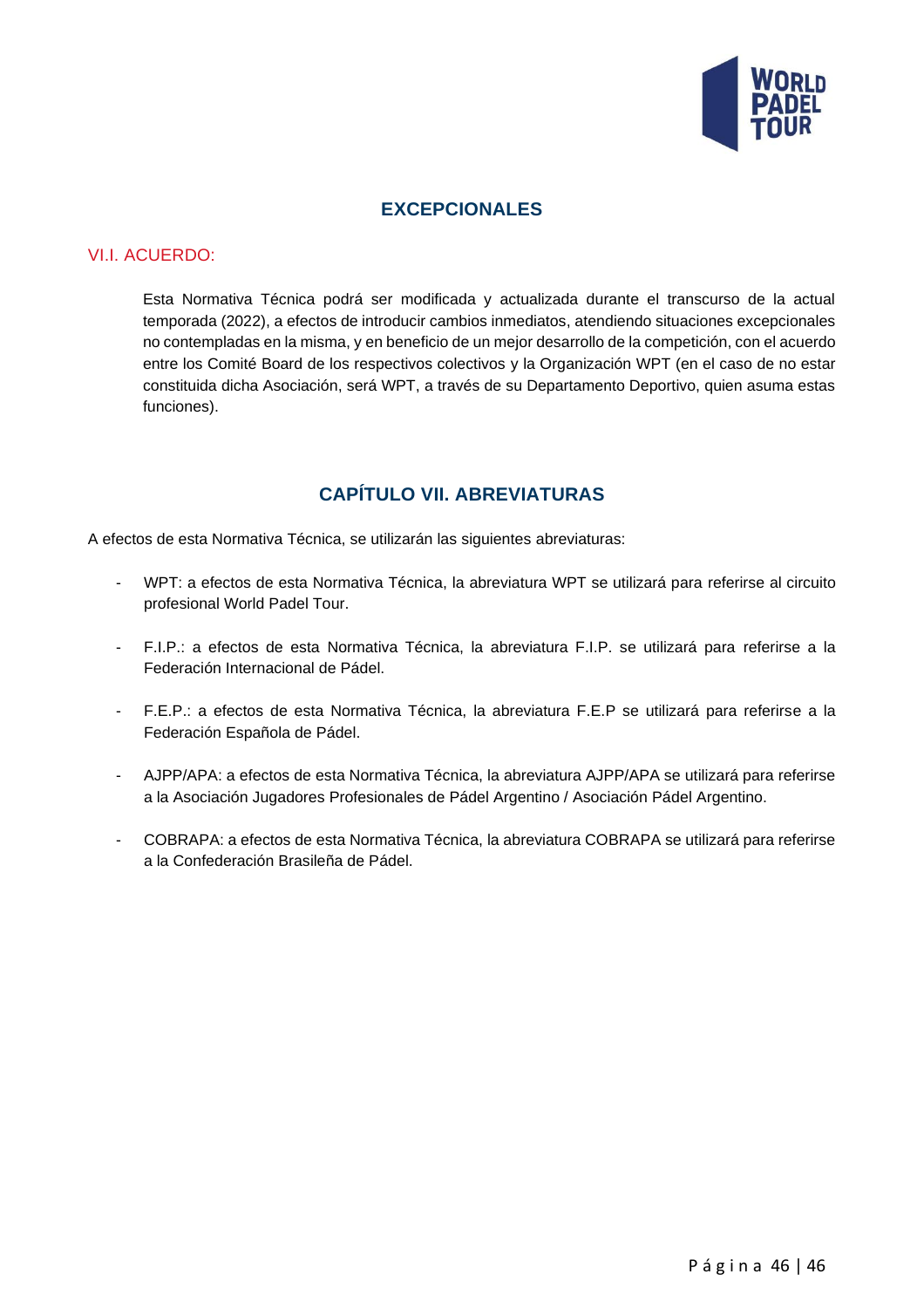## EXCEPCIONALES

### VI.I. ACUERDO:

Esta Normativa Técnica podrá ser modificada y actualizada durante el transcurso de la actual temporada (2022), a efectos de introducir cambios inmediatos, atendiendo situaciones excepcionales no contempladas en la misma, y en beneficio de un mejor desarrollo de la competición, con el acuerdo entre los Comité Board de los respectivos colectivos y la Organización WPT (en el caso de no estar constituida dicha Asociación, será WPT, a través de su Departamento Deportivo, quien asuma estas funciones).

## CAPÍTULO VII. ABREVIATURAS

A efectos de esta Normativa Técnica, se utilizarán las siguientes abreviaturas:

- WPT: a efectos de esta Normativa Técnica, la abreviatura WPT se utilizará para referirse al circuito profesional World Padel Tour.
- F.I.P.: a efectos de esta Normativa Técnica, la abreviatura F.I.P. se utilizará para referirse a la Federación Internacional de Pádel.
- F.E.P.: a efectos de esta Normativa Técnica, la abreviatura F.E.P se utilizará para referirse a la Federación Española de Pádel.
- AJPP/APA: a efectos de esta Normativa Técnica, la abreviatura AJPP/APA se utilizará para referirse a la Asociación Jugadores Profesionales de Pádel Argentino / Asociación Pádel Argentino.
- COBRAPA: a efectos de esta Normativa Técnica, la abreviatura COBRAPA se utilizará para referirse a la Confederación Brasileña de Pádel.